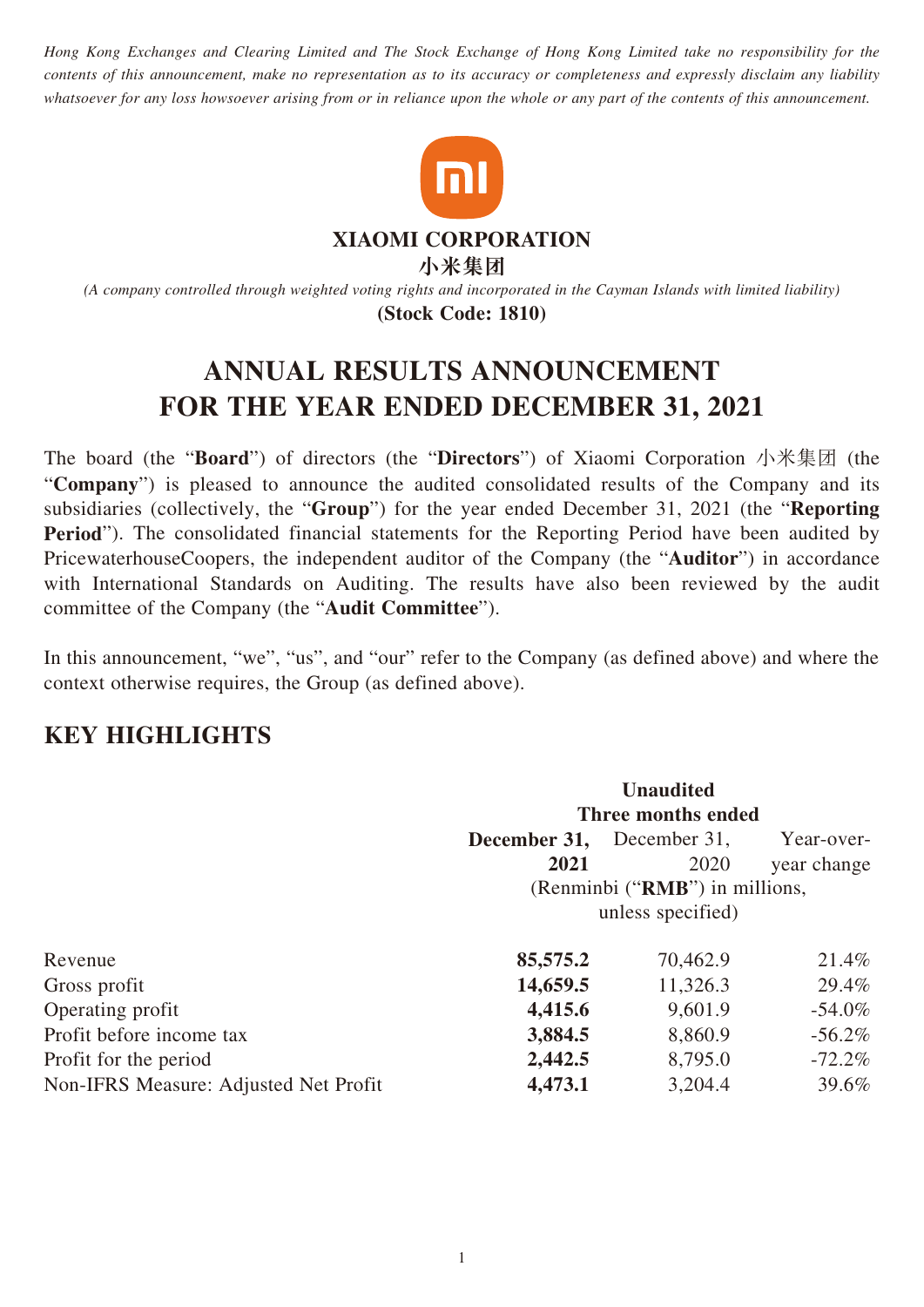*Hong Kong Exchanges and Clearing Limited and The Stock Exchange of Hong Kong Limited take no responsibility for the contents of this announcement, make no representation as to its accuracy or completeness and expressly disclaim any liability whatsoever for any loss howsoever arising from or in reliance upon the whole or any part of the contents of this announcement.*

**XIAOMI CORPORATION**

**小米集团**

*(A company controlled through weighted voting rights and incorporated in the Cayman Islands with limited liability)*

**(Stock Code: 1810)**

# ANNUAL RESULTS ANNOUNCEMENT FOR THE YEAR ENDED DECEMBER 31, 2021

The board (the "**Board**") of directors (the "**Directors**") of Xiaomi Corporation 小米集团 (the "**Company**") is pleased to announce the audited consolidated results of the Company and its subsidiaries (collectively, the "**Group**") for the year ended December 31, 2021 (the "**Reporting Period**"). The consolidated financial statements for the Reporting Period have been audited by PricewaterhouseCoopers, the independent auditor of the Company (the "**Auditor**") in accordance with International Standards on Auditing. The results have also been reviewed by the audit committee of the Company (the "**Audit Committee**").

In this announcement, "we", "us", and "our" refer to the Company (as defined above) and where the context otherwise requires, the Group (as defined above).

## KEY HIGHLIGHTS

| | **Unaudited Three months ended** | | |
|---|---|---|---|
| | **December 31, 2021** | December 31, 2020 | Year-over-year change |
| | (Renminbi ("**RMB**") in millions, unless specified) | | |
| Revenue | **85,575.2** | 70,462.9 | 21.4% |
| Gross profit | **14,659.5** | 11,326.3 | 29.4% |
| Operating profit | **4,415.6** | 9,601.9 | -54.0% |
| Profit before income tax | **3,884.5** | 8,860.9 | -56.2% |
| Profit for the period | **2,442.5** | 8,795.0 | -72.2% |
| Non-IFRS Measure: Adjusted Net Profit | **4,473.1** | 3,204.4 | 39.6% |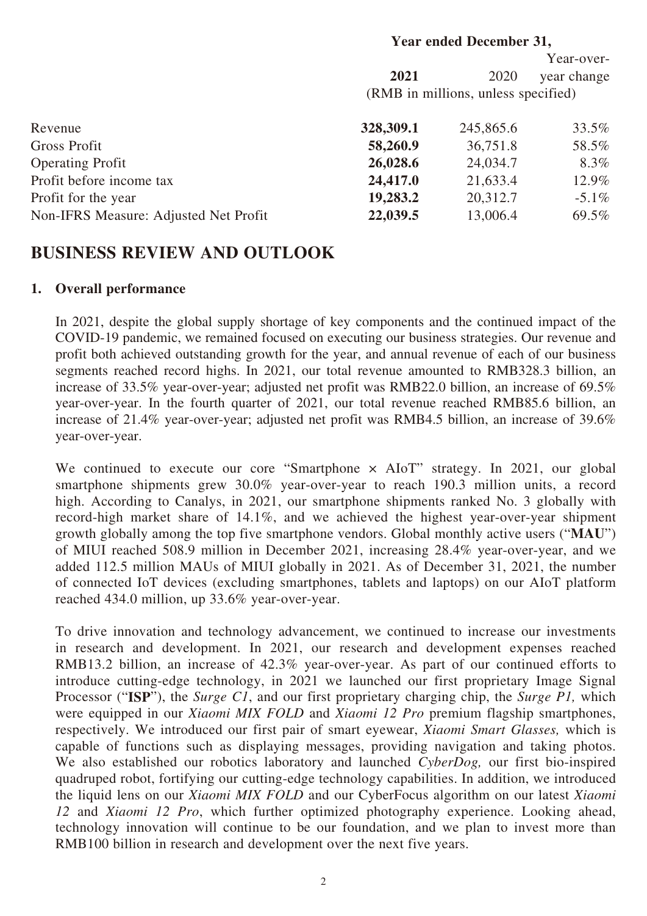| | Year ended December 31, | | |
|---|---|---|---|
| | **2021** | 2020 | Year-over-year change |
| | (RMB in millions, unless specified) | | |
| Revenue | **328,309.1** | 245,865.6 | 33.5% |
| Gross Profit | **58,260.9** | 36,751.8 | 58.5% |
| Operating Profit | **26,028.6** | 24,034.7 | 8.3% |
| Profit before income tax | **24,417.0** | 21,633.4 | 12.9% |
| Profit for the year | **19,283.2** | 20,312.7 | -5.1% |
| Non-IFRS Measure: Adjusted Net Profit | **22,039.5** | 13,006.4 | 69.5% |

# BUSINESS REVIEW AND OUTLOOK

## 1. Overall performance

In 2021, despite the global supply shortage of key components and the continued impact of the COVID-19 pandemic, we remained focused on executing our business strategies. Our revenue and profit both achieved outstanding growth for the year, and annual revenue of each of our business segments reached record highs. In 2021, our total revenue amounted to RMB328.3 billion, an increase of 33.5% year-over-year; adjusted net profit was RMB22.0 billion, an increase of 69.5% year-over-year. In the fourth quarter of 2021, our total revenue reached RMB85.6 billion, an increase of 21.4% year-over-year; adjusted net profit was RMB4.5 billion, an increase of 39.6% year-over-year.

We continued to execute our core "Smartphone × AIoT" strategy. In 2021, our global smartphone shipments grew 30.0% year-over-year to reach 190.3 million units, a record high. According to Canalys, in 2021, our smartphone shipments ranked No. 3 globally with record-high market share of 14.1%, and we achieved the highest year-over-year shipment growth globally among the top five smartphone vendors. Global monthly active users ("**MAU**") of MIUI reached 508.9 million in December 2021, increasing 28.4% year-over-year, and we added 112.5 million MAUs of MIUI globally in 2021. As of December 31, 2021, the number of connected IoT devices (excluding smartphones, tablets and laptops) on our AIoT platform reached 434.0 million, up 33.6% year-over-year.

To drive innovation and technology advancement, we continued to increase our investments in research and development. In 2021, our research and development expenses reached RMB13.2 billion, an increase of 42.3% year-over-year. As part of our continued efforts to introduce cutting-edge technology, in 2021 we launched our first proprietary Image Signal Processor ("**ISP**"), the *Surge C1*, and our first proprietary charging chip, the *Surge P1,* which were equipped in our *Xiaomi MIX FOLD* and *Xiaomi 12 Pro* premium flagship smartphones, respectively. We introduced our first pair of smart eyewear, *Xiaomi Smart Glasses,* which is capable of functions such as displaying messages, providing navigation and taking photos. We also established our robotics laboratory and launched *CyberDog,* our first bio-inspired quadruped robot, fortifying our cutting-edge technology capabilities. In addition, we introduced the liquid lens on our *Xiaomi MIX FOLD* and our CyberFocus algorithm on our latest *Xiaomi 12* and *Xiaomi 12 Pro*, which further optimized photography experience. Looking ahead, technology innovation will continue to be our foundation, and we plan to invest more than RMB100 billion in research and development over the next five years.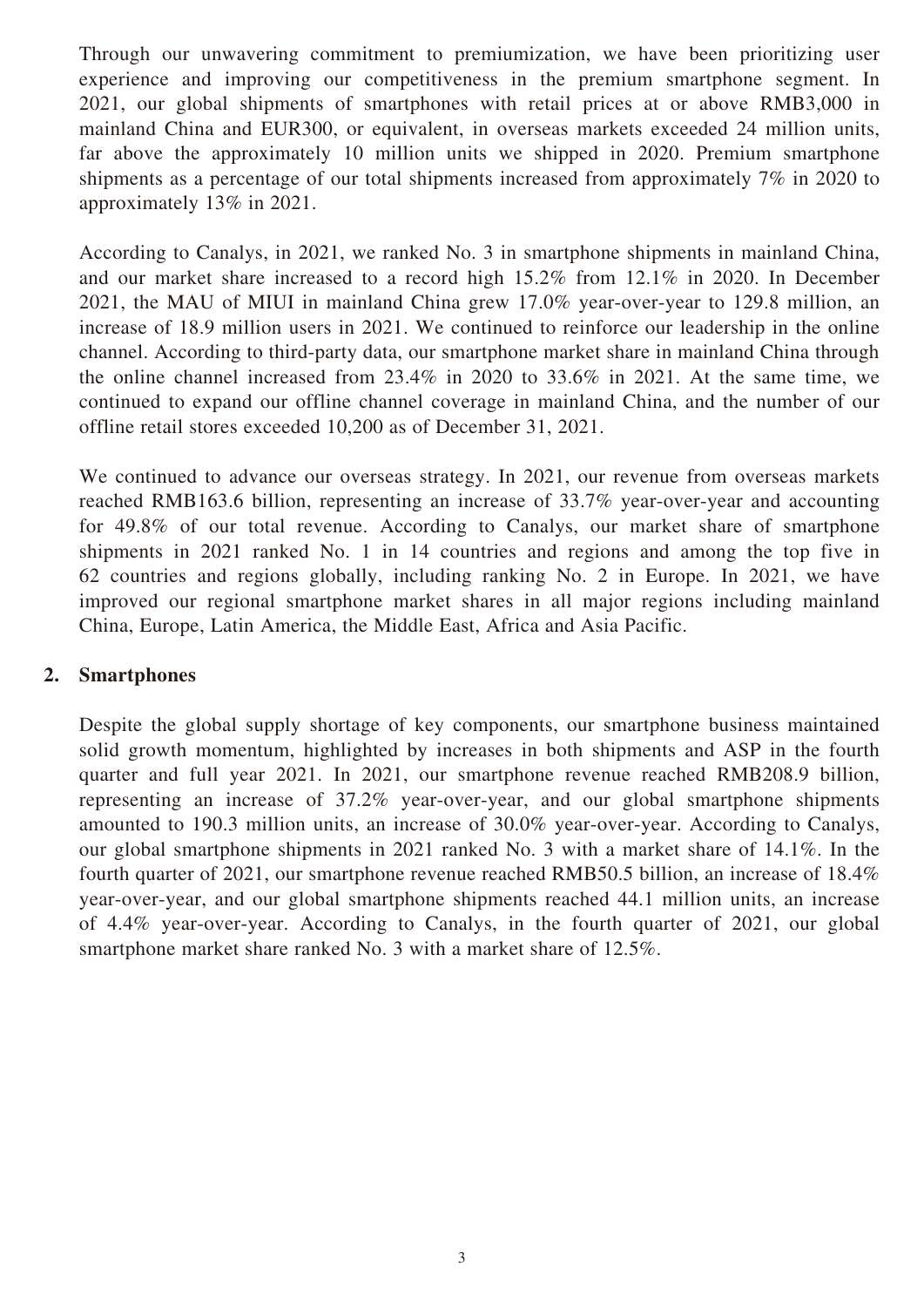Through our unwavering commitment to premiumization, we have been prioritizing user experience and improving our competitiveness in the premium smartphone segment. In 2021, our global shipments of smartphones with retail prices at or above RMB3,000 in mainland China and EUR300, or equivalent, in overseas markets exceeded 24 million units, far above the approximately 10 million units we shipped in 2020. Premium smartphone shipments as a percentage of our total shipments increased from approximately 7% in 2020 to approximately 13% in 2021.

According to Canalys, in 2021, we ranked No. 3 in smartphone shipments in mainland China, and our market share increased to a record high 15.2% from 12.1% in 2020. In December 2021, the MAU of MIUI in mainland China grew 17.0% year-over-year to 129.8 million, an increase of 18.9 million users in 2021. We continued to reinforce our leadership in the online channel. According to third-party data, our smartphone market share in mainland China through the online channel increased from 23.4% in 2020 to 33.6% in 2021. At the same time, we continued to expand our offline channel coverage in mainland China, and the number of our offline retail stores exceeded 10,200 as of December 31, 2021.

We continued to advance our overseas strategy. In 2021, our revenue from overseas markets reached RMB163.6 billion, representing an increase of 33.7% year-over-year and accounting for 49.8% of our total revenue. According to Canalys, our market share of smartphone shipments in 2021 ranked No. 1 in 14 countries and regions and among the top five in 62 countries and regions globally, including ranking No. 2 in Europe. In 2021, we have improved our regional smartphone market shares in all major regions including mainland China, Europe, Latin America, the Middle East, Africa and Asia Pacific.

## 2. Smartphones

Despite the global supply shortage of key components, our smartphone business maintained solid growth momentum, highlighted by increases in both shipments and ASP in the fourth quarter and full year 2021. In 2021, our smartphone revenue reached RMB208.9 billion, representing an increase of 37.2% year-over-year, and our global smartphone shipments amounted to 190.3 million units, an increase of 30.0% year-over-year. According to Canalys, our global smartphone shipments in 2021 ranked No. 3 with a market share of 14.1%. In the fourth quarter of 2021, our smartphone revenue reached RMB50.5 billion, an increase of 18.4% year-over-year, and our global smartphone shipments reached 44.1 million units, an increase of 4.4% year-over-year. According to Canalys, in the fourth quarter of 2021, our global smartphone market share ranked No. 3 with a market share of 12.5%.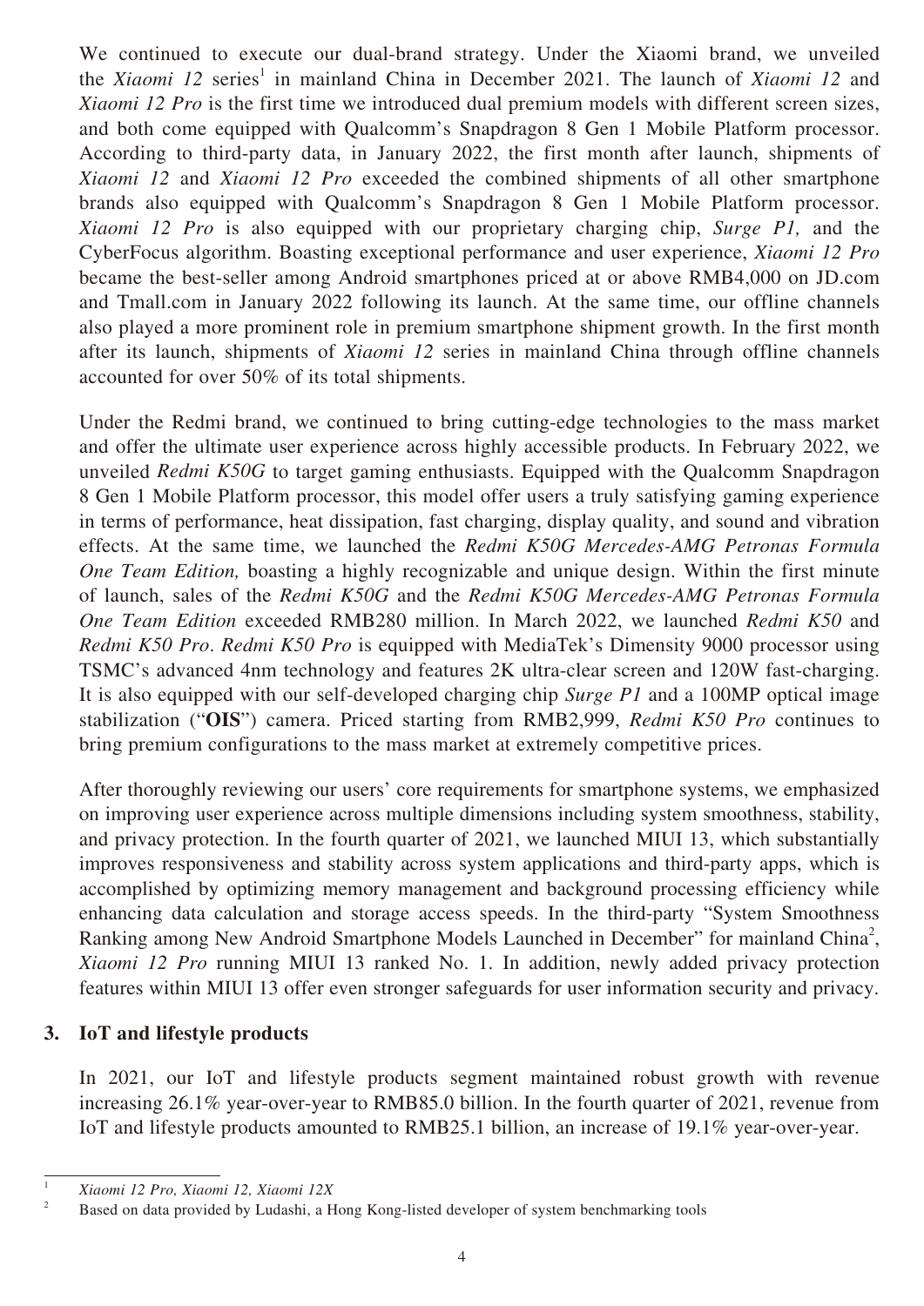We continued to execute our dual-brand strategy. Under the Xiaomi brand, we unveiled the *Xiaomi 12* series[1] in mainland China in December 2021. The launch of *Xiaomi 12* and *Xiaomi 12 Pro* is the first time we introduced dual premium models with different screen sizes, and both come equipped with Qualcomm's Snapdragon 8 Gen 1 Mobile Platform processor. According to third-party data, in January 2022, the first month after launch, shipments of *Xiaomi 12* and *Xiaomi 12 Pro* exceeded the combined shipments of all other smartphone brands also equipped with Qualcomm's Snapdragon 8 Gen 1 Mobile Platform processor. *Xiaomi 12 Pro* is also equipped with our proprietary charging chip, *Surge P1,* and the CyberFocus algorithm. Boasting exceptional performance and user experience, *Xiaomi 12 Pro* became the best-seller among Android smartphones priced at or above RMB4,000 on JD.com and Tmall.com in January 2022 following its launch. At the same time, our offline channels also played a more prominent role in premium smartphone shipment growth. In the first month after its launch, shipments of *Xiaomi 12* series in mainland China through offline channels accounted for over 50% of its total shipments.

Under the Redmi brand, we continued to bring cutting-edge technologies to the mass market and offer the ultimate user experience across highly accessible products. In February 2022, we unveiled *Redmi K50G* to target gaming enthusiasts. Equipped with the Qualcomm Snapdragon 8 Gen 1 Mobile Platform processor, this model offer users a truly satisfying gaming experience in terms of performance, heat dissipation, fast charging, display quality, and sound and vibration effects. At the same time, we launched the *Redmi K50G Mercedes-AMG Petronas Formula One Team Edition,* boasting a highly recognizable and unique design. Within the first minute of launch, sales of the *Redmi K50G* and the *Redmi K50G Mercedes-AMG Petronas Formula One Team Edition* exceeded RMB280 million. In March 2022, we launched *Redmi K50* and *Redmi K50 Pro*. *Redmi K50 Pro* is equipped with MediaTek's Dimensity 9000 processor using TSMC's advanced 4nm technology and features 2K ultra-clear screen and 120W fast-charging. It is also equipped with our self-developed charging chip *Surge P1* and a 100MP optical image stabilization ("**OIS**") camera. Priced starting from RMB2,999, *Redmi K50 Pro* continues to bring premium configurations to the mass market at extremely competitive prices.

After thoroughly reviewing our users' core requirements for smartphone systems, we emphasized on improving user experience across multiple dimensions including system smoothness, stability, and privacy protection. In the fourth quarter of 2021, we launched MIUI 13, which substantially improves responsiveness and stability across system applications and third-party apps, which is accomplished by optimizing memory management and background processing efficiency while enhancing data calculation and storage access speeds. In the third-party "System Smoothness Ranking among New Android Smartphone Models Launched in December" for mainland China[2], *Xiaomi 12 Pro* running MIUI 13 ranked No. 1. In addition, newly added privacy protection features within MIUI 13 offer even stronger safeguards for user information security and privacy.

## 3. IoT and lifestyle products

In 2021, our IoT and lifestyle products segment maintained robust growth with revenue increasing 26.1% year-over-year to RMB85.0 billion. In the fourth quarter of 2021, revenue from IoT and lifestyle products amounted to RMB25.1 billion, an increase of 19.1% year-over-year.

---

[1] *Xiaomi 12 Pro, Xiaomi 12, Xiaomi 12X*

[2] Based on data provided by Ludashi, a Hong Kong-listed developer of system benchmarking tools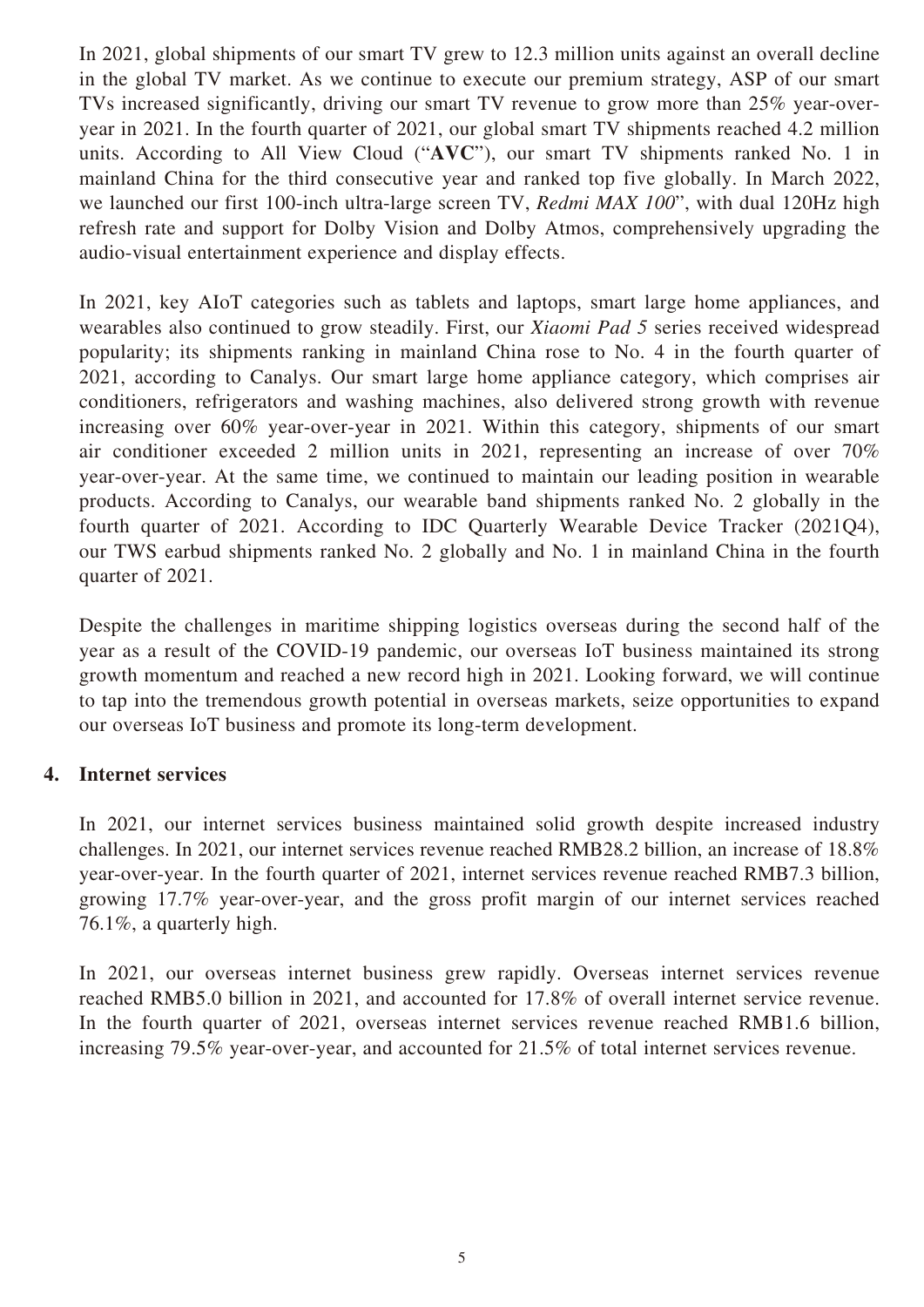In 2021, global shipments of our smart TV grew to 12.3 million units against an overall decline in the global TV market. As we continue to execute our premium strategy, ASP of our smart TVs increased significantly, driving our smart TV revenue to grow more than 25% year-over-year in 2021. In the fourth quarter of 2021, our global smart TV shipments reached 4.2 million units. According to All View Cloud ("**AVC**"), our smart TV shipments ranked No. 1 in mainland China for the third consecutive year and ranked top five globally. In March 2022, we launched our first 100-inch ultra-large screen TV, *Redmi MAX 100*", with dual 120Hz high refresh rate and support for Dolby Vision and Dolby Atmos, comprehensively upgrading the audio-visual entertainment experience and display effects.

In 2021, key AIoT categories such as tablets and laptops, smart large home appliances, and wearables also continued to grow steadily. First, our *Xiaomi Pad 5* series received widespread popularity; its shipments ranking in mainland China rose to No. 4 in the fourth quarter of 2021, according to Canalys. Our smart large home appliance category, which comprises air conditioners, refrigerators and washing machines, also delivered strong growth with revenue increasing over 60% year-over-year in 2021. Within this category, shipments of our smart air conditioner exceeded 2 million units in 2021, representing an increase of over 70% year-over-year. At the same time, we continued to maintain our leading position in wearable products. According to Canalys, our wearable band shipments ranked No. 2 globally in the fourth quarter of 2021. According to IDC Quarterly Wearable Device Tracker (2021Q4), our TWS earbud shipments ranked No. 2 globally and No. 1 in mainland China in the fourth quarter of 2021.

Despite the challenges in maritime shipping logistics overseas during the second half of the year as a result of the COVID-19 pandemic, our overseas IoT business maintained its strong growth momentum and reached a new record high in 2021. Looking forward, we will continue to tap into the tremendous growth potential in overseas markets, seize opportunities to expand our overseas IoT business and promote its long-term development.

### 4. Internet services

In 2021, our internet services business maintained solid growth despite increased industry challenges. In 2021, our internet services revenue reached RMB28.2 billion, an increase of 18.8% year-over-year. In the fourth quarter of 2021, internet services revenue reached RMB7.3 billion, growing 17.7% year-over-year, and the gross profit margin of our internet services reached 76.1%, a quarterly high.

In 2021, our overseas internet business grew rapidly. Overseas internet services revenue reached RMB5.0 billion in 2021, and accounted for 17.8% of overall internet service revenue. In the fourth quarter of 2021, overseas internet services revenue reached RMB1.6 billion, increasing 79.5% year-over-year, and accounted for 21.5% of total internet services revenue.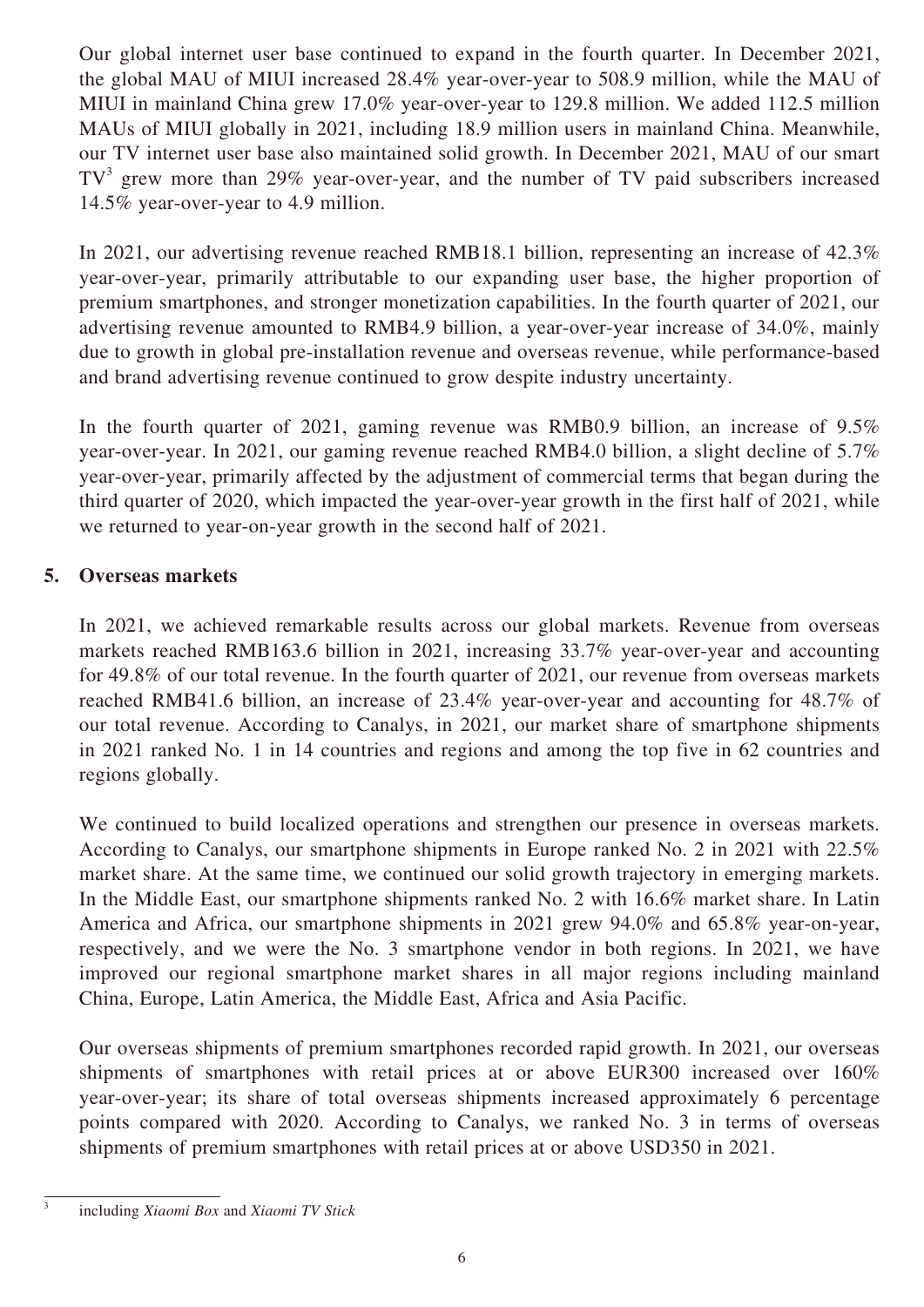Our global internet user base continued to expand in the fourth quarter. In December 2021, the global MAU of MIUI increased 28.4% year-over-year to 508.9 million, while the MAU of MIUI in mainland China grew 17.0% year-over-year to 129.8 million. We added 112.5 million MAUs of MIUI globally in 2021, including 18.9 million users in mainland China. Meanwhile, our TV internet user base also maintained solid growth. In December 2021, MAU of our smart TV[3] grew more than 29% year-over-year, and the number of TV paid subscribers increased 14.5% year-over-year to 4.9 million.

In 2021, our advertising revenue reached RMB18.1 billion, representing an increase of 42.3% year-over-year, primarily attributable to our expanding user base, the higher proportion of premium smartphones, and stronger monetization capabilities. In the fourth quarter of 2021, our advertising revenue amounted to RMB4.9 billion, a year-over-year increase of 34.0%, mainly due to growth in global pre-installation revenue and overseas revenue, while performance-based and brand advertising revenue continued to grow despite industry uncertainty.

In the fourth quarter of 2021, gaming revenue was RMB0.9 billion, an increase of 9.5% year-over-year. In 2021, our gaming revenue reached RMB4.0 billion, a slight decline of 5.7% year-over-year, primarily affected by the adjustment of commercial terms that began during the third quarter of 2020, which impacted the year-over-year growth in the first half of 2021, while we returned to year-on-year growth in the second half of 2021.

## 5. Overseas markets

In 2021, we achieved remarkable results across our global markets. Revenue from overseas markets reached RMB163.6 billion in 2021, increasing 33.7% year-over-year and accounting for 49.8% of our total revenue. In the fourth quarter of 2021, our revenue from overseas markets reached RMB41.6 billion, an increase of 23.4% year-over-year and accounting for 48.7% of our total revenue. According to Canalys, in 2021, our market share of smartphone shipments in 2021 ranked No. 1 in 14 countries and regions and among the top five in 62 countries and regions globally.

We continued to build localized operations and strengthen our presence in overseas markets. According to Canalys, our smartphone shipments in Europe ranked No. 2 in 2021 with 22.5% market share. At the same time, we continued our solid growth trajectory in emerging markets. In the Middle East, our smartphone shipments ranked No. 2 with 16.6% market share. In Latin America and Africa, our smartphone shipments in 2021 grew 94.0% and 65.8% year-on-year, respectively, and we were the No. 3 smartphone vendor in both regions. In 2021, we have improved our regional smartphone market shares in all major regions including mainland China, Europe, Latin America, the Middle East, Africa and Asia Pacific.

Our overseas shipments of premium smartphones recorded rapid growth. In 2021, our overseas shipments of smartphones with retail prices at or above EUR300 increased over 160% year-over-year; its share of total overseas shipments increased approximately 6 percentage points compared with 2020. According to Canalys, we ranked No. 3 in terms of overseas shipments of premium smartphones with retail prices at or above USD350 in 2021.

[3] including *Xiaomi Box* and *Xiaomi TV Stick*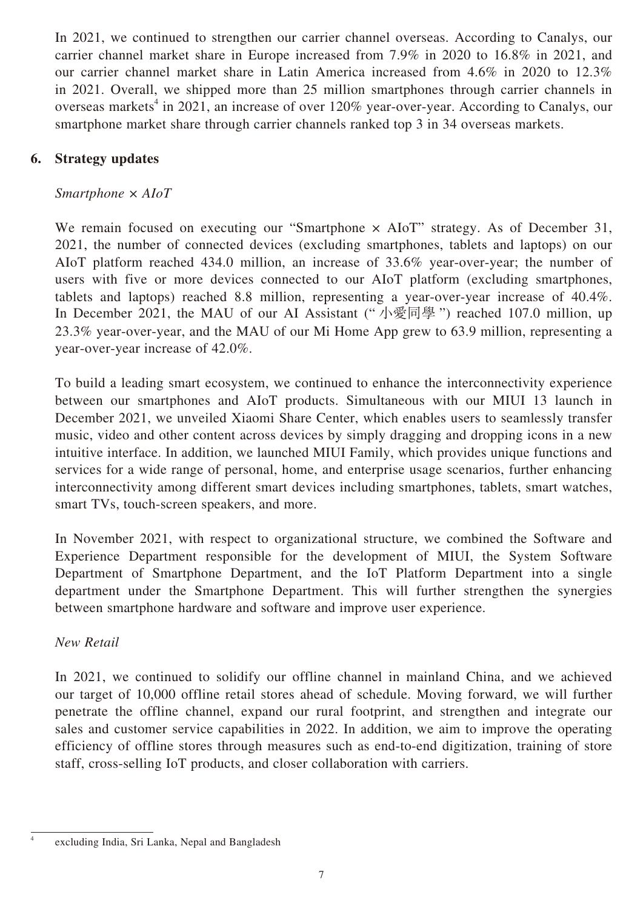In 2021, we continued to strengthen our carrier channel overseas. According to Canalys, our carrier channel market share in Europe increased from 7.9% in 2020 to 16.8% in 2021, and our carrier channel market share in Latin America increased from 4.6% in 2020 to 12.3% in 2021. Overall, we shipped more than 25 million smartphones through carrier channels in overseas markets[4] in 2021, an increase of over 120% year-over-year. According to Canalys, our smartphone market share through carrier channels ranked top 3 in 34 overseas markets.

## 6. Strategy updates

*Smartphone × AIoT*

We remain focused on executing our "Smartphone × AIoT" strategy. As of December 31, 2021, the number of connected devices (excluding smartphones, tablets and laptops) on our AIoT platform reached 434.0 million, an increase of 33.6% year-over-year; the number of users with five or more devices connected to our AIoT platform (excluding smartphones, tablets and laptops) reached 8.8 million, representing a year-over-year increase of 40.4%. In December 2021, the MAU of our AI Assistant ("小愛同學") reached 107.0 million, up 23.3% year-over-year, and the MAU of our Mi Home App grew to 63.9 million, representing a year-over-year increase of 42.0%.

To build a leading smart ecosystem, we continued to enhance the interconnectivity experience between our smartphones and AIoT products. Simultaneous with our MIUI 13 launch in December 2021, we unveiled Xiaomi Share Center, which enables users to seamlessly transfer music, video and other content across devices by simply dragging and dropping icons in a new intuitive interface. In addition, we launched MIUI Family, which provides unique functions and services for a wide range of personal, home, and enterprise usage scenarios, further enhancing interconnectivity among different smart devices including smartphones, tablets, smart watches, smart TVs, touch-screen speakers, and more.

In November 2021, with respect to organizational structure, we combined the Software and Experience Department responsible for the development of MIUI, the System Software Department of Smartphone Department, and the IoT Platform Department into a single department under the Smartphone Department. This will further strengthen the synergies between smartphone hardware and software and improve user experience.

*New Retail*

In 2021, we continued to solidify our offline channel in mainland China, and we achieved our target of 10,000 offline retail stores ahead of schedule. Moving forward, we will further penetrate the offline channel, expand our rural footprint, and strengthen and integrate our sales and customer service capabilities in 2022. In addition, we aim to improve the operating efficiency of offline stores through measures such as end-to-end digitization, training of store staff, cross-selling IoT products, and closer collaboration with carriers.

---

[4] excluding India, Sri Lanka, Nepal and Bangladesh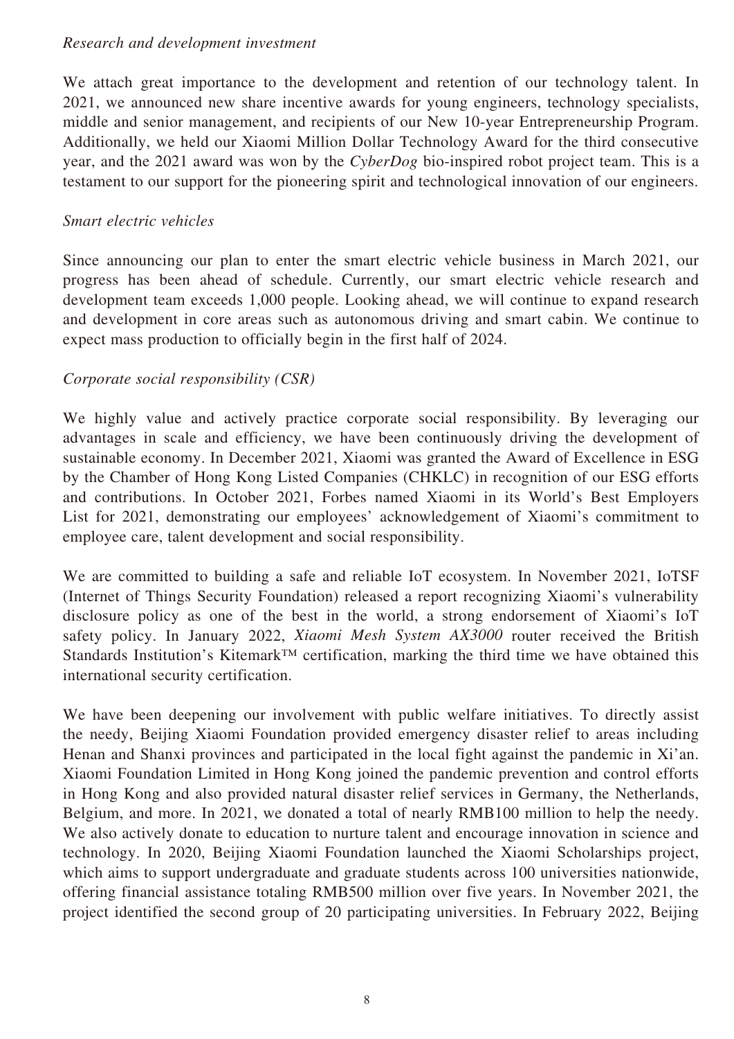*Research and development investment*

We attach great importance to the development and retention of our technology talent. In 2021, we announced new share incentive awards for young engineers, technology specialists, middle and senior management, and recipients of our New 10-year Entrepreneurship Program. Additionally, we held our Xiaomi Million Dollar Technology Award for the third consecutive year, and the 2021 award was won by the *CyberDog* bio-inspired robot project team. This is a testament to our support for the pioneering spirit and technological innovation of our engineers.

*Smart electric vehicles*

Since announcing our plan to enter the smart electric vehicle business in March 2021, our progress has been ahead of schedule. Currently, our smart electric vehicle research and development team exceeds 1,000 people. Looking ahead, we will continue to expand research and development in core areas such as autonomous driving and smart cabin. We continue to expect mass production to officially begin in the first half of 2024.

*Corporate social responsibility (CSR)*

We highly value and actively practice corporate social responsibility. By leveraging our advantages in scale and efficiency, we have been continuously driving the development of sustainable economy. In December 2021, Xiaomi was granted the Award of Excellence in ESG by the Chamber of Hong Kong Listed Companies (CHKLC) in recognition of our ESG efforts and contributions. In October 2021, Forbes named Xiaomi in its World's Best Employers List for 2021, demonstrating our employees' acknowledgement of Xiaomi's commitment to employee care, talent development and social responsibility.

We are committed to building a safe and reliable IoT ecosystem. In November 2021, IoTSF (Internet of Things Security Foundation) released a report recognizing Xiaomi's vulnerability disclosure policy as one of the best in the world, a strong endorsement of Xiaomi's IoT safety policy. In January 2022, *Xiaomi Mesh System AX3000* router received the British Standards Institution's Kitemark™ certification, marking the third time we have obtained this international security certification.

We have been deepening our involvement with public welfare initiatives. To directly assist the needy, Beijing Xiaomi Foundation provided emergency disaster relief to areas including Henan and Shanxi provinces and participated in the local fight against the pandemic in Xi'an. Xiaomi Foundation Limited in Hong Kong joined the pandemic prevention and control efforts in Hong Kong and also provided natural disaster relief services in Germany, the Netherlands, Belgium, and more. In 2021, we donated a total of nearly RMB100 million to help the needy. We also actively donate to education to nurture talent and encourage innovation in science and technology. In 2020, Beijing Xiaomi Foundation launched the Xiaomi Scholarships project, which aims to support undergraduate and graduate students across 100 universities nationwide, offering financial assistance totaling RMB500 million over five years. In November 2021, the project identified the second group of 20 participating universities. In February 2022, Beijing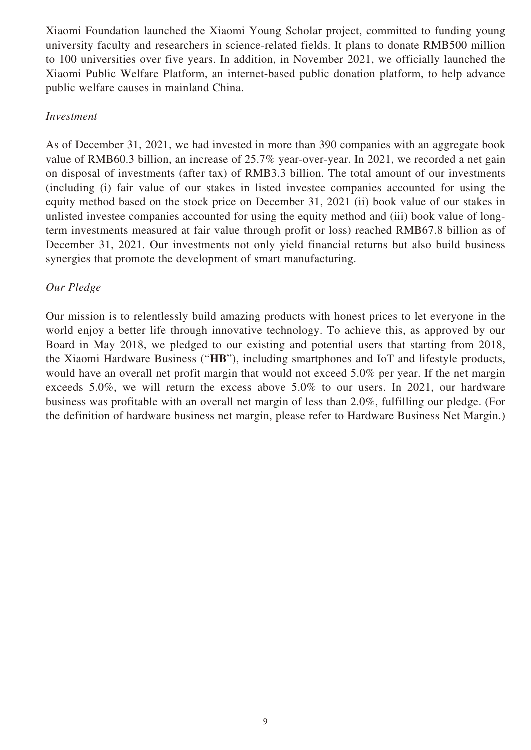Xiaomi Foundation launched the Xiaomi Young Scholar project, committed to funding young university faculty and researchers in science-related fields. It plans to donate RMB500 million to 100 universities over five years. In addition, in November 2021, we officially launched the Xiaomi Public Welfare Platform, an internet-based public donation platform, to help advance public welfare causes in mainland China.

*Investment*

As of December 31, 2021, we had invested in more than 390 companies with an aggregate book value of RMB60.3 billion, an increase of 25.7% year-over-year. In 2021, we recorded a net gain on disposal of investments (after tax) of RMB3.3 billion. The total amount of our investments (including (i) fair value of our stakes in listed investee companies accounted for using the equity method based on the stock price on December 31, 2021 (ii) book value of our stakes in unlisted investee companies accounted for using the equity method and (iii) book value of long-term investments measured at fair value through profit or loss) reached RMB67.8 billion as of December 31, 2021. Our investments not only yield financial returns but also build business synergies that promote the development of smart manufacturing.

*Our Pledge*

Our mission is to relentlessly build amazing products with honest prices to let everyone in the world enjoy a better life through innovative technology. To achieve this, as approved by our Board in May 2018, we pledged to our existing and potential users that starting from 2018, the Xiaomi Hardware Business ("**HB**"), including smartphones and IoT and lifestyle products, would have an overall net profit margin that would not exceed 5.0% per year. If the net margin exceeds 5.0%, we will return the excess above 5.0% to our users. In 2021, our hardware business was profitable with an overall net margin of less than 2.0%, fulfilling our pledge. (For the definition of hardware business net margin, please refer to Hardware Business Net Margin.)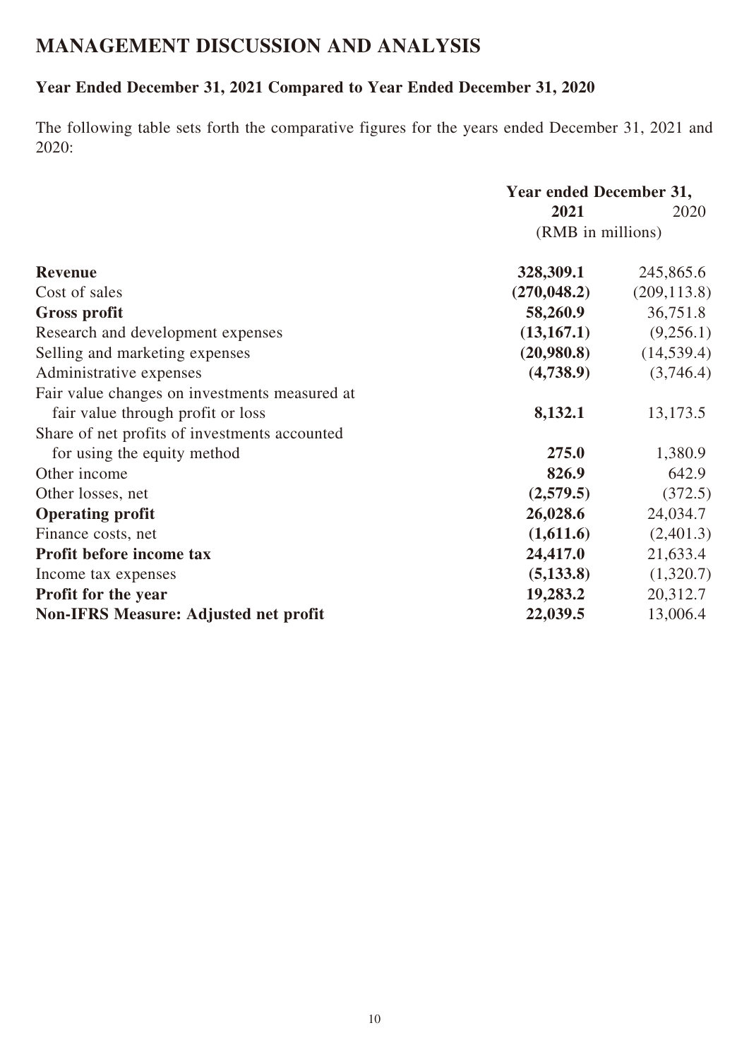# MANAGEMENT DISCUSSION AND ANALYSIS

## Year Ended December 31, 2021 Compared to Year Ended December 31, 2020

The following table sets forth the comparative figures for the years ended December 31, 2021 and 2020:

| | Year ended December 31, | |
|---|---|---|
| | **2021** | 2020 |
| | (RMB in millions) | |
| **Revenue** | **328,309.1** | 245,865.6 |
| Cost of sales | **(270,048.2)** | (209,113.8) |
| **Gross profit** | **58,260.9** | 36,751.8 |
| Research and development expenses | **(13,167.1)** | (9,256.1) |
| Selling and marketing expenses | **(20,980.8)** | (14,539.4) |
| Administrative expenses | **(4,738.9)** | (3,746.4) |
| Fair value changes on investments measured at fair value through profit or loss | **8,132.1** | 13,173.5 |
| Share of net profits of investments accounted for using the equity method | **275.0** | 1,380.9 |
| Other income | **826.9** | 642.9 |
| Other losses, net | **(2,579.5)** | (372.5) |
| **Operating profit** | **26,028.6** | 24,034.7 |
| Finance costs, net | **(1,611.6)** | (2,401.3) |
| **Profit before income tax** | **24,417.0** | 21,633.4 |
| Income tax expenses | **(5,133.8)** | (1,320.7) |
| **Profit for the year** | **19,283.2** | 20,312.7 |
| **Non-IFRS Measure: Adjusted net profit** | **22,039.5** | 13,006.4 |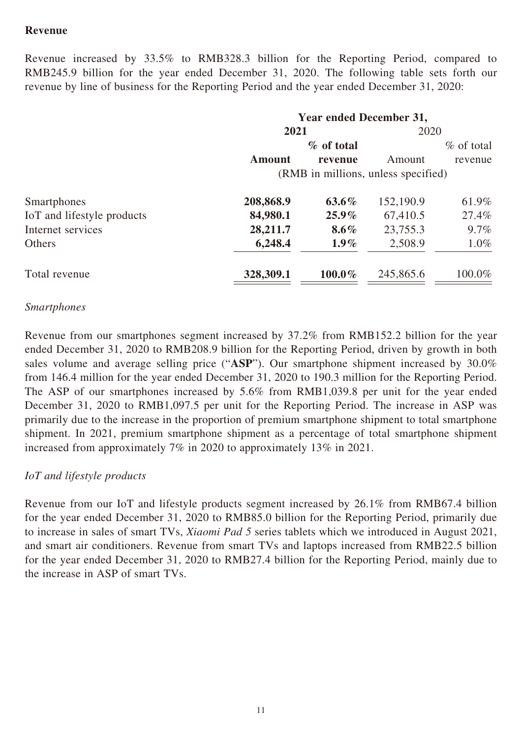## Revenue

Revenue increased by 33.5% to RMB328.3 billion for the Reporting Period, compared to RMB245.9 billion for the year ended December 31, 2020. The following table sets forth our revenue by line of business for the Reporting Period and the year ended December 31, 2020:

| | Year ended December 31, | | | |
|---|---|---|---|---|
| | **2021** | | 2020 | |
| | **Amount** | **% of total revenue** | Amount | % of total revenue |
| | (RMB in millions, unless specified) | | | |
| Smartphones | **208,868.9** | **63.6%** | 152,190.9 | 61.9% |
| IoT and lifestyle products | **84,980.1** | **25.9%** | 67,410.5 | 27.4% |
| Internet services | **28,211.7** | **8.6%** | 23,755.3 | 9.7% |
| Others | **6,248.4** | **1.9%** | 2,508.9 | 1.0% |
| Total revenue | **328,309.1** | **100.0%** | 245,865.6 | 100.0% |

### *Smartphones*

Revenue from our smartphones segment increased by 37.2% from RMB152.2 billion for the year ended December 31, 2020 to RMB208.9 billion for the Reporting Period, driven by growth in both sales volume and average selling price ("**ASP**"). Our smartphone shipment increased by 30.0% from 146.4 million for the year ended December 31, 2020 to 190.3 million for the Reporting Period. The ASP of our smartphones increased by 5.6% from RMB1,039.8 per unit for the year ended December 31, 2020 to RMB1,097.5 per unit for the Reporting Period. The increase in ASP was primarily due to the increase in the proportion of premium smartphone shipment to total smartphone shipment. In 2021, premium smartphone shipment as a percentage of total smartphone shipment increased from approximately 7% in 2020 to approximately 13% in 2021.

### *IoT and lifestyle products*

Revenue from our IoT and lifestyle products segment increased by 26.1% from RMB67.4 billion for the year ended December 31, 2020 to RMB85.0 billion for the Reporting Period, primarily due to increase in sales of smart TVs, *Xiaomi Pad 5* series tablets which we introduced in August 2021, and smart air conditioners. Revenue from smart TVs and laptops increased from RMB22.5 billion for the year ended December 31, 2020 to RMB27.4 billion for the Reporting Period, mainly due to the increase in ASP of smart TVs.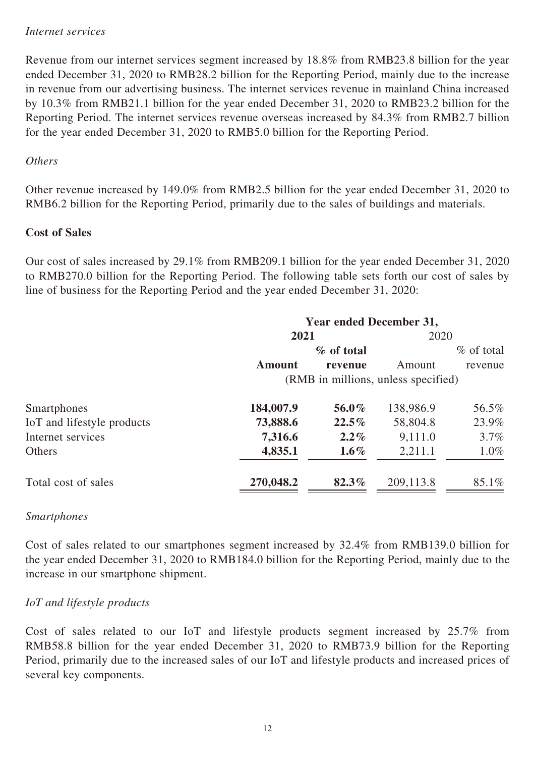*Internet services*

Revenue from our internet services segment increased by 18.8% from RMB23.8 billion for the year ended December 31, 2020 to RMB28.2 billion for the Reporting Period, mainly due to the increase in revenue from our advertising business. The internet services revenue in mainland China increased by 10.3% from RMB21.1 billion for the year ended December 31, 2020 to RMB23.2 billion for the Reporting Period. The internet services revenue overseas increased by 84.3% from RMB2.7 billion for the year ended December 31, 2020 to RMB5.0 billion for the Reporting Period.

*Others*

Other revenue increased by 149.0% from RMB2.5 billion for the year ended December 31, 2020 to RMB6.2 billion for the Reporting Period, primarily due to the sales of buildings and materials.

**Cost of Sales**

Our cost of sales increased by 29.1% from RMB209.1 billion for the year ended December 31, 2020 to RMB270.0 billion for the Reporting Period. The following table sets forth our cost of sales by line of business for the Reporting Period and the year ended December 31, 2020:

| | Year ended December 31, | | | |
|---|---|---|---|---|
| | **2021** | | 2020 | |
| | **Amount** | **% of total revenue** | Amount | % of total revenue |
| | (RMB in millions, unless specified) | | | |
| Smartphones | **184,007.9** | **56.0%** | 138,986.9 | 56.5% |
| IoT and lifestyle products | **73,888.6** | **22.5%** | 58,804.8 | 23.9% |
| Internet services | **7,316.6** | **2.2%** | 9,111.0 | 3.7% |
| Others | **4,835.1** | **1.6%** | 2,211.1 | 1.0% |
| Total cost of sales | **270,048.2** | **82.3%** | 209,113.8 | 85.1% |

*Smartphones*

Cost of sales related to our smartphones segment increased by 32.4% from RMB139.0 billion for the year ended December 31, 2020 to RMB184.0 billion for the Reporting Period, mainly due to the increase in our smartphone shipment.

*IoT and lifestyle products*

Cost of sales related to our IoT and lifestyle products segment increased by 25.7% from RMB58.8 billion for the year ended December 31, 2020 to RMB73.9 billion for the Reporting Period, primarily due to the increased sales of our IoT and lifestyle products and increased prices of several key components.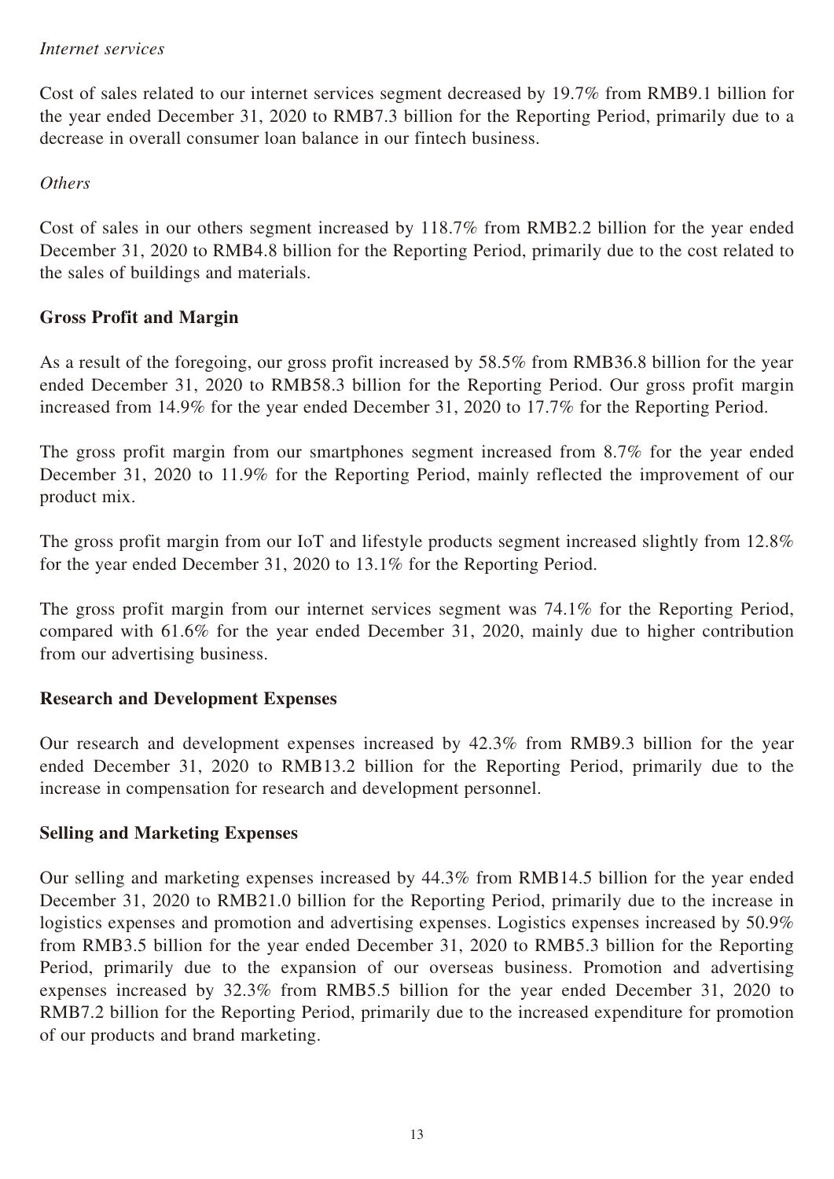*Internet services*

Cost of sales related to our internet services segment decreased by 19.7% from RMB9.1 billion for the year ended December 31, 2020 to RMB7.3 billion for the Reporting Period, primarily due to a decrease in overall consumer loan balance in our fintech business.

*Others*

Cost of sales in our others segment increased by 118.7% from RMB2.2 billion for the year ended December 31, 2020 to RMB4.8 billion for the Reporting Period, primarily due to the cost related to the sales of buildings and materials.

**Gross Profit and Margin**

As a result of the foregoing, our gross profit increased by 58.5% from RMB36.8 billion for the year ended December 31, 2020 to RMB58.3 billion for the Reporting Period. Our gross profit margin increased from 14.9% for the year ended December 31, 2020 to 17.7% for the Reporting Period.

The gross profit margin from our smartphones segment increased from 8.7% for the year ended December 31, 2020 to 11.9% for the Reporting Period, mainly reflected the improvement of our product mix.

The gross profit margin from our IoT and lifestyle products segment increased slightly from 12.8% for the year ended December 31, 2020 to 13.1% for the Reporting Period.

The gross profit margin from our internet services segment was 74.1% for the Reporting Period, compared with 61.6% for the year ended December 31, 2020, mainly due to higher contribution from our advertising business.

**Research and Development Expenses**

Our research and development expenses increased by 42.3% from RMB9.3 billion for the year ended December 31, 2020 to RMB13.2 billion for the Reporting Period, primarily due to the increase in compensation for research and development personnel.

**Selling and Marketing Expenses**

Our selling and marketing expenses increased by 44.3% from RMB14.5 billion for the year ended December 31, 2020 to RMB21.0 billion for the Reporting Period, primarily due to the increase in logistics expenses and promotion and advertising expenses. Logistics expenses increased by 50.9% from RMB3.5 billion for the year ended December 31, 2020 to RMB5.3 billion for the Reporting Period, primarily due to the expansion of our overseas business. Promotion and advertising expenses increased by 32.3% from RMB5.5 billion for the year ended December 31, 2020 to RMB7.2 billion for the Reporting Period, primarily due to the increased expenditure for promotion of our products and brand marketing.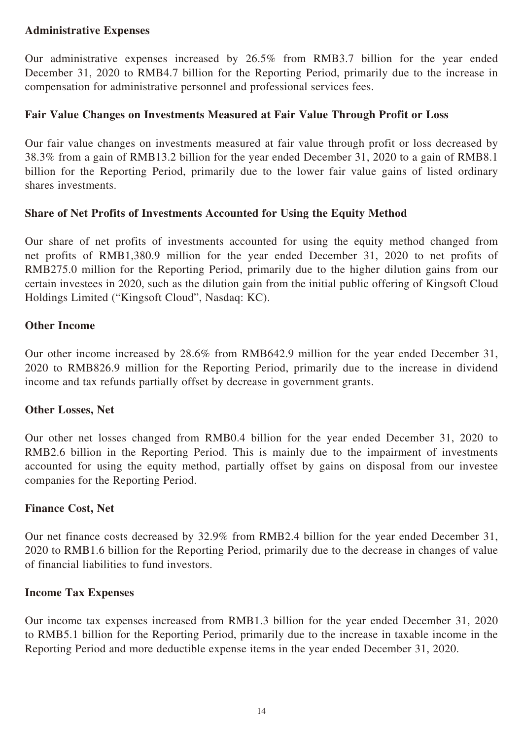### Administrative Expenses

Our administrative expenses increased by 26.5% from RMB3.7 billion for the year ended December 31, 2020 to RMB4.7 billion for the Reporting Period, primarily due to the increase in compensation for administrative personnel and professional services fees.

### Fair Value Changes on Investments Measured at Fair Value Through Profit or Loss

Our fair value changes on investments measured at fair value through profit or loss decreased by 38.3% from a gain of RMB13.2 billion for the year ended December 31, 2020 to a gain of RMB8.1 billion for the Reporting Period, primarily due to the lower fair value gains of listed ordinary shares investments.

### Share of Net Profits of Investments Accounted for Using the Equity Method

Our share of net profits of investments accounted for using the equity method changed from net profits of RMB1,380.9 million for the year ended December 31, 2020 to net profits of RMB275.0 million for the Reporting Period, primarily due to the higher dilution gains from our certain investees in 2020, such as the dilution gain from the initial public offering of Kingsoft Cloud Holdings Limited ("Kingsoft Cloud", Nasdaq: KC).

### Other Income

Our other income increased by 28.6% from RMB642.9 million for the year ended December 31, 2020 to RMB826.9 million for the Reporting Period, primarily due to the increase in dividend income and tax refunds partially offset by decrease in government grants.

### Other Losses, Net

Our other net losses changed from RMB0.4 billion for the year ended December 31, 2020 to RMB2.6 billion in the Reporting Period. This is mainly due to the impairment of investments accounted for using the equity method, partially offset by gains on disposal from our investee companies for the Reporting Period.

### Finance Cost, Net

Our net finance costs decreased by 32.9% from RMB2.4 billion for the year ended December 31, 2020 to RMB1.6 billion for the Reporting Period, primarily due to the decrease in changes of value of financial liabilities to fund investors.

### Income Tax Expenses

Our income tax expenses increased from RMB1.3 billion for the year ended December 31, 2020 to RMB5.1 billion for the Reporting Period, primarily due to the increase in taxable income in the Reporting Period and more deductible expense items in the year ended December 31, 2020.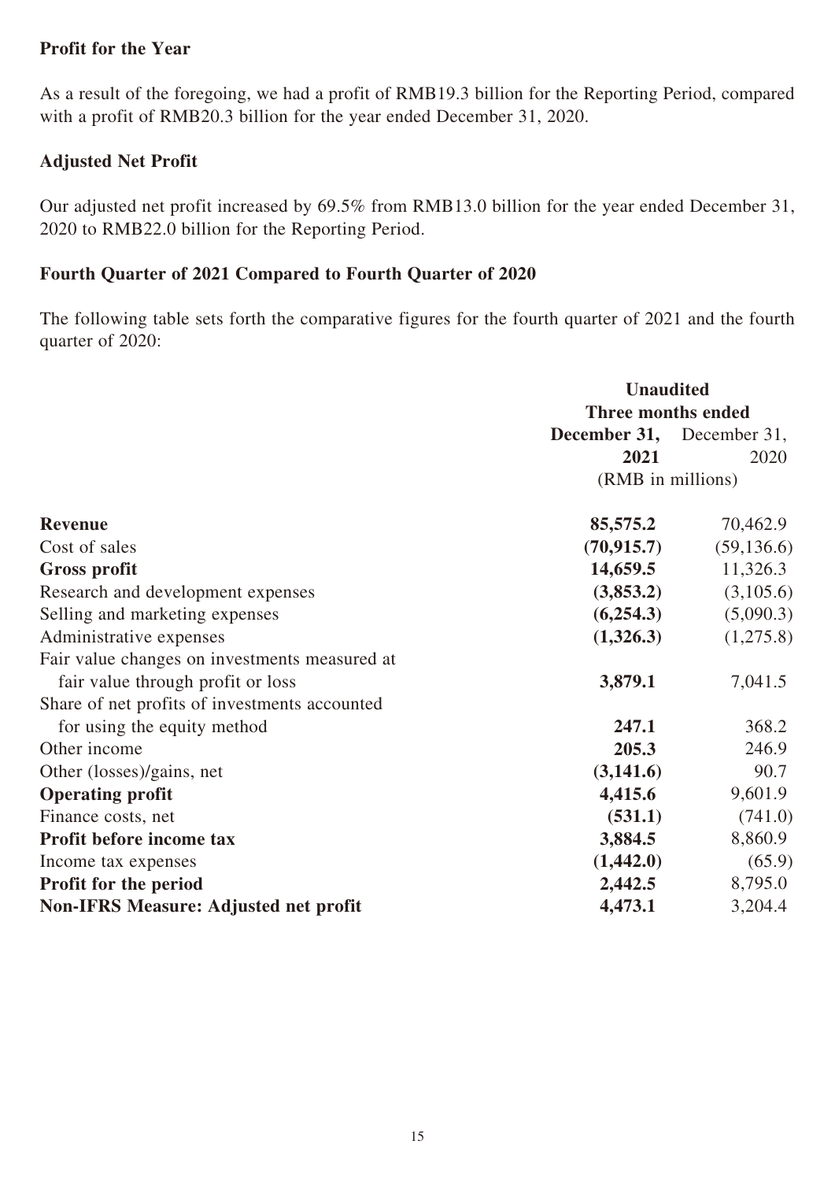### Profit for the Year

As a result of the foregoing, we had a profit of RMB19.3 billion for the Reporting Period, compared with a profit of RMB20.3 billion for the year ended December 31, 2020.

### Adjusted Net Profit

Our adjusted net profit increased by 69.5% from RMB13.0 billion for the year ended December 31, 2020 to RMB22.0 billion for the Reporting Period.

### Fourth Quarter of 2021 Compared to Fourth Quarter of 2020

The following table sets forth the comparative figures for the fourth quarter of 2021 and the fourth quarter of 2020:

| | **Unaudited** | |
|---|---|---|
| | **Three months ended** | |
| | **December 31, 2021** | December 31, 2020 |
| | (RMB in millions) | |
| **Revenue** | **85,575.2** | 70,462.9 |
| Cost of sales | **(70,915.7)** | (59,136.6) |
| **Gross profit** | **14,659.5** | 11,326.3 |
| Research and development expenses | **(3,853.2)** | (3,105.6) |
| Selling and marketing expenses | **(6,254.3)** | (5,090.3) |
| Administrative expenses | **(1,326.3)** | (1,275.8) |
| Fair value changes on investments measured at fair value through profit or loss | **3,879.1** | 7,041.5 |
| Share of net profits of investments accounted for using the equity method | **247.1** | 368.2 |
| Other income | **205.3** | 246.9 |
| Other (losses)/gains, net | **(3,141.6)** | 90.7 |
| **Operating profit** | **4,415.6** | 9,601.9 |
| Finance costs, net | **(531.1)** | (741.0) |
| **Profit before income tax** | **3,884.5** | 8,860.9 |
| Income tax expenses | **(1,442.0)** | (65.9) |
| **Profit for the period** | **2,442.5** | 8,795.0 |
| **Non-IFRS Measure: Adjusted net profit** | **4,473.1** | 3,204.4 |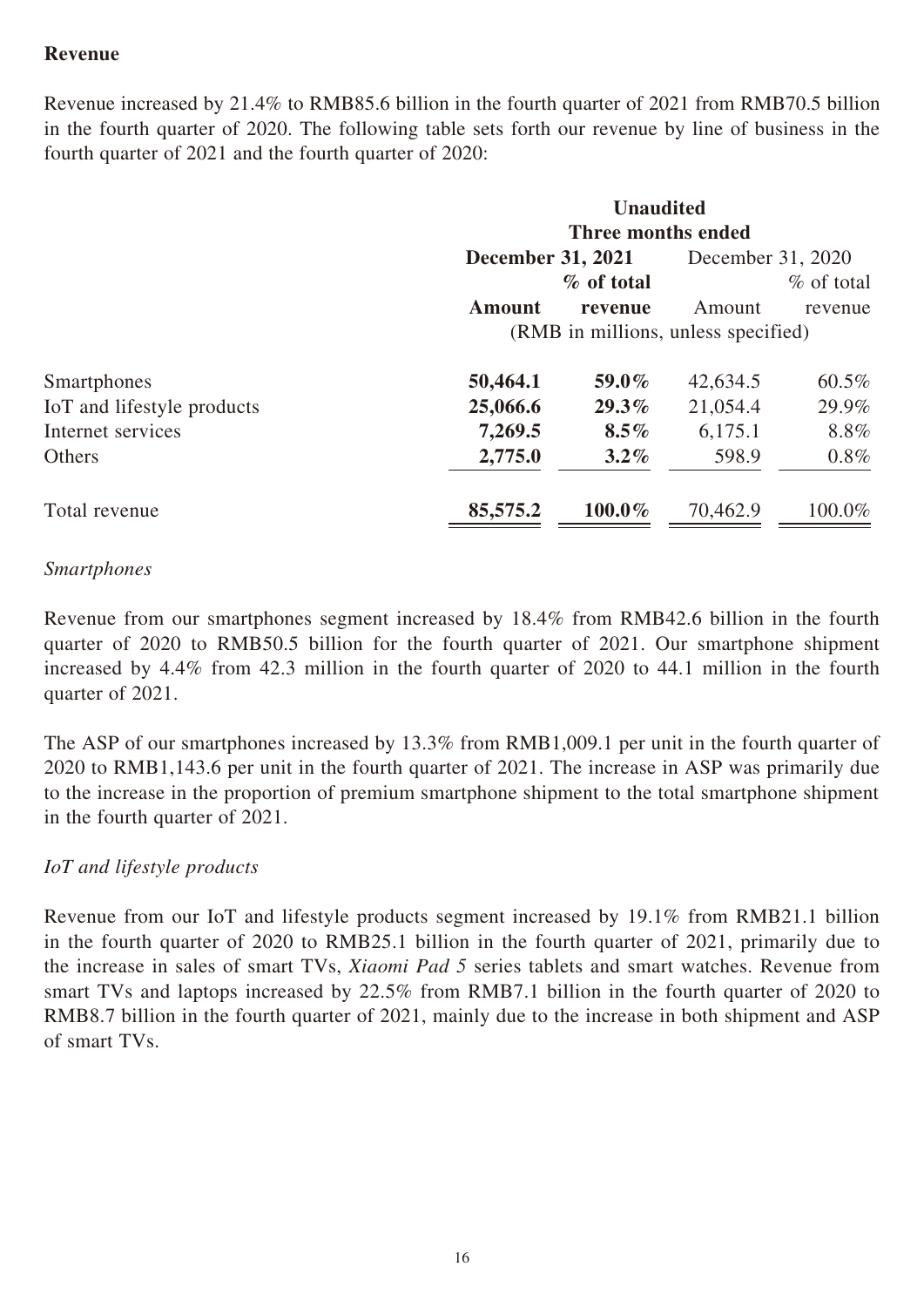## Revenue

Revenue increased by 21.4% to RMB85.6 billion in the fourth quarter of 2021 from RMB70.5 billion in the fourth quarter of 2020. The following table sets forth our revenue by line of business in the fourth quarter of 2021 and the fourth quarter of 2020:

| | Unaudited | | | |
|---|---|---|---|---|
| | Three months ended | | | |
| | **December 31, 2021** | | December 31, 2020 | |
| | **Amount** | **% of total revenue** | Amount | % of total revenue |
| | (RMB in millions, unless specified) | | | |
| Smartphones | **50,464.1** | **59.0%** | 42,634.5 | 60.5% |
| IoT and lifestyle products | **25,066.6** | **29.3%** | 21,054.4 | 29.9% |
| Internet services | **7,269.5** | **8.5%** | 6,175.1 | 8.8% |
| Others | **2,775.0** | **3.2%** | 598.9 | 0.8% |
| Total revenue | **85,575.2** | **100.0%** | 70,462.9 | 100.0% |

*Smartphones*

Revenue from our smartphones segment increased by 18.4% from RMB42.6 billion in the fourth quarter of 2020 to RMB50.5 billion for the fourth quarter of 2021. Our smartphone shipment increased by 4.4% from 42.3 million in the fourth quarter of 2020 to 44.1 million in the fourth quarter of 2021.

The ASP of our smartphones increased by 13.3% from RMB1,009.1 per unit in the fourth quarter of 2020 to RMB1,143.6 per unit in the fourth quarter of 2021. The increase in ASP was primarily due to the increase in the proportion of premium smartphone shipment to the total smartphone shipment in the fourth quarter of 2021.

*IoT and lifestyle products*

Revenue from our IoT and lifestyle products segment increased by 19.1% from RMB21.1 billion in the fourth quarter of 2020 to RMB25.1 billion in the fourth quarter of 2021, primarily due to the increase in sales of smart TVs, *Xiaomi Pad 5* series tablets and smart watches. Revenue from smart TVs and laptops increased by 22.5% from RMB7.1 billion in the fourth quarter of 2020 to RMB8.7 billion in the fourth quarter of 2021, mainly due to the increase in both shipment and ASP of smart TVs.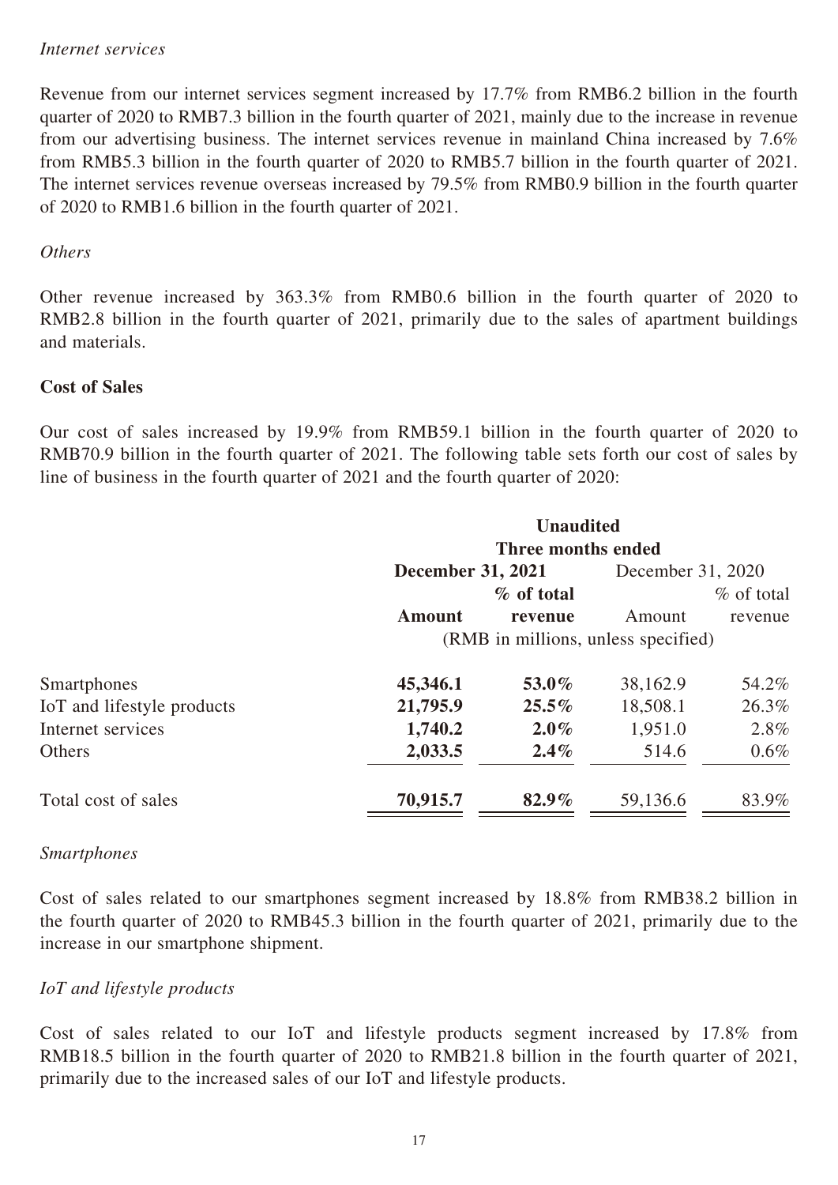*Internet services*

Revenue from our internet services segment increased by 17.7% from RMB6.2 billion in the fourth quarter of 2020 to RMB7.3 billion in the fourth quarter of 2021, mainly due to the increase in revenue from our advertising business. The internet services revenue in mainland China increased by 7.6% from RMB5.3 billion in the fourth quarter of 2020 to RMB5.7 billion in the fourth quarter of 2021. The internet services revenue overseas increased by 79.5% from RMB0.9 billion in the fourth quarter of 2020 to RMB1.6 billion in the fourth quarter of 2021.

*Others*

Other revenue increased by 363.3% from RMB0.6 billion in the fourth quarter of 2020 to RMB2.8 billion in the fourth quarter of 2021, primarily due to the sales of apartment buildings and materials.

**Cost of Sales**

Our cost of sales increased by 19.9% from RMB59.1 billion in the fourth quarter of 2020 to RMB70.9 billion in the fourth quarter of 2021. The following table sets forth our cost of sales by line of business in the fourth quarter of 2021 and the fourth quarter of 2020:

| | **Unaudited** | | | |
|---|---|---|---|---|
| | **Three months ended** | | | |
| | **December 31, 2021** | | December 31, 2020 | |
| | **Amount** | **% of total revenue** | Amount | % of total revenue |
| | (RMB in millions, unless specified) | | | |
| Smartphones | **45,346.1** | **53.0%** | 38,162.9 | 54.2% |
| IoT and lifestyle products | **21,795.9** | **25.5%** | 18,508.1 | 26.3% |
| Internet services | **1,740.2** | **2.0%** | 1,951.0 | 2.8% |
| Others | **2,033.5** | **2.4%** | 514.6 | 0.6% |
| Total cost of sales | **70,915.7** | **82.9%** | 59,136.6 | 83.9% |

*Smartphones*

Cost of sales related to our smartphones segment increased by 18.8% from RMB38.2 billion in the fourth quarter of 2020 to RMB45.3 billion in the fourth quarter of 2021, primarily due to the increase in our smartphone shipment.

*IoT and lifestyle products*

Cost of sales related to our IoT and lifestyle products segment increased by 17.8% from RMB18.5 billion in the fourth quarter of 2020 to RMB21.8 billion in the fourth quarter of 2021, primarily due to the increased sales of our IoT and lifestyle products.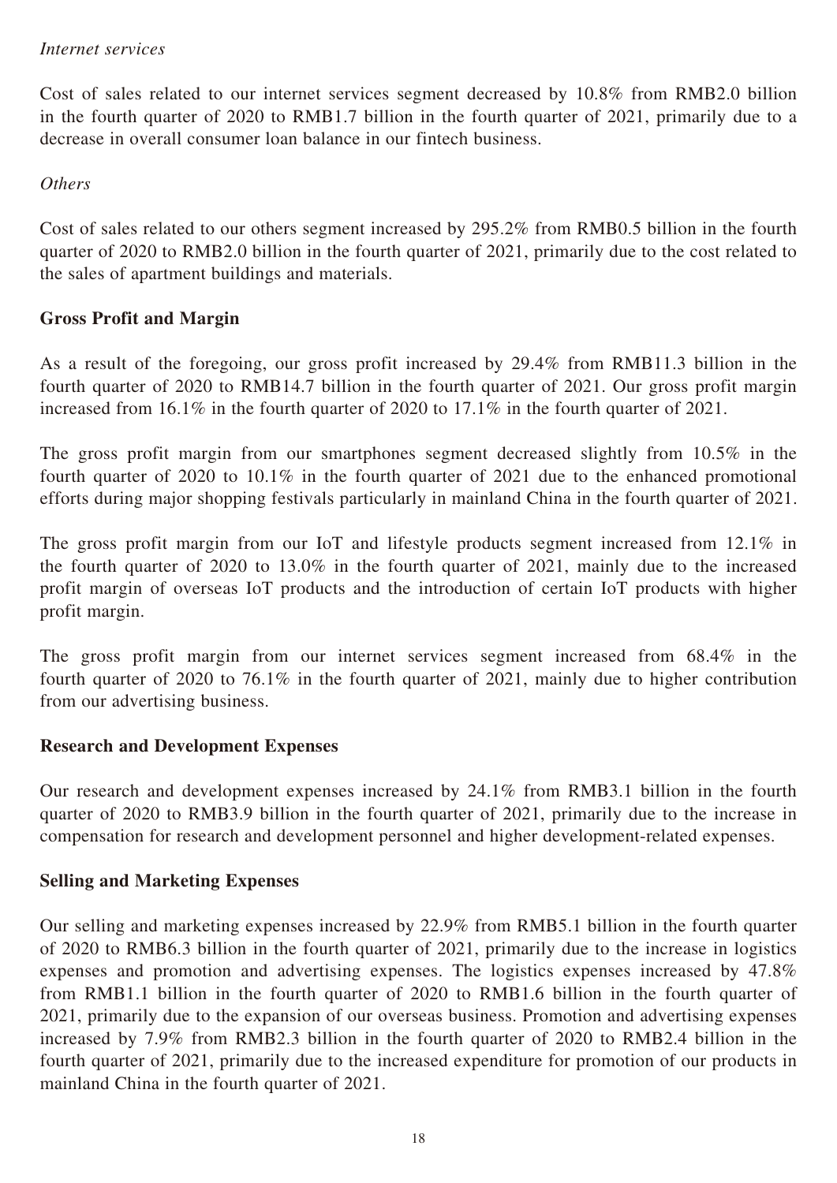*Internet services*

Cost of sales related to our internet services segment decreased by 10.8% from RMB2.0 billion in the fourth quarter of 2020 to RMB1.7 billion in the fourth quarter of 2021, primarily due to a decrease in overall consumer loan balance in our fintech business.

*Others*

Cost of sales related to our others segment increased by 295.2% from RMB0.5 billion in the fourth quarter of 2020 to RMB2.0 billion in the fourth quarter of 2021, primarily due to the cost related to the sales of apartment buildings and materials.

**Gross Profit and Margin**

As a result of the foregoing, our gross profit increased by 29.4% from RMB11.3 billion in the fourth quarter of 2020 to RMB14.7 billion in the fourth quarter of 2021. Our gross profit margin increased from 16.1% in the fourth quarter of 2020 to 17.1% in the fourth quarter of 2021.

The gross profit margin from our smartphones segment decreased slightly from 10.5% in the fourth quarter of 2020 to 10.1% in the fourth quarter of 2021 due to the enhanced promotional efforts during major shopping festivals particularly in mainland China in the fourth quarter of 2021.

The gross profit margin from our IoT and lifestyle products segment increased from 12.1% in the fourth quarter of 2020 to 13.0% in the fourth quarter of 2021, mainly due to the increased profit margin of overseas IoT products and the introduction of certain IoT products with higher profit margin.

The gross profit margin from our internet services segment increased from 68.4% in the fourth quarter of 2020 to 76.1% in the fourth quarter of 2021, mainly due to higher contribution from our advertising business.

**Research and Development Expenses**

Our research and development expenses increased by 24.1% from RMB3.1 billion in the fourth quarter of 2020 to RMB3.9 billion in the fourth quarter of 2021, primarily due to the increase in compensation for research and development personnel and higher development-related expenses.

**Selling and Marketing Expenses**

Our selling and marketing expenses increased by 22.9% from RMB5.1 billion in the fourth quarter of 2020 to RMB6.3 billion in the fourth quarter of 2021, primarily due to the increase in logistics expenses and promotion and advertising expenses. The logistics expenses increased by 47.8% from RMB1.1 billion in the fourth quarter of 2020 to RMB1.6 billion in the fourth quarter of 2021, primarily due to the expansion of our overseas business. Promotion and advertising expenses increased by 7.9% from RMB2.3 billion in the fourth quarter of 2020 to RMB2.4 billion in the fourth quarter of 2021, primarily due to the increased expenditure for promotion of our products in mainland China in the fourth quarter of 2021.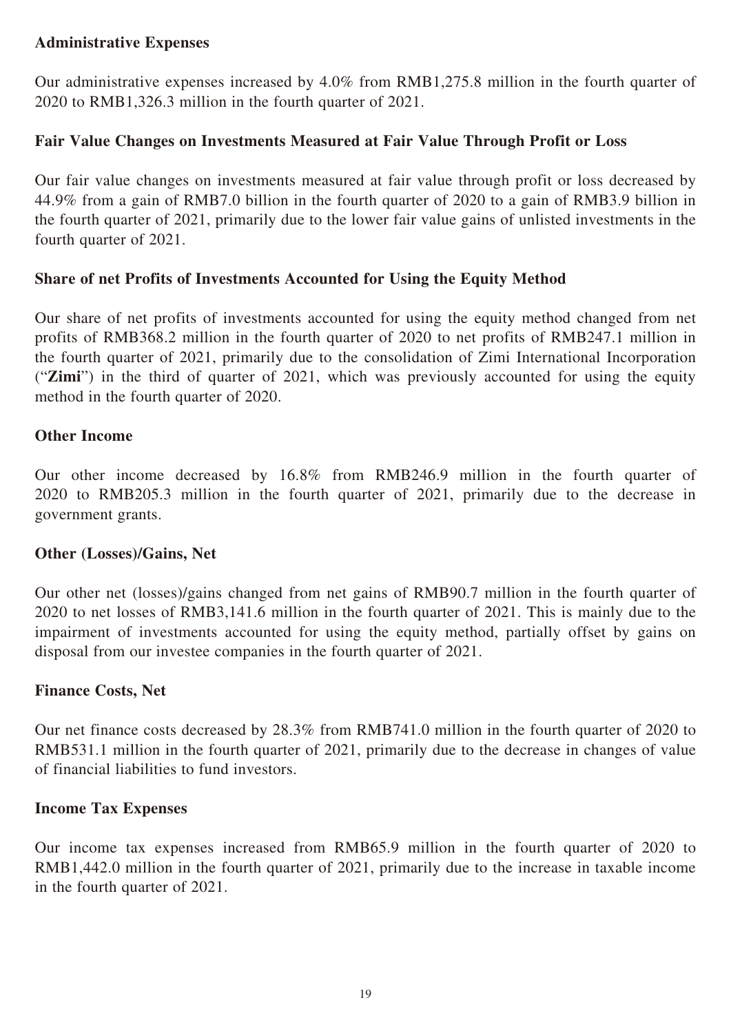### Administrative Expenses

Our administrative expenses increased by 4.0% from RMB1,275.8 million in the fourth quarter of 2020 to RMB1,326.3 million in the fourth quarter of 2021.

### Fair Value Changes on Investments Measured at Fair Value Through Profit or Loss

Our fair value changes on investments measured at fair value through profit or loss decreased by 44.9% from a gain of RMB7.0 billion in the fourth quarter of 2020 to a gain of RMB3.9 billion in the fourth quarter of 2021, primarily due to the lower fair value gains of unlisted investments in the fourth quarter of 2021.

### Share of net Profits of Investments Accounted for Using the Equity Method

Our share of net profits of investments accounted for using the equity method changed from net profits of RMB368.2 million in the fourth quarter of 2020 to net profits of RMB247.1 million in the fourth quarter of 2021, primarily due to the consolidation of Zimi International Incorporation ("**Zimi**") in the third of quarter of 2021, which was previously accounted for using the equity method in the fourth quarter of 2020.

### Other Income

Our other income decreased by 16.8% from RMB246.9 million in the fourth quarter of 2020 to RMB205.3 million in the fourth quarter of 2021, primarily due to the decrease in government grants.

### Other (Losses)/Gains, Net

Our other net (losses)/gains changed from net gains of RMB90.7 million in the fourth quarter of 2020 to net losses of RMB3,141.6 million in the fourth quarter of 2021. This is mainly due to the impairment of investments accounted for using the equity method, partially offset by gains on disposal from our investee companies in the fourth quarter of 2021.

### Finance Costs, Net

Our net finance costs decreased by 28.3% from RMB741.0 million in the fourth quarter of 2020 to RMB531.1 million in the fourth quarter of 2021, primarily due to the decrease in changes of value of financial liabilities to fund investors.

### Income Tax Expenses

Our income tax expenses increased from RMB65.9 million in the fourth quarter of 2020 to RMB1,442.0 million in the fourth quarter of 2021, primarily due to the increase in taxable income in the fourth quarter of 2021.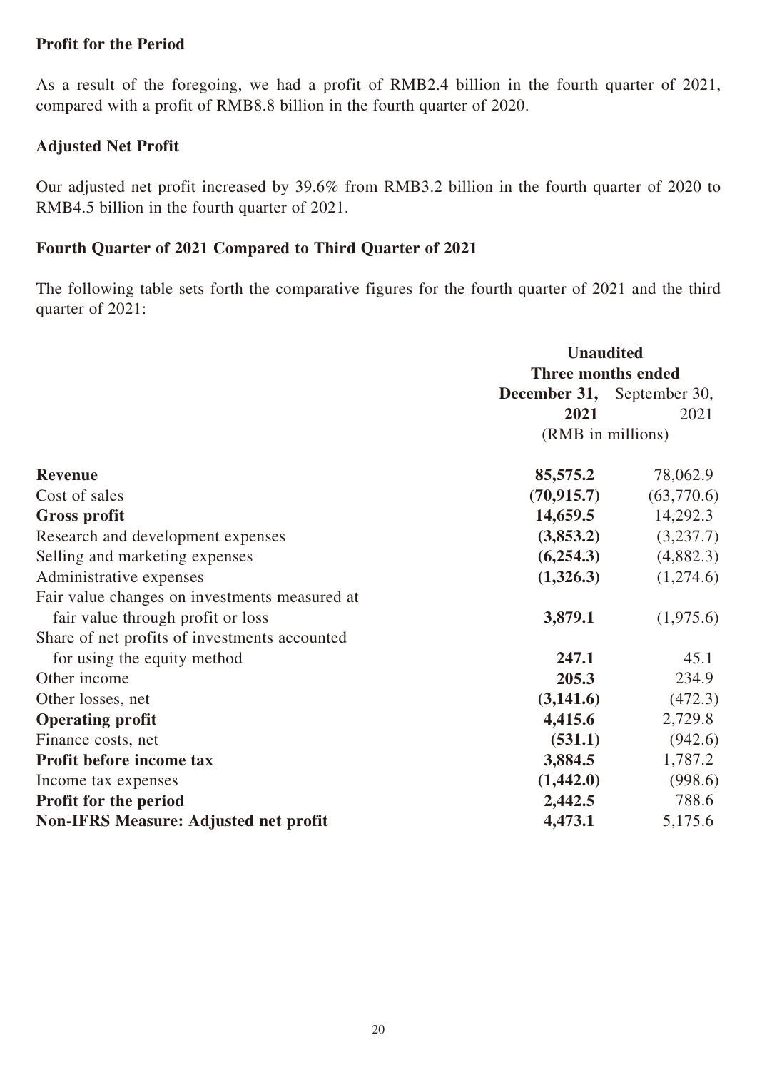### Profit for the Period

As a result of the foregoing, we had a profit of RMB2.4 billion in the fourth quarter of 2021, compared with a profit of RMB8.8 billion in the fourth quarter of 2020.

### Adjusted Net Profit

Our adjusted net profit increased by 39.6% from RMB3.2 billion in the fourth quarter of 2020 to RMB4.5 billion in the fourth quarter of 2021.

### Fourth Quarter of 2021 Compared to Third Quarter of 2021

The following table sets forth the comparative figures for the fourth quarter of 2021 and the third quarter of 2021:

| | **Unaudited** | |
|---|---|---|
| | **Three months ended** | |
| | **December 31, 2021** | September 30, 2021 |
| | (RMB in millions) | |
| **Revenue** | **85,575.2** | 78,062.9 |
| Cost of sales | **(70,915.7)** | (63,770.6) |
| **Gross profit** | **14,659.5** | 14,292.3 |
| Research and development expenses | **(3,853.2)** | (3,237.7) |
| Selling and marketing expenses | **(6,254.3)** | (4,882.3) |
| Administrative expenses | **(1,326.3)** | (1,274.6) |
| Fair value changes on investments measured at fair value through profit or loss | **3,879.1** | (1,975.6) |
| Share of net profits of investments accounted for using the equity method | **247.1** | 45.1 |
| Other income | **205.3** | 234.9 |
| Other losses, net | **(3,141.6)** | (472.3) |
| **Operating profit** | **4,415.6** | 2,729.8 |
| Finance costs, net | **(531.1)** | (942.6) |
| **Profit before income tax** | **3,884.5** | 1,787.2 |
| Income tax expenses | **(1,442.0)** | (998.6) |
| **Profit for the period** | **2,442.5** | 788.6 |
| **Non-IFRS Measure: Adjusted net profit** | **4,473.1** | 5,175.6 |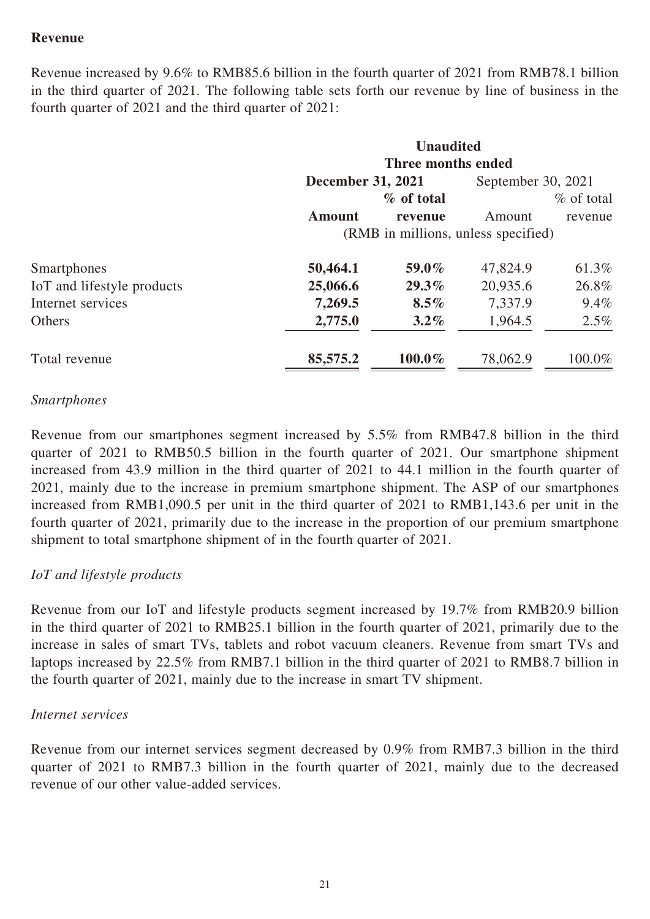**Revenue**

Revenue increased by 9.6% to RMB85.6 billion in the fourth quarter of 2021 from RMB78.1 billion in the third quarter of 2021. The following table sets forth our revenue by line of business in the fourth quarter of 2021 and the third quarter of 2021:

| | **Unaudited** | | | |
|---|---|---|---|---|
| | **Three months ended** | | | |
| | **December 31, 2021** | | September 30, 2021 | |
| | **Amount** | **% of total revenue** | Amount | % of total revenue |
| | (RMB in millions, unless specified) | | | |
| Smartphones | **50,464.1** | **59.0%** | 47,824.9 | 61.3% |
| IoT and lifestyle products | **25,066.6** | **29.3%** | 20,935.6 | 26.8% |
| Internet services | **7,269.5** | **8.5%** | 7,337.9 | 9.4% |
| Others | **2,775.0** | **3.2%** | 1,964.5 | 2.5% |
| Total revenue | **85,575.2** | **100.0%** | 78,062.9 | 100.0% |

*Smartphones*

Revenue from our smartphones segment increased by 5.5% from RMB47.8 billion in the third quarter of 2021 to RMB50.5 billion in the fourth quarter of 2021. Our smartphone shipment increased from 43.9 million in the third quarter of 2021 to 44.1 million in the fourth quarter of 2021, mainly due to the increase in premium smartphone shipment. The ASP of our smartphones increased from RMB1,090.5 per unit in the third quarter of 2021 to RMB1,143.6 per unit in the fourth quarter of 2021, primarily due to the increase in the proportion of our premium smartphone shipment to total smartphone shipment of in the fourth quarter of 2021.

*IoT and lifestyle products*

Revenue from our IoT and lifestyle products segment increased by 19.7% from RMB20.9 billion in the third quarter of 2021 to RMB25.1 billion in the fourth quarter of 2021, primarily due to the increase in sales of smart TVs, tablets and robot vacuum cleaners. Revenue from smart TVs and laptops increased by 22.5% from RMB7.1 billion in the third quarter of 2021 to RMB8.7 billion in the fourth quarter of 2021, mainly due to the increase in smart TV shipment.

*Internet services*

Revenue from our internet services segment decreased by 0.9% from RMB7.3 billion in the third quarter of 2021 to RMB7.3 billion in the fourth quarter of 2021, mainly due to the decreased revenue of our other value-added services.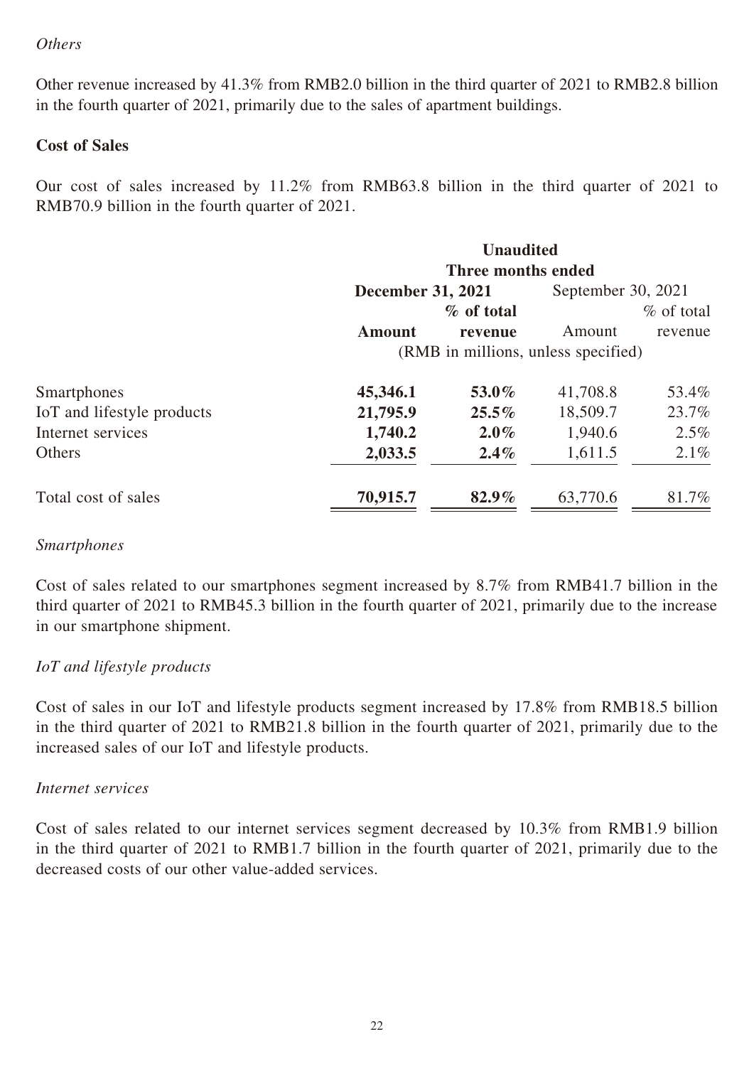*Others*

Other revenue increased by 41.3% from RMB2.0 billion in the third quarter of 2021 to RMB2.8 billion in the fourth quarter of 2021, primarily due to the sales of apartment buildings.

## Cost of Sales

Our cost of sales increased by 11.2% from RMB63.8 billion in the third quarter of 2021 to RMB70.9 billion in the fourth quarter of 2021.

| | **Unaudited** | | | |
|---|---|---|---|---|
| | **Three months ended** | | | |
| | **December 31, 2021** | | September 30, 2021 | |
| | **Amount** | **% of total revenue** | Amount | % of total revenue |
| | (RMB in millions, unless specified) | | | |
| Smartphones | **45,346.1** | **53.0%** | 41,708.8 | 53.4% |
| IoT and lifestyle products | **21,795.9** | **25.5%** | 18,509.7 | 23.7% |
| Internet services | **1,740.2** | **2.0%** | 1,940.6 | 2.5% |
| Others | **2,033.5** | **2.4%** | 1,611.5 | 2.1% |
| Total cost of sales | **70,915.7** | **82.9%** | 63,770.6 | 81.7% |

*Smartphones*

Cost of sales related to our smartphones segment increased by 8.7% from RMB41.7 billion in the third quarter of 2021 to RMB45.3 billion in the fourth quarter of 2021, primarily due to the increase in our smartphone shipment.

*IoT and lifestyle products*

Cost of sales in our IoT and lifestyle products segment increased by 17.8% from RMB18.5 billion in the third quarter of 2021 to RMB21.8 billion in the fourth quarter of 2021, primarily due to the increased sales of our IoT and lifestyle products.

*Internet services*

Cost of sales related to our internet services segment decreased by 10.3% from RMB1.9 billion in the third quarter of 2021 to RMB1.7 billion in the fourth quarter of 2021, primarily due to the decreased costs of our other value-added services.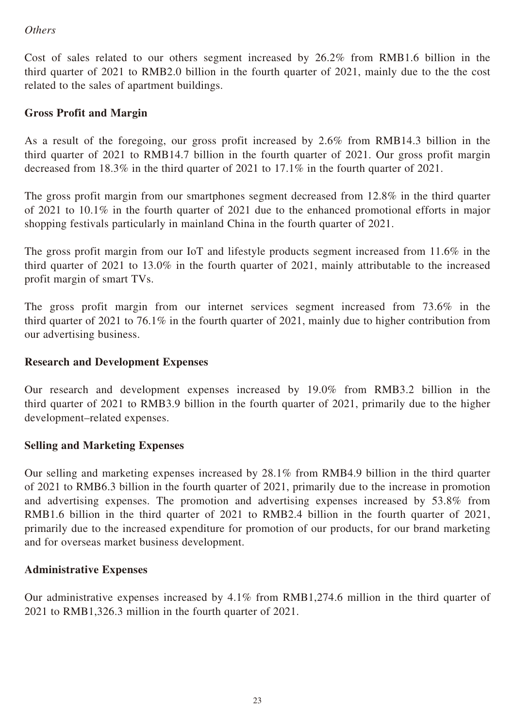*Others*

Cost of sales related to our others segment increased by 26.2% from RMB1.6 billion in the third quarter of 2021 to RMB2.0 billion in the fourth quarter of 2021, mainly due to the the cost related to the sales of apartment buildings.

**Gross Profit and Margin**

As a result of the foregoing, our gross profit increased by 2.6% from RMB14.3 billion in the third quarter of 2021 to RMB14.7 billion in the fourth quarter of 2021. Our gross profit margin decreased from 18.3% in the third quarter of 2021 to 17.1% in the fourth quarter of 2021.

The gross profit margin from our smartphones segment decreased from 12.8% in the third quarter of 2021 to 10.1% in the fourth quarter of 2021 due to the enhanced promotional efforts in major shopping festivals particularly in mainland China in the fourth quarter of 2021.

The gross profit margin from our IoT and lifestyle products segment increased from 11.6% in the third quarter of 2021 to 13.0% in the fourth quarter of 2021, mainly attributable to the increased profit margin of smart TVs.

The gross profit margin from our internet services segment increased from 73.6% in the third quarter of 2021 to 76.1% in the fourth quarter of 2021, mainly due to higher contribution from our advertising business.

**Research and Development Expenses**

Our research and development expenses increased by 19.0% from RMB3.2 billion in the third quarter of 2021 to RMB3.9 billion in the fourth quarter of 2021, primarily due to the higher development–related expenses.

**Selling and Marketing Expenses**

Our selling and marketing expenses increased by 28.1% from RMB4.9 billion in the third quarter of 2021 to RMB6.3 billion in the fourth quarter of 2021, primarily due to the increase in promotion and advertising expenses. The promotion and advertising expenses increased by 53.8% from RMB1.6 billion in the third quarter of 2021 to RMB2.4 billion in the fourth quarter of 2021, primarily due to the increased expenditure for promotion of our products, for our brand marketing and for overseas market business development.

**Administrative Expenses**

Our administrative expenses increased by 4.1% from RMB1,274.6 million in the third quarter of 2021 to RMB1,326.3 million in the fourth quarter of 2021.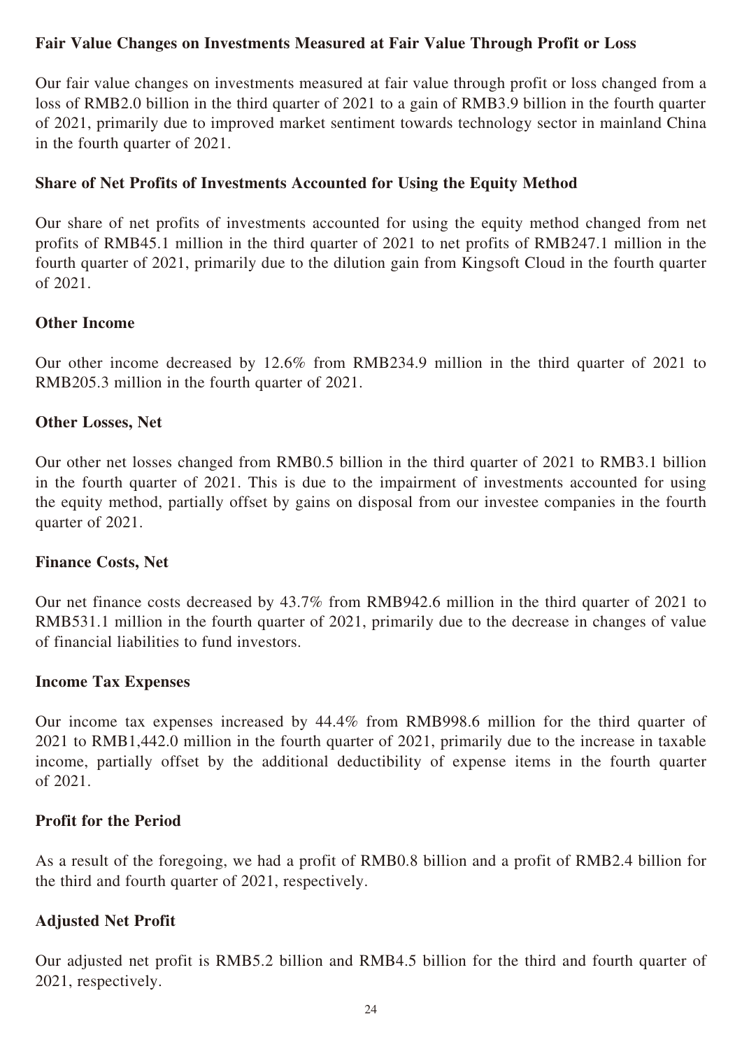**Fair Value Changes on Investments Measured at Fair Value Through Profit or Loss**

Our fair value changes on investments measured at fair value through profit or loss changed from a loss of RMB2.0 billion in the third quarter of 2021 to a gain of RMB3.9 billion in the fourth quarter of 2021, primarily due to improved market sentiment towards technology sector in mainland China in the fourth quarter of 2021.

**Share of Net Profits of Investments Accounted for Using the Equity Method**

Our share of net profits of investments accounted for using the equity method changed from net profits of RMB45.1 million in the third quarter of 2021 to net profits of RMB247.1 million in the fourth quarter of 2021, primarily due to the dilution gain from Kingsoft Cloud in the fourth quarter of 2021.

**Other Income**

Our other income decreased by 12.6% from RMB234.9 million in the third quarter of 2021 to RMB205.3 million in the fourth quarter of 2021.

**Other Losses, Net**

Our other net losses changed from RMB0.5 billion in the third quarter of 2021 to RMB3.1 billion in the fourth quarter of 2021. This is due to the impairment of investments accounted for using the equity method, partially offset by gains on disposal from our investee companies in the fourth quarter of 2021.

**Finance Costs, Net**

Our net finance costs decreased by 43.7% from RMB942.6 million in the third quarter of 2021 to RMB531.1 million in the fourth quarter of 2021, primarily due to the decrease in changes of value of financial liabilities to fund investors.

**Income Tax Expenses**

Our income tax expenses increased by 44.4% from RMB998.6 million for the third quarter of 2021 to RMB1,442.0 million in the fourth quarter of 2021, primarily due to the increase in taxable income, partially offset by the additional deductibility of expense items in the fourth quarter of 2021.

**Profit for the Period**

As a result of the foregoing, we had a profit of RMB0.8 billion and a profit of RMB2.4 billion for the third and fourth quarter of 2021, respectively.

**Adjusted Net Profit**

Our adjusted net profit is RMB5.2 billion and RMB4.5 billion for the third and fourth quarter of 2021, respectively.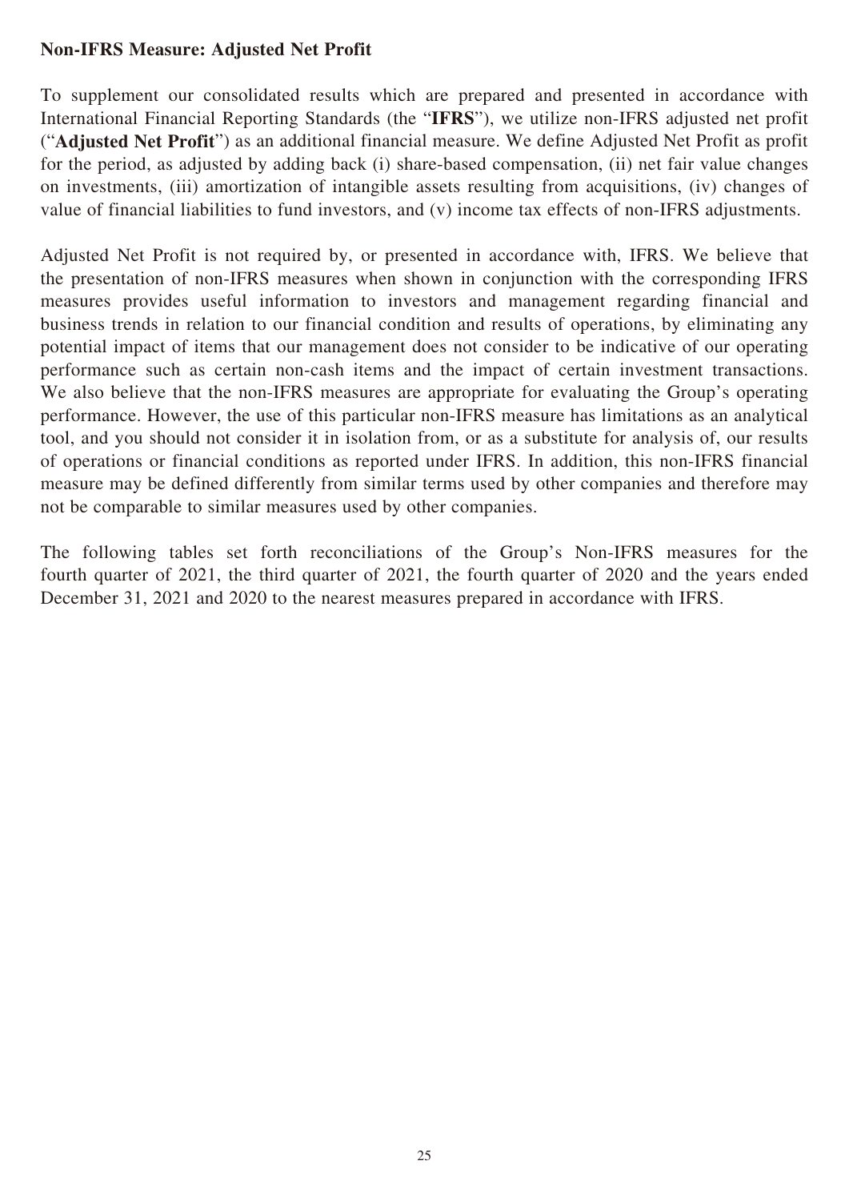**Non-IFRS Measure: Adjusted Net Profit**

To supplement our consolidated results which are prepared and presented in accordance with International Financial Reporting Standards (the "**IFRS**"), we utilize non-IFRS adjusted net profit ("**Adjusted Net Profit**") as an additional financial measure. We define Adjusted Net Profit as profit for the period, as adjusted by adding back (i) share-based compensation, (ii) net fair value changes on investments, (iii) amortization of intangible assets resulting from acquisitions, (iv) changes of value of financial liabilities to fund investors, and (v) income tax effects of non-IFRS adjustments.

Adjusted Net Profit is not required by, or presented in accordance with, IFRS. We believe that the presentation of non-IFRS measures when shown in conjunction with the corresponding IFRS measures provides useful information to investors and management regarding financial and business trends in relation to our financial condition and results of operations, by eliminating any potential impact of items that our management does not consider to be indicative of our operating performance such as certain non-cash items and the impact of certain investment transactions. We also believe that the non-IFRS measures are appropriate for evaluating the Group's operating performance. However, the use of this particular non-IFRS measure has limitations as an analytical tool, and you should not consider it in isolation from, or as a substitute for analysis of, our results of operations or financial conditions as reported under IFRS. In addition, this non-IFRS financial measure may be defined differently from similar terms used by other companies and therefore may not be comparable to similar measures used by other companies.

The following tables set forth reconciliations of the Group's Non-IFRS measures for the fourth quarter of 2021, the third quarter of 2021, the fourth quarter of 2020 and the years ended December 31, 2021 and 2020 to the nearest measures prepared in accordance with IFRS.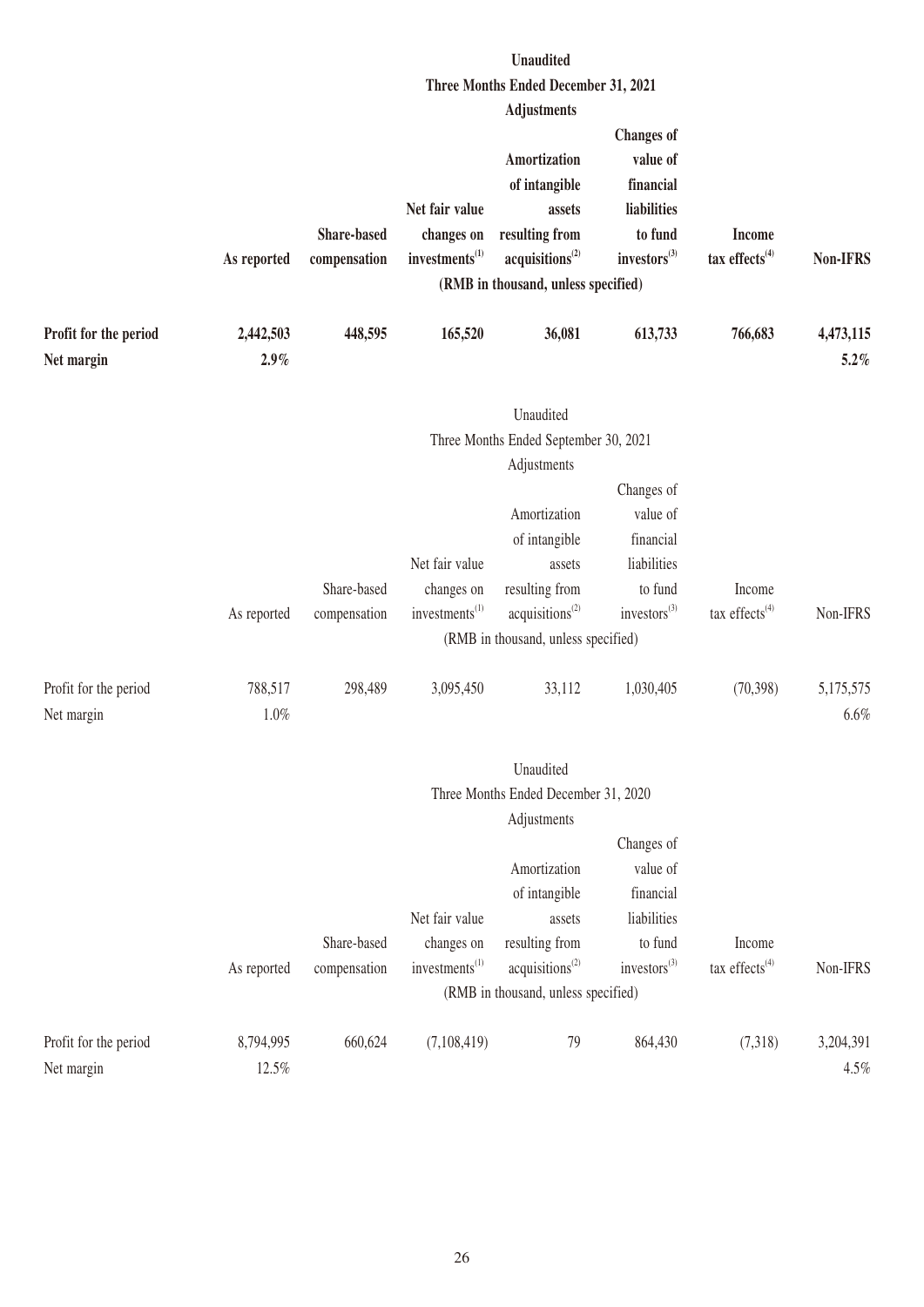| | Unaudited | | | | | | |
|---|---|---|---|---|---|---|---|
| | Three Months Ended December 31, 2021 | | | | | | |
| | | Adjustments | | | | | |
| | **As reported** | **Share-based compensation** | **Net fair value changes on investments[(1)]** | **Amortization of intangible assets resulting from acquisitions[(2)]** | **Changes of value of financial liabilities to fund investors[(3)]** | **Income tax effects[(4)]** | **Non-IFRS** |
| | (RMB in thousand, unless specified) | | | | | | |
| **Profit for the period** | **2,442,503** | **448,595** | **165,520** | **36,081** | **613,733** | **766,683** | **4,473,115** |
| **Net margin** | **2.9%** | | | | | | **5.2%** |

| | Unaudited | | | | | | |
|---|---|---|---|---|---|---|---|
| | Three Months Ended September 30, 2021 | | | | | | |
| | | Adjustments | | | | | |
| | As reported | Share-based compensation | Net fair value changes on investments[(1)] | Amortization of intangible assets resulting from acquisitions[(2)] | Changes of value of financial liabilities to fund investors[(3)] | Income tax effects[(4)] | Non-IFRS |
| | (RMB in thousand, unless specified) | | | | | | |
| Profit for the period | 788,517 | 298,489 | 3,095,450 | 33,112 | 1,030,405 | (70,398) | 5,175,575 |
| Net margin | 1.0% | | | | | | 6.6% |

| | Unaudited | | | | | | |
|---|---|---|---|---|---|---|---|
| | Three Months Ended December 31, 2020 | | | | | | |
| | | Adjustments | | | | | |
| | As reported | Share-based compensation | Net fair value changes on investments[(1)] | Amortization of intangible assets resulting from acquisitions[(2)] | Changes of value of financial liabilities to fund investors[(3)] | Income tax effects[(4)] | Non-IFRS |
| | (RMB in thousand, unless specified) | | | | | | |
| Profit for the period | 8,794,995 | 660,624 | (7,108,419) | 79 | 864,430 | (7,318) | 3,204,391 |
| Net margin | 12.5% | | | | | | 4.5% |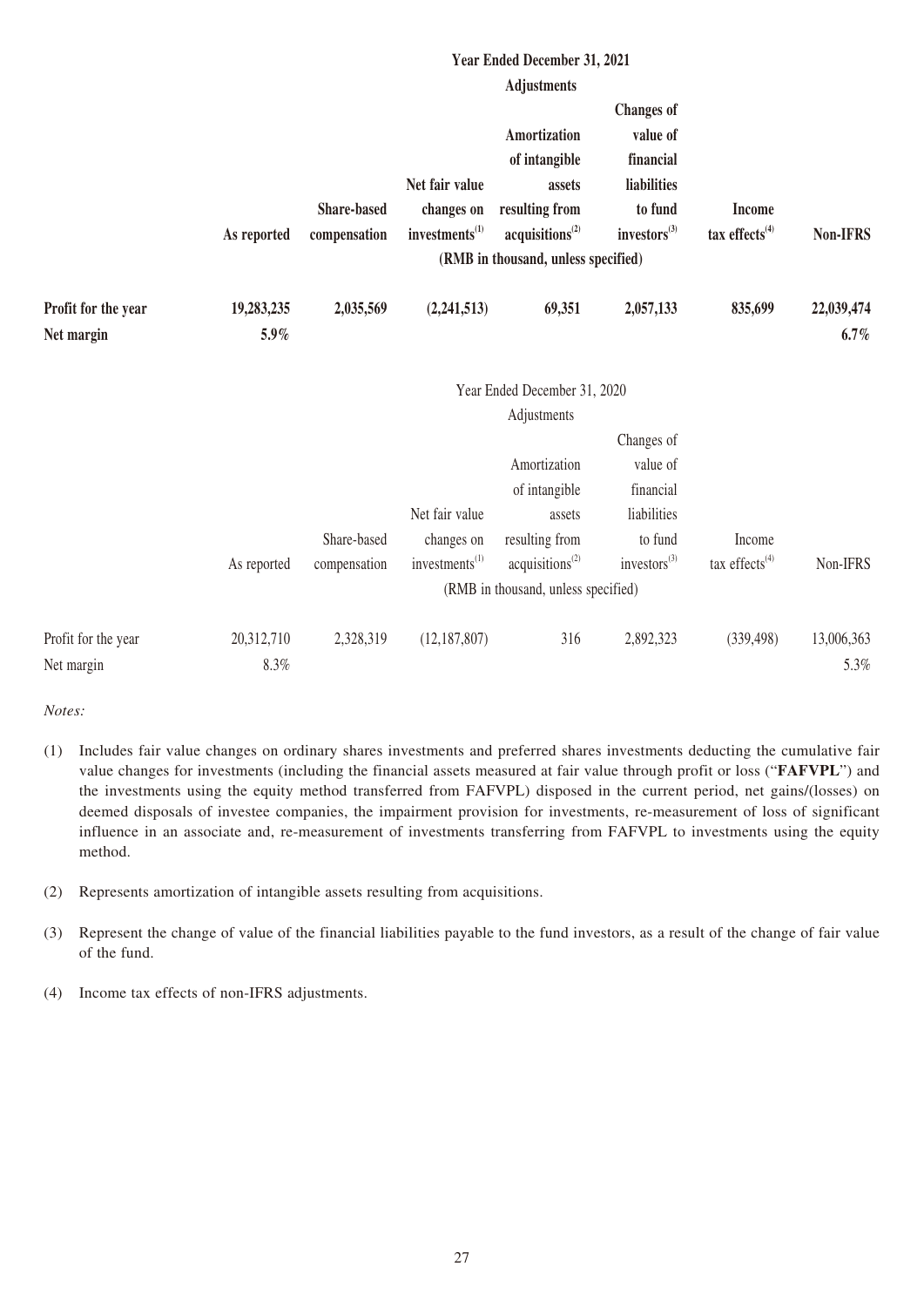| | Year Ended December 31, 2021 | | | | | | |
|---|---|---|---|---|---|---|---|
| | | Adjustments | | | | | |
| | As reported | Share-based compensation | Net fair value changes on investments[(1)] | Amortization of intangible assets resulting from acquisitions[(2)] | Changes of value of financial liabilities to fund investors[(3)] | Income tax effects[(4)] | Non-IFRS |
| | (RMB in thousand, unless specified) | | | | | | |
| **Profit for the year** | **19,283,235** | **2,035,569** | **(2,241,513)** | **69,351** | **2,057,133** | **835,699** | **22,039,474** |
| **Net margin** | **5.9%** | | | | | | **6.7%** |

| | Year Ended December 31, 2020 | | | | | | |
|---|---|---|---|---|---|---|---|
| | | Adjustments | | | | | |
| | As reported | Share-based compensation | Net fair value changes on investments[(1)] | Amortization of intangible assets resulting from acquisitions[(2)] | Changes of value of financial liabilities to fund investors[(3)] | Income tax effects[(4)] | Non-IFRS |
| | (RMB in thousand, unless specified) | | | | | | |
| Profit for the year | 20,312,710 | 2,328,319 | (12,187,807) | 316 | 2,892,323 | (339,498) | 13,006,363 |
| Net margin | 8.3% | | | | | | 5.3% |

*Notes:*

(1) Includes fair value changes on ordinary shares investments and preferred shares investments deducting the cumulative fair value changes for investments (including the financial assets measured at fair value through profit or loss ("**FAFVPL**") and the investments using the equity method transferred from FAFVPL) disposed in the current period, net gains/(losses) on deemed disposals of investee companies, the impairment provision for investments, re-measurement of loss of significant influence in an associate and, re-measurement of investments transferring from FAFVPL to investments using the equity method.

(2) Represents amortization of intangible assets resulting from acquisitions.

(3) Represent the change of value of the financial liabilities payable to the fund investors, as a result of the change of fair value of the fund.

(4) Income tax effects of non-IFRS adjustments.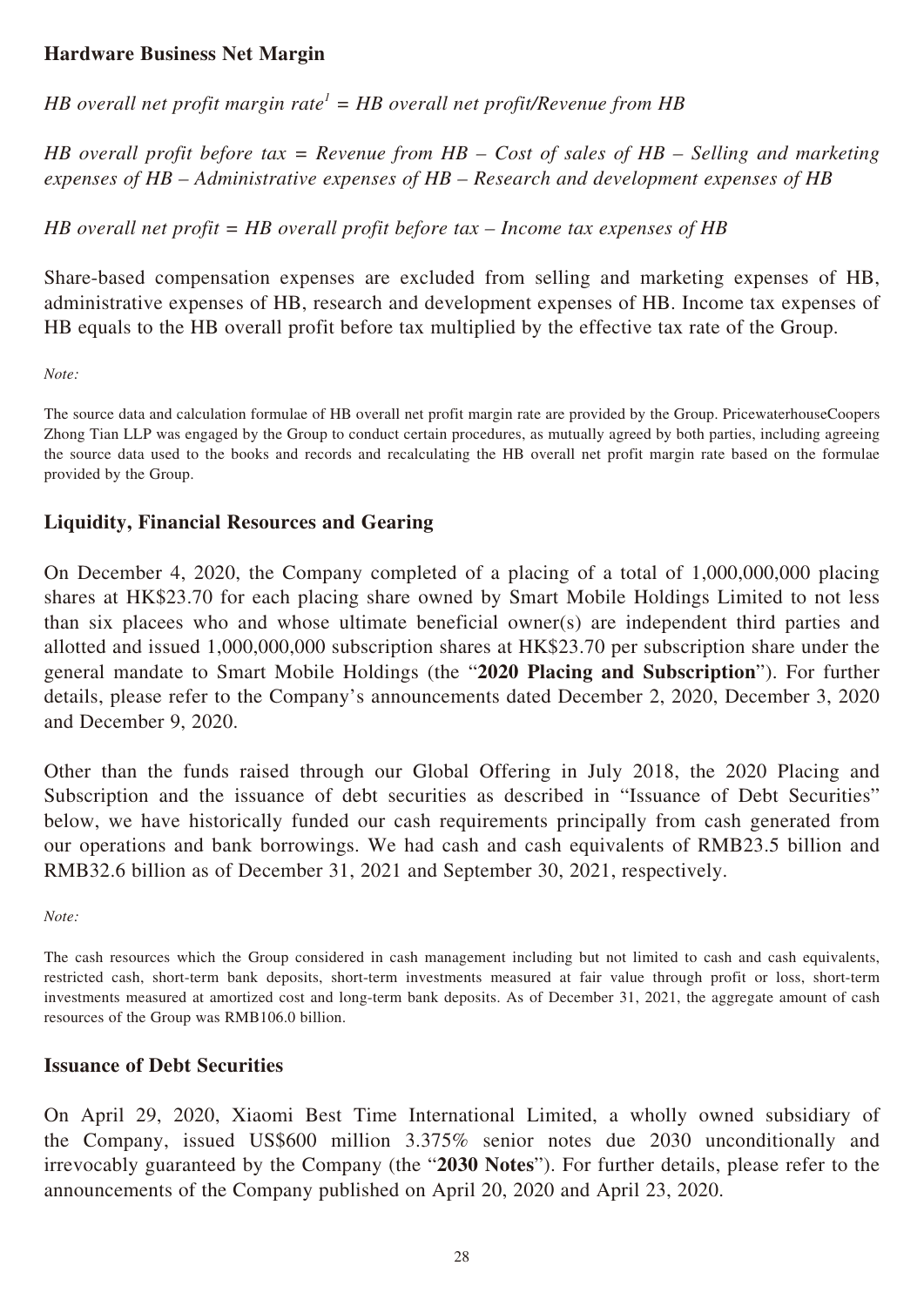## Hardware Business Net Margin

*HB overall net profit margin rate[1] = HB overall net profit/Revenue from HB*

*HB overall profit before tax = Revenue from HB – Cost of sales of HB – Selling and marketing expenses of HB – Administrative expenses of HB – Research and development expenses of HB*

*HB overall net profit = HB overall profit before tax – Income tax expenses of HB*

Share-based compensation expenses are excluded from selling and marketing expenses of HB, administrative expenses of HB, research and development expenses of HB. Income tax expenses of HB equals to the HB overall profit before tax multiplied by the effective tax rate of the Group.

*Note:*

The source data and calculation formulae of HB overall net profit margin rate are provided by the Group. PricewaterhouseCoopers Zhong Tian LLP was engaged by the Group to conduct certain procedures, as mutually agreed by both parties, including agreeing the source data used to the books and records and recalculating the HB overall net profit margin rate based on the formulae provided by the Group.

## Liquidity, Financial Resources and Gearing

On December 4, 2020, the Company completed of a placing of a total of 1,000,000,000 placing shares at HK$23.70 for each placing share owned by Smart Mobile Holdings Limited to not less than six placees who and whose ultimate beneficial owner(s) are independent third parties and allotted and issued 1,000,000,000 subscription shares at HK$23.70 per subscription share under the general mandate to Smart Mobile Holdings (the "**2020 Placing and Subscription**"). For further details, please refer to the Company's announcements dated December 2, 2020, December 3, 2020 and December 9, 2020.

Other than the funds raised through our Global Offering in July 2018, the 2020 Placing and Subscription and the issuance of debt securities as described in "Issuance of Debt Securities" below, we have historically funded our cash requirements principally from cash generated from our operations and bank borrowings. We had cash and cash equivalents of RMB23.5 billion and RMB32.6 billion as of December 31, 2021 and September 30, 2021, respectively.

*Note:*

The cash resources which the Group considered in cash management including but not limited to cash and cash equivalents, restricted cash, short-term bank deposits, short-term investments measured at fair value through profit or loss, short-term investments measured at amortized cost and long-term bank deposits. As of December 31, 2021, the aggregate amount of cash resources of the Group was RMB106.0 billion.

## Issuance of Debt Securities

On April 29, 2020, Xiaomi Best Time International Limited, a wholly owned subsidiary of the Company, issued US$600 million 3.375% senior notes due 2030 unconditionally and irrevocably guaranteed by the Company (the "**2030 Notes**"). For further details, please refer to the announcements of the Company published on April 20, 2020 and April 23, 2020.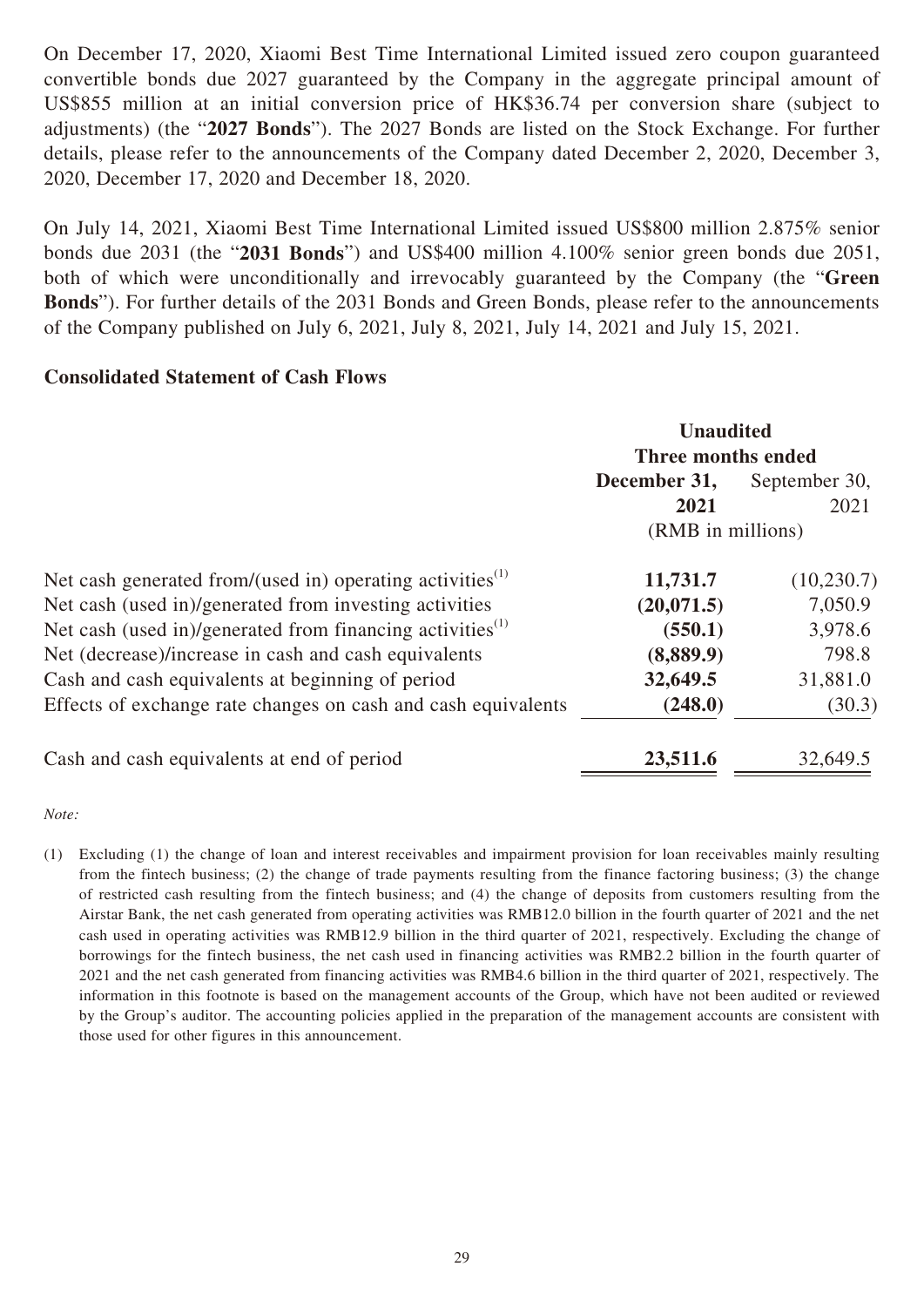On December 17, 2020, Xiaomi Best Time International Limited issued zero coupon guaranteed convertible bonds due 2027 guaranteed by the Company in the aggregate principal amount of US$855 million at an initial conversion price of HK$36.74 per conversion share (subject to adjustments) (the "**2027 Bonds**"). The 2027 Bonds are listed on the Stock Exchange. For further details, please refer to the announcements of the Company dated December 2, 2020, December 3, 2020, December 17, 2020 and December 18, 2020.

On July 14, 2021, Xiaomi Best Time International Limited issued US$800 million 2.875% senior bonds due 2031 (the "**2031 Bonds**") and US$400 million 4.100% senior green bonds due 2051, both of which were unconditionally and irrevocably guaranteed by the Company (the "**Green Bonds**"). For further details of the 2031 Bonds and Green Bonds, please refer to the announcements of the Company published on July 6, 2021, July 8, 2021, July 14, 2021 and July 15, 2021.

**Consolidated Statement of Cash Flows**

| | **Unaudited** | |
|---|---|---|
| | **Three months ended** | |
| | **December 31, 2021** | September 30, 2021 |
| | (RMB in millions) | |
| Net cash generated from/(used in) operating activities[1] | **11,731.7** | (10,230.7) |
| Net cash (used in)/generated from investing activities | **(20,071.5)** | 7,050.9 |
| Net cash (used in)/generated from financing activities[1] | **(550.1)** | 3,978.6 |
| Net (decrease)/increase in cash and cash equivalents | **(8,889.9)** | 798.8 |
| Cash and cash equivalents at beginning of period | **32,649.5** | 31,881.0 |
| Effects of exchange rate changes on cash and cash equivalents | **(248.0)** | (30.3) |
| Cash and cash equivalents at end of period | **23,511.6** | 32,649.5 |

*Note:*

(1) Excluding (1) the change of loan and interest receivables and impairment provision for loan receivables mainly resulting from the fintech business; (2) the change of trade payments resulting from the finance factoring business; (3) the change of restricted cash resulting from the fintech business; and (4) the change of deposits from customers resulting from the Airstar Bank, the net cash generated from operating activities was RMB12.0 billion in the fourth quarter of 2021 and the net cash used in operating activities was RMB12.9 billion in the third quarter of 2021, respectively. Excluding the change of borrowings for the fintech business, the net cash used in financing activities was RMB2.2 billion in the fourth quarter of 2021 and the net cash generated from financing activities was RMB4.6 billion in the third quarter of 2021, respectively. The information in this footnote is based on the management accounts of the Group, which have not been audited or reviewed by the Group's auditor. The accounting policies applied in the preparation of the management accounts are consistent with those used for other figures in this announcement.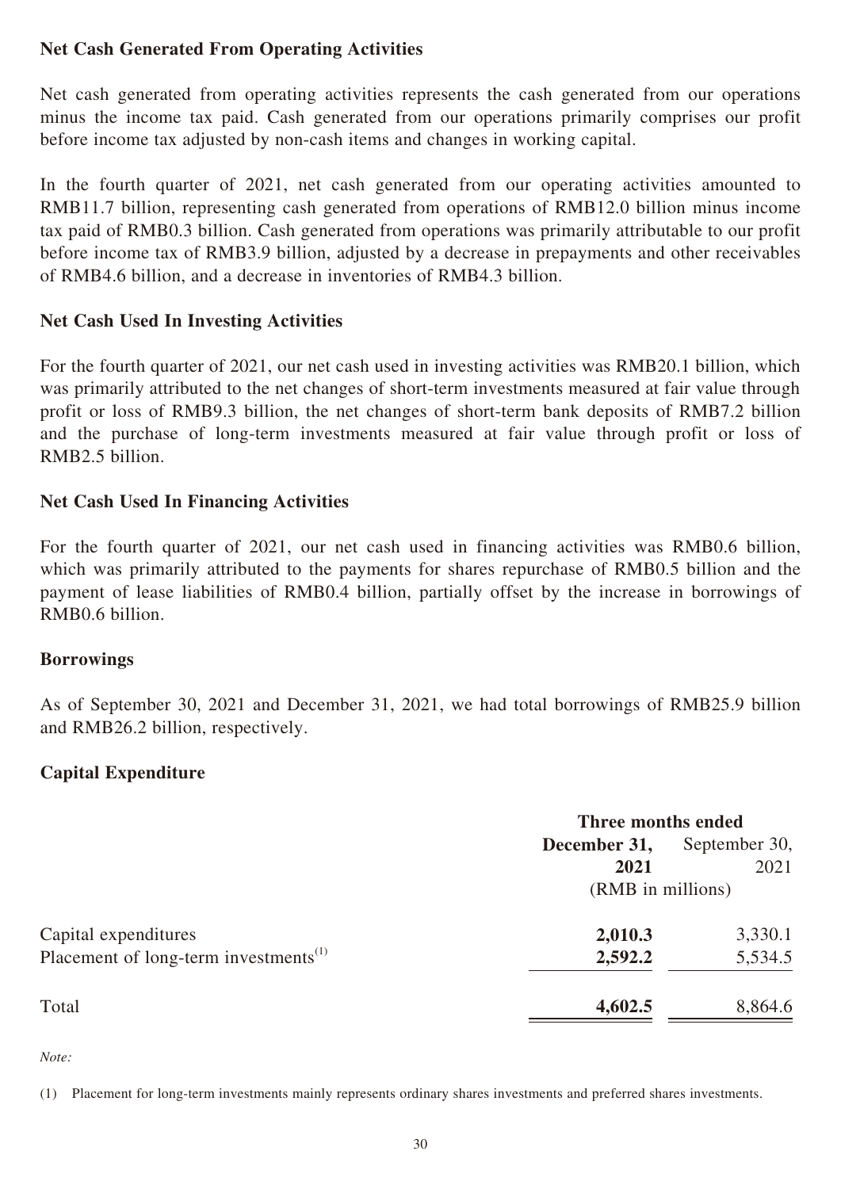### Net Cash Generated From Operating Activities

Net cash generated from operating activities represents the cash generated from our operations minus the income tax paid. Cash generated from our operations primarily comprises our profit before income tax adjusted by non-cash items and changes in working capital.

In the fourth quarter of 2021, net cash generated from our operating activities amounted to RMB11.7 billion, representing cash generated from operations of RMB12.0 billion minus income tax paid of RMB0.3 billion. Cash generated from operations was primarily attributable to our profit before income tax of RMB3.9 billion, adjusted by a decrease in prepayments and other receivables of RMB4.6 billion, and a decrease in inventories of RMB4.3 billion.

### Net Cash Used In Investing Activities

For the fourth quarter of 2021, our net cash used in investing activities was RMB20.1 billion, which was primarily attributed to the net changes of short-term investments measured at fair value through profit or loss of RMB9.3 billion, the net changes of short-term bank deposits of RMB7.2 billion and the purchase of long-term investments measured at fair value through profit or loss of RMB2.5 billion.

### Net Cash Used In Financing Activities

For the fourth quarter of 2021, our net cash used in financing activities was RMB0.6 billion, which was primarily attributed to the payments for shares repurchase of RMB0.5 billion and the payment of lease liabilities of RMB0.4 billion, partially offset by the increase in borrowings of RMB0.6 billion.

### Borrowings

As of September 30, 2021 and December 31, 2021, we had total borrowings of RMB25.9 billion and RMB26.2 billion, respectively.

### Capital Expenditure

| | Three months ended | |
|---|---|---|
| | **December 31, 2021** | September 30, 2021 |
| | (RMB in millions) | |
| Capital expenditures | **2,010.3** | 3,330.1 |
| Placement of long-term investments[1] | **2,592.2** | 5,534.5 |
| Total | **4,602.5** | 8,864.6 |

*Note:*

(1) Placement for long-term investments mainly represents ordinary shares investments and preferred shares investments.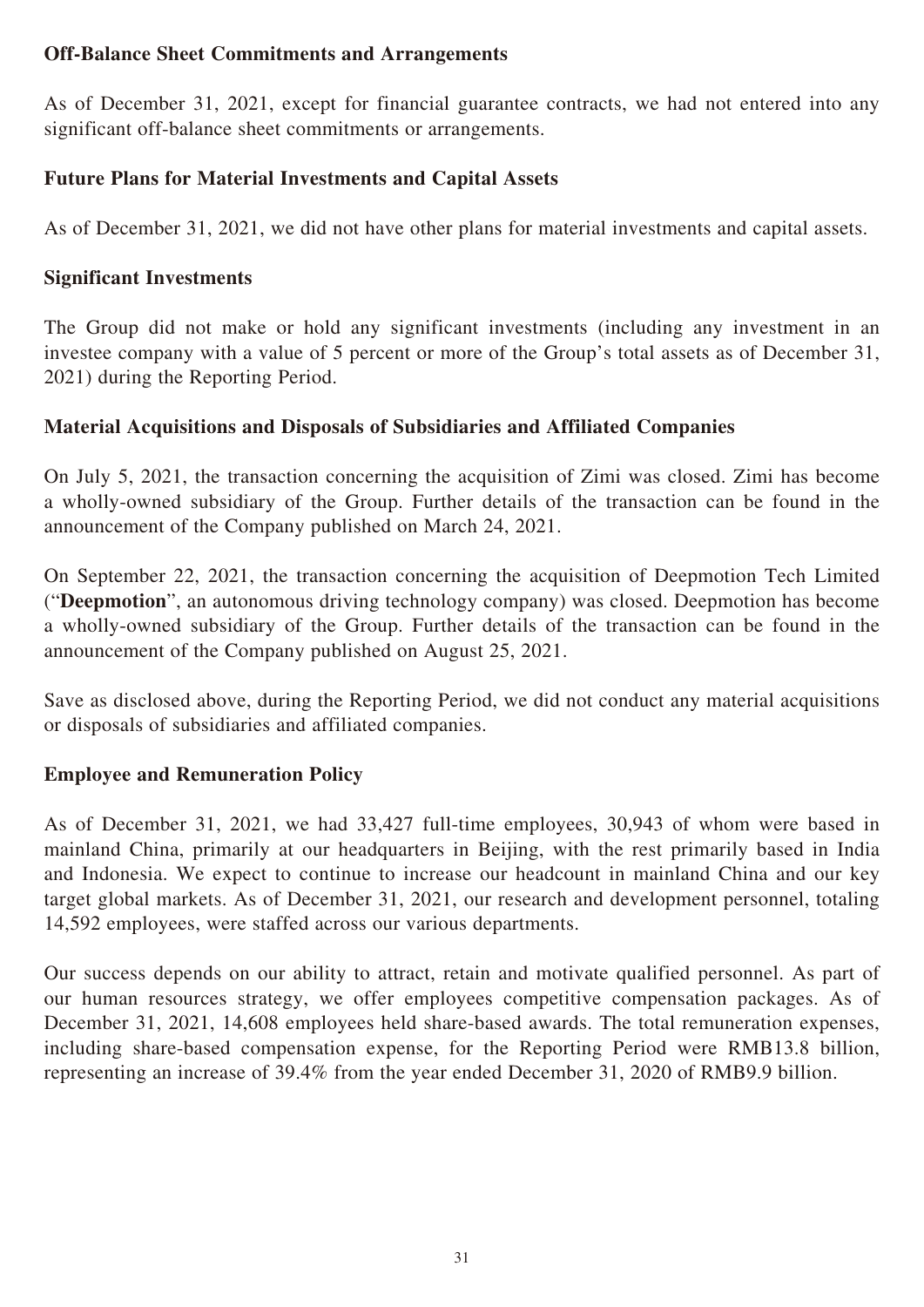## Off-Balance Sheet Commitments and Arrangements

As of December 31, 2021, except for financial guarantee contracts, we had not entered into any significant off-balance sheet commitments or arrangements.

## Future Plans for Material Investments and Capital Assets

As of December 31, 2021, we did not have other plans for material investments and capital assets.

## Significant Investments

The Group did not make or hold any significant investments (including any investment in an investee company with a value of 5 percent or more of the Group's total assets as of December 31, 2021) during the Reporting Period.

## Material Acquisitions and Disposals of Subsidiaries and Affiliated Companies

On July 5, 2021, the transaction concerning the acquisition of Zimi was closed. Zimi has become a wholly-owned subsidiary of the Group. Further details of the transaction can be found in the announcement of the Company published on March 24, 2021.

On September 22, 2021, the transaction concerning the acquisition of Deepmotion Tech Limited ("**Deepmotion**", an autonomous driving technology company) was closed. Deepmotion has become a wholly-owned subsidiary of the Group. Further details of the transaction can be found in the announcement of the Company published on August 25, 2021.

Save as disclosed above, during the Reporting Period, we did not conduct any material acquisitions or disposals of subsidiaries and affiliated companies.

## Employee and Remuneration Policy

As of December 31, 2021, we had 33,427 full-time employees, 30,943 of whom were based in mainland China, primarily at our headquarters in Beijing, with the rest primarily based in India and Indonesia. We expect to continue to increase our headcount in mainland China and our key target global markets. As of December 31, 2021, our research and development personnel, totaling 14,592 employees, were staffed across our various departments.

Our success depends on our ability to attract, retain and motivate qualified personnel. As part of our human resources strategy, we offer employees competitive compensation packages. As of December 31, 2021, 14,608 employees held share-based awards. The total remuneration expenses, including share-based compensation expense, for the Reporting Period were RMB13.8 billion, representing an increase of 39.4% from the year ended December 31, 2020 of RMB9.9 billion.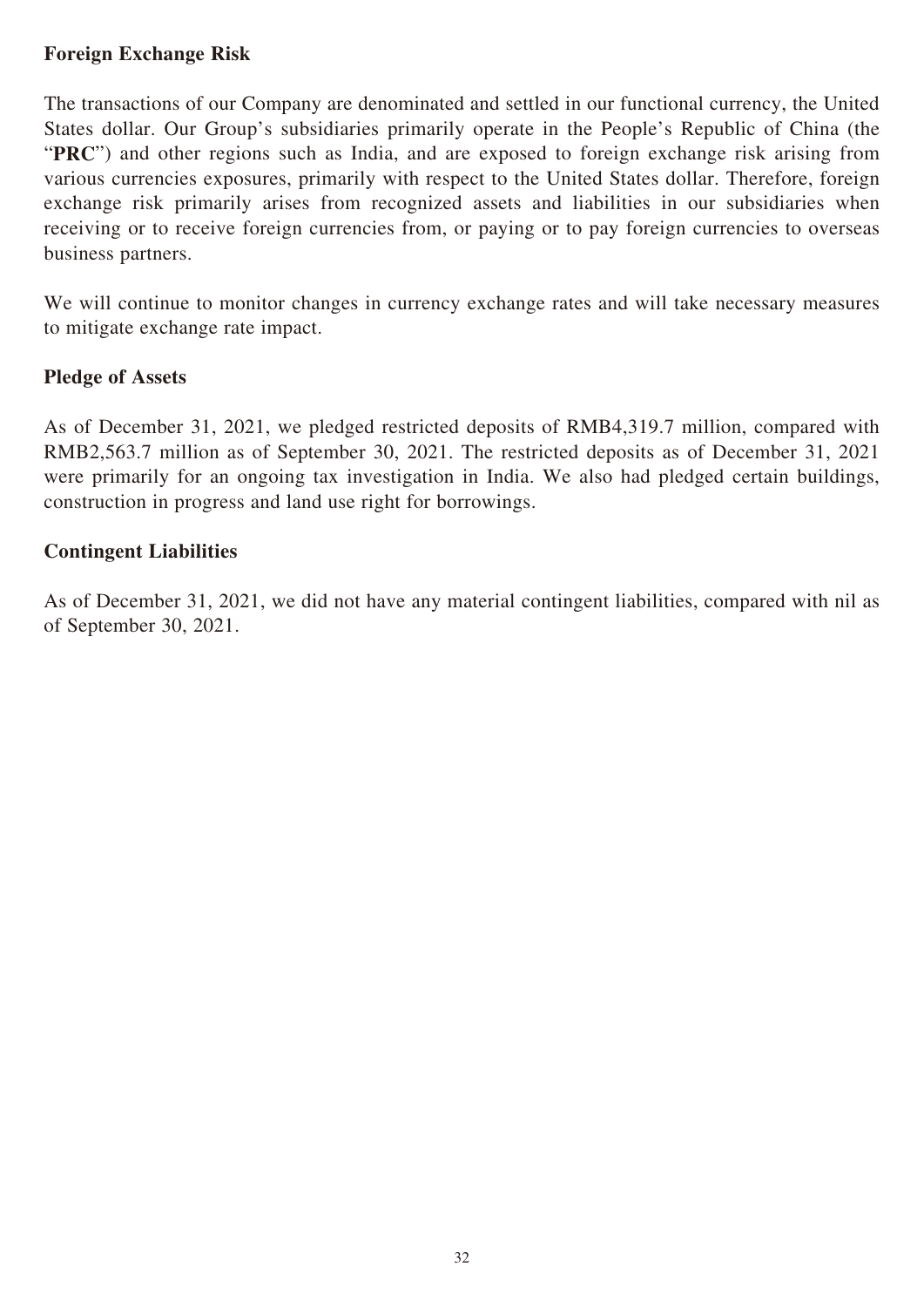**Foreign Exchange Risk**

The transactions of our Company are denominated and settled in our functional currency, the United States dollar. Our Group's subsidiaries primarily operate in the People's Republic of China (the "**PRC**") and other regions such as India, and are exposed to foreign exchange risk arising from various currencies exposures, primarily with respect to the United States dollar. Therefore, foreign exchange risk primarily arises from recognized assets and liabilities in our subsidiaries when receiving or to receive foreign currencies from, or paying or to pay foreign currencies to overseas business partners.

We will continue to monitor changes in currency exchange rates and will take necessary measures to mitigate exchange rate impact.

**Pledge of Assets**

As of December 31, 2021, we pledged restricted deposits of RMB4,319.7 million, compared with RMB2,563.7 million as of September 30, 2021. The restricted deposits as of December 31, 2021 were primarily for an ongoing tax investigation in India. We also had pledged certain buildings, construction in progress and land use right for borrowings.

**Contingent Liabilities**

As of December 31, 2021, we did not have any material contingent liabilities, compared with nil as of September 30, 2021.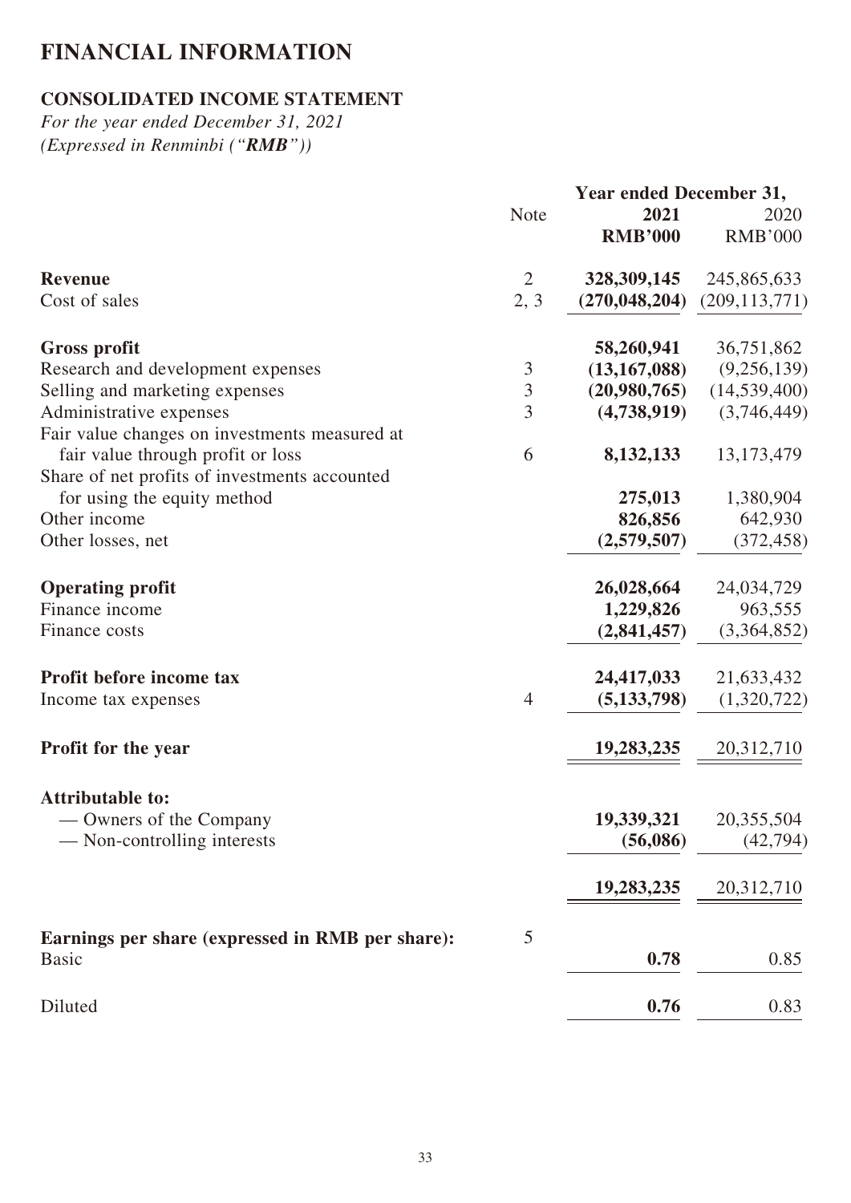# FINANCIAL INFORMATION

## CONSOLIDATED INCOME STATEMENT

*For the year ended December 31, 2021*
*(Expressed in Renminbi ("**RMB**"))*

| | Note | Year ended December 31, | |
|---|---|---|---|
| | | **2021** | 2020 |
| | | **RMB'000** | RMB'000 |
| **Revenue** | 2 | **328,309,145** | 245,865,633 |
| Cost of sales | 2, 3 | **(270,048,204)** | (209,113,771) |
| **Gross profit** | | **58,260,941** | 36,751,862 |
| Research and development expenses | 3 | **(13,167,088)** | (9,256,139) |
| Selling and marketing expenses | 3 | **(20,980,765)** | (14,539,400) |
| Administrative expenses | 3 | **(4,738,919)** | (3,746,449) |
| Fair value changes on investments measured at fair value through profit or loss | 6 | **8,132,133** | 13,173,479 |
| Share of net profits of investments accounted for using the equity method | | **275,013** | 1,380,904 |
| Other income | | **826,856** | 642,930 |
| Other losses, net | | **(2,579,507)** | (372,458) |
| **Operating profit** | | **26,028,664** | 24,034,729 |
| Finance income | | **1,229,826** | 963,555 |
| Finance costs | | **(2,841,457)** | (3,364,852) |
| **Profit before income tax** | | **24,417,033** | 21,633,432 |
| Income tax expenses | 4 | **(5,133,798)** | (1,320,722) |
| **Profit for the year** | | **19,283,235** | 20,312,710 |
| **Attributable to:** | | | |
| — Owners of the Company | | **19,339,321** | 20,355,504 |
| — Non-controlling interests | | **(56,086)** | (42,794) |
| | | **19,283,235** | 20,312,710 |
| **Earnings per share (expressed in RMB per share):** | 5 | | |
| Basic | | **0.78** | 0.85 |
| Diluted | | **0.76** | 0.83 |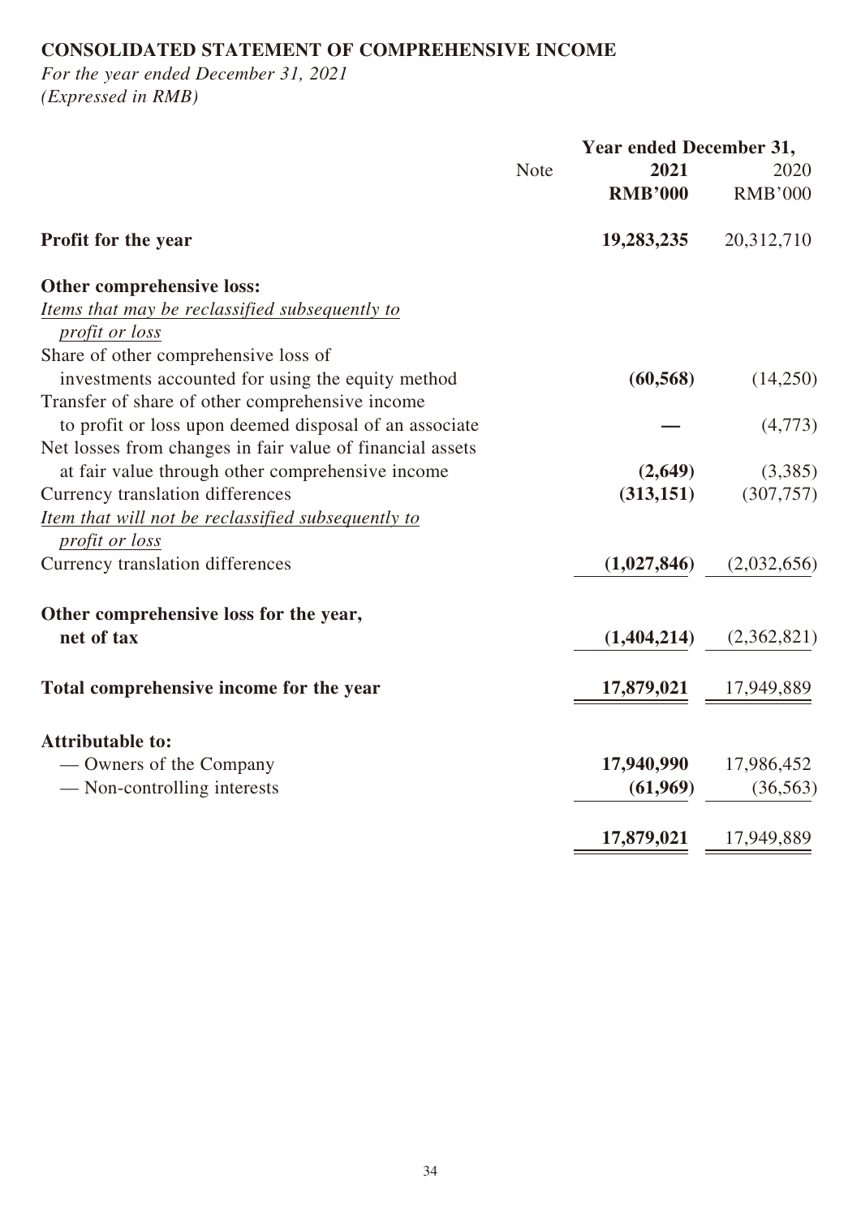# CONSOLIDATED STATEMENT OF COMPREHENSIVE INCOME

*For the year ended December 31, 2021*
*(Expressed in RMB)*

| | Note | Year ended December 31, | |
|---|---|---|---|
| | | **2021** | 2020 |
| | | **RMB'000** | RMB'000 |
| **Profit for the year** | | **19,283,235** | 20,312,710 |
| **Other comprehensive loss:** | | | |
| *Items that may be reclassified subsequently to profit or loss* | | | |
| Share of other comprehensive loss of investments accounted for using the equity method | | **(60,568)** | (14,250) |
| Transfer of share of other comprehensive income to profit or loss upon deemed disposal of an associate | | **—** | (4,773) |
| Net losses from changes in fair value of financial assets at fair value through other comprehensive income | | **(2,649)** | (3,385) |
| Currency translation differences | | **(313,151)** | (307,757) |
| *Item that will not be reclassified subsequently to profit or loss* | | | |
| Currency translation differences | | **(1,027,846)** | (2,032,656) |
| **Other comprehensive loss for the year, net of tax** | | **(1,404,214)** | (2,362,821) |
| **Total comprehensive income for the year** | | **17,879,021** | 17,949,889 |
| **Attributable to:** | | | |
| — Owners of the Company | | **17,940,990** | 17,986,452 |
| — Non-controlling interests | | **(61,969)** | (36,563) |
| | | **17,879,021** | 17,949,889 |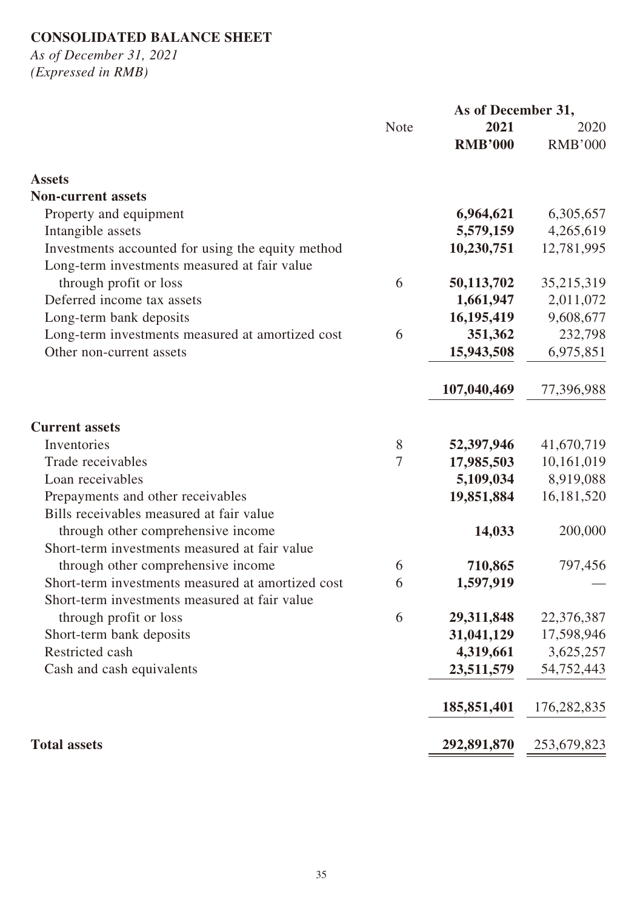**CONSOLIDATED BALANCE SHEET**

*As of December 31, 2021*
*(Expressed in RMB)*

| | Note | As of December 31, 2021 RMB'000 | 2020 RMB'000 |
|---|---|---|---|
| **Assets** | | | |
| **Non-current assets** | | | |
| Property and equipment | | **6,964,621** | 6,305,657 |
| Intangible assets | | **5,579,159** | 4,265,619 |
| Investments accounted for using the equity method | | **10,230,751** | 12,781,995 |
| Long-term investments measured at fair value through profit or loss | 6 | **50,113,702** | 35,215,319 |
| Deferred income tax assets | | **1,661,947** | 2,011,072 |
| Long-term bank deposits | | **16,195,419** | 9,608,677 |
| Long-term investments measured at amortized cost | 6 | **351,362** | 232,798 |
| Other non-current assets | | **15,943,508** | 6,975,851 |
| | | **107,040,469** | 77,396,988 |
| **Current assets** | | | |
| Inventories | 8 | **52,397,946** | 41,670,719 |
| Trade receivables | 7 | **17,985,503** | 10,161,019 |
| Loan receivables | | **5,109,034** | 8,919,088 |
| Prepayments and other receivables | | **19,851,884** | 16,181,520 |
| Bills receivables measured at fair value through other comprehensive income | | **14,033** | 200,000 |
| Short-term investments measured at fair value through other comprehensive income | 6 | **710,865** | 797,456 |
| Short-term investments measured at amortized cost | 6 | **1,597,919** | — |
| Short-term investments measured at fair value through profit or loss | 6 | **29,311,848** | 22,376,387 |
| Short-term bank deposits | | **31,041,129** | 17,598,946 |
| Restricted cash | | **4,319,661** | 3,625,257 |
| Cash and cash equivalents | | **23,511,579** | 54,752,443 |
| | | **185,851,401** | 176,282,835 |
| **Total assets** | | **292,891,870** | 253,679,823 |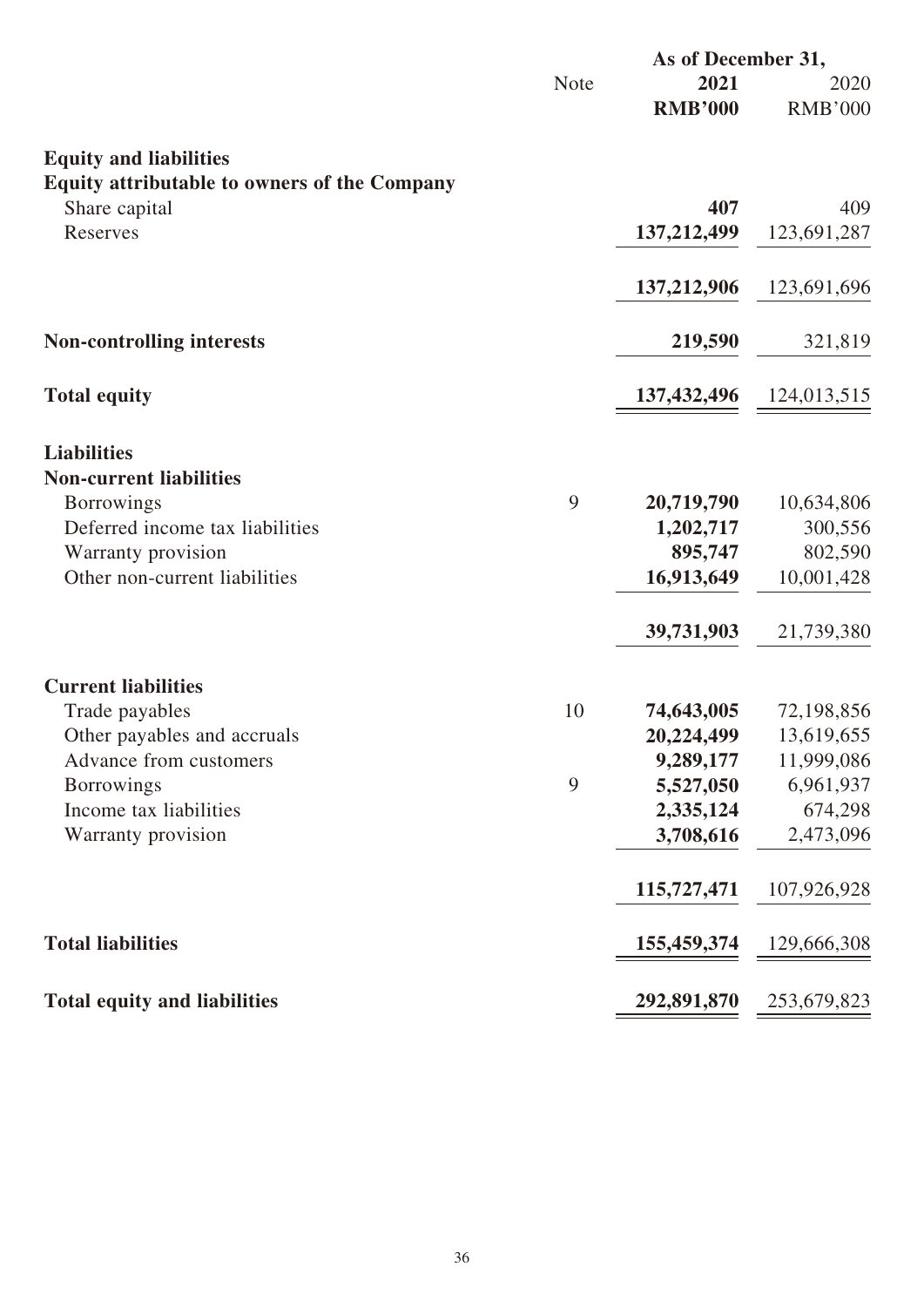| | Note | As of December 31, | |
|---|---|---|---|
| | | **2021** | 2020 |
| | | **RMB'000** | RMB'000 |
| **Equity and liabilities** | | | |
| **Equity attributable to owners of the Company** | | | |
| Share capital | | **407** | 409 |
| Reserves | | **137,212,499** | 123,691,287 |
| | | **137,212,906** | 123,691,696 |
| **Non-controlling interests** | | **219,590** | 321,819 |
| **Total equity** | | **137,432,496** | 124,013,515 |
| **Liabilities** | | | |
| **Non-current liabilities** | | | |
| Borrowings | 9 | **20,719,790** | 10,634,806 |
| Deferred income tax liabilities | | **1,202,717** | 300,556 |
| Warranty provision | | **895,747** | 802,590 |
| Other non-current liabilities | | **16,913,649** | 10,001,428 |
| | | **39,731,903** | 21,739,380 |
| **Current liabilities** | | | |
| Trade payables | 10 | **74,643,005** | 72,198,856 |
| Other payables and accruals | | **20,224,499** | 13,619,655 |
| Advance from customers | | **9,289,177** | 11,999,086 |
| Borrowings | 9 | **5,527,050** | 6,961,937 |
| Income tax liabilities | | **2,335,124** | 674,298 |
| Warranty provision | | **3,708,616** | 2,473,096 |
| | | **115,727,471** | 107,926,928 |
| **Total liabilities** | | **155,459,374** | 129,666,308 |
| **Total equity and liabilities** | | **292,891,870** | 253,679,823 |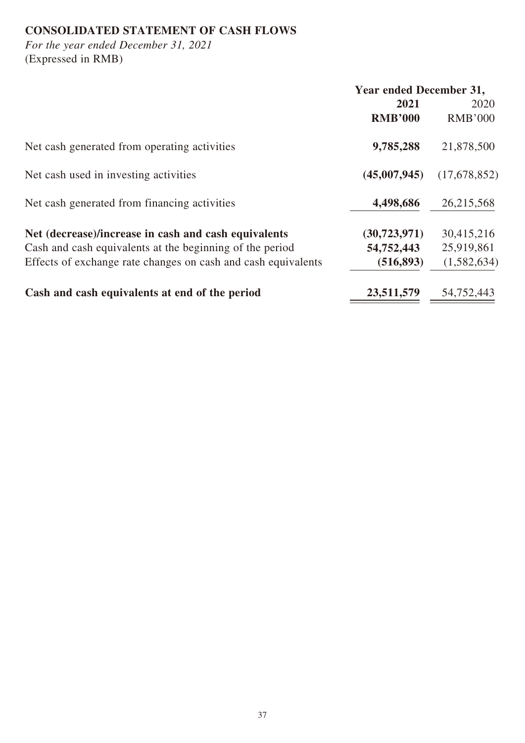**CONSOLIDATED STATEMENT OF CASH FLOWS**

*For the year ended December 31, 2021*

(Expressed in RMB)

| | Year ended December 31, | |
|---|---|---|
| | **2021** | 2020 |
| | **RMB'000** | RMB'000 |
| Net cash generated from operating activities | **9,785,288** | 21,878,500 |
| Net cash used in investing activities | **(45,007,945)** | (17,678,852) |
| Net cash generated from financing activities | **4,498,686** | 26,215,568 |
| **Net (decrease)/increase in cash and cash equivalents** | **(30,723,971)** | 30,415,216 |
| Cash and cash equivalents at the beginning of the period | **54,752,443** | 25,919,861 |
| Effects of exchange rate changes on cash and cash equivalents | **(516,893)** | (1,582,634) |
| **Cash and cash equivalents at end of the period** | **23,511,579** | 54,752,443 |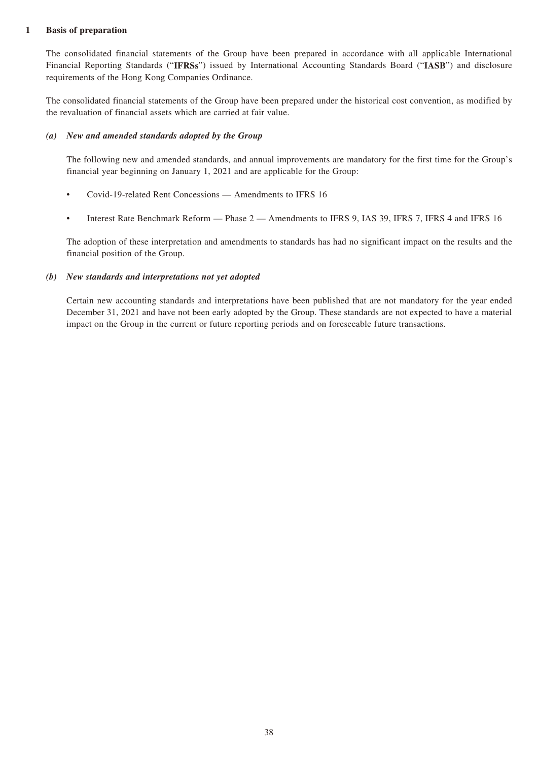## 1 Basis of preparation

The consolidated financial statements of the Group have been prepared in accordance with all applicable International Financial Reporting Standards ("**IFRSs**") issued by International Accounting Standards Board ("**IASB**") and disclosure requirements of the Hong Kong Companies Ordinance.

The consolidated financial statements of the Group have been prepared under the historical cost convention, as modified by the revaluation of financial assets which are carried at fair value.

### *(a) New and amended standards adopted by the Group*

The following new and amended standards, and annual improvements are mandatory for the first time for the Group's financial year beginning on January 1, 2021 and are applicable for the Group:

- Covid-19-related Rent Concessions — Amendments to IFRS 16
- Interest Rate Benchmark Reform — Phase 2 — Amendments to IFRS 9, IAS 39, IFRS 7, IFRS 4 and IFRS 16

The adoption of these interpretation and amendments to standards has had no significant impact on the results and the financial position of the Group.

### *(b) New standards and interpretations not yet adopted*

Certain new accounting standards and interpretations have been published that are not mandatory for the year ended December 31, 2021 and have not been early adopted by the Group. These standards are not expected to have a material impact on the Group in the current or future reporting periods and on foreseeable future transactions.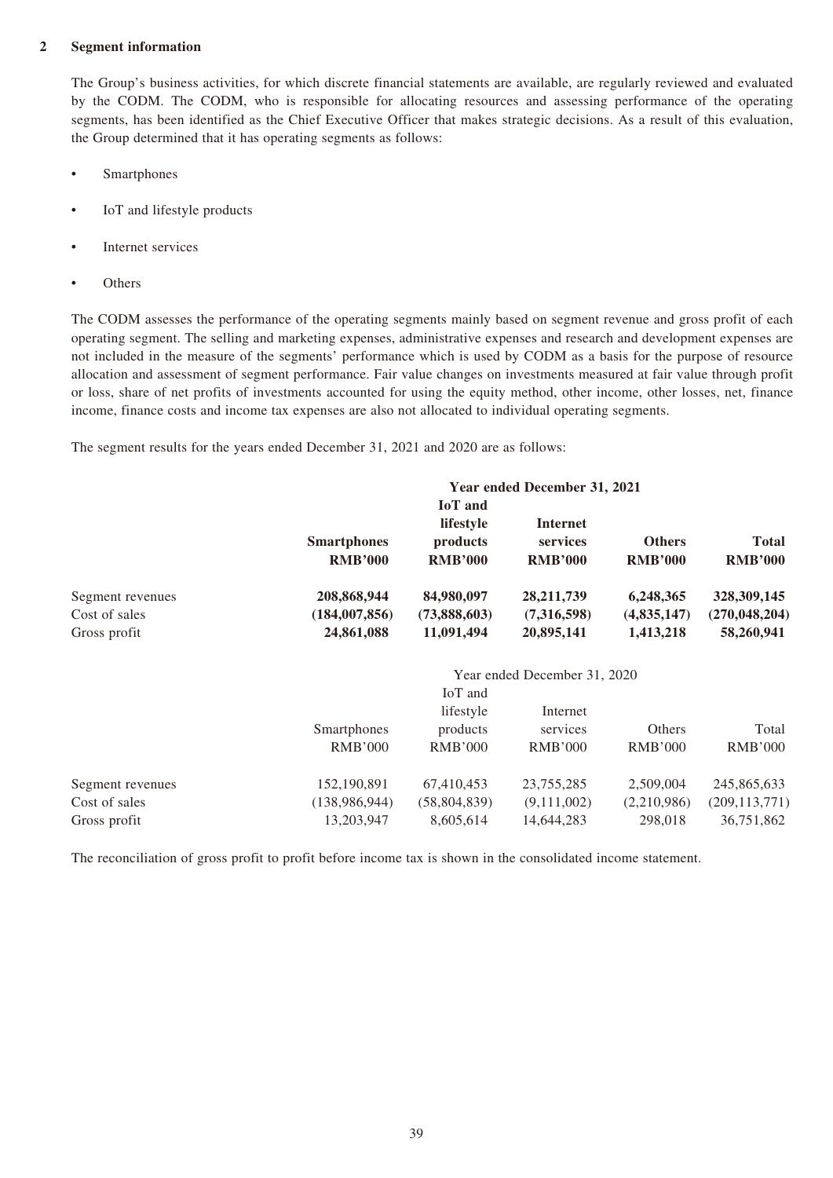## 2 Segment information

The Group's business activities, for which discrete financial statements are available, are regularly reviewed and evaluated by the CODM. The CODM, who is responsible for allocating resources and assessing performance of the operating segments, has been identified as the Chief Executive Officer that makes strategic decisions. As a result of this evaluation, the Group determined that it has operating segments as follows:

- Smartphones
- IoT and lifestyle products
- Internet services
- Others

The CODM assesses the performance of the operating segments mainly based on segment revenue and gross profit of each operating segment. The selling and marketing expenses, administrative expenses and research and development expenses are not included in the measure of the segments' performance which is used by CODM as a basis for the purpose of resource allocation and assessment of segment performance. Fair value changes on investments measured at fair value through profit or loss, share of net profits of investments accounted for using the equity method, other income, other losses, net, finance income, finance costs and income tax expenses are also not allocated to individual operating segments.

The segment results for the years ended December 31, 2021 and 2020 are as follows:

| | **Year ended December 31, 2021** | | | | |
|---|---|---|---|---|---|
| | **Smartphones** | **IoT and lifestyle products** | **Internet services** | **Others** | **Total** |
| | **RMB'000** | **RMB'000** | **RMB'000** | **RMB'000** | **RMB'000** |
| Segment revenues | **208,868,944** | **84,980,097** | **28,211,739** | **6,248,365** | **328,309,145** |
| Cost of sales | **(184,007,856)** | **(73,888,603)** | **(7,316,598)** | **(4,835,147)** | **(270,048,204)** |
| Gross profit | **24,861,088** | **11,091,494** | **20,895,141** | **1,413,218** | **58,260,941** |

| | Year ended December 31, 2020 | | | | |
|---|---|---|---|---|---|
| | Smartphones | IoT and lifestyle products | Internet services | Others | Total |
| | RMB'000 | RMB'000 | RMB'000 | RMB'000 | RMB'000 |
| Segment revenues | 152,190,891 | 67,410,453 | 23,755,285 | 2,509,004 | 245,865,633 |
| Cost of sales | (138,986,944) | (58,804,839) | (9,111,002) | (2,210,986) | (209,113,771) |
| Gross profit | 13,203,947 | 8,605,614 | 14,644,283 | 298,018 | 36,751,862 |

The reconciliation of gross profit to profit before income tax is shown in the consolidated income statement.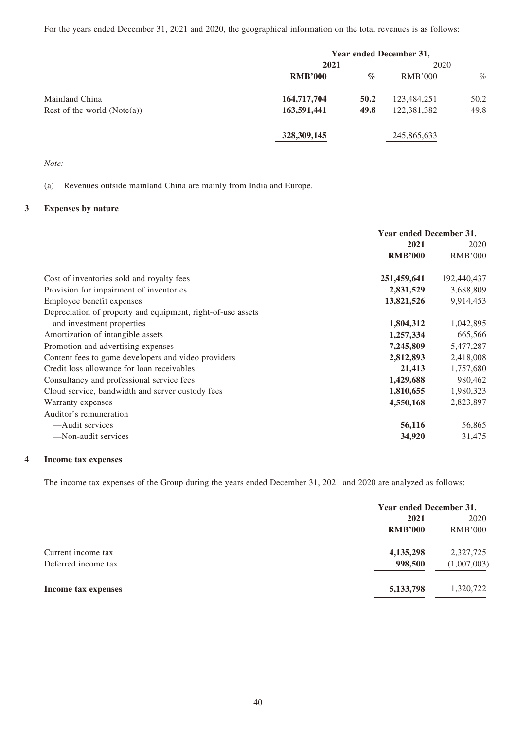For the years ended December 31, 2021 and 2020, the geographical information on the total revenues is as follows:

| | Year ended December 31, | | | |
|---|---|---|---|---|
| | **2021** | | 2020 | |
| | **RMB'000** | **%** | RMB'000 | % |
| Mainland China | **164,717,704** | **50.2** | 123,484,251 | 50.2 |
| Rest of the world (Note(a)) | **163,591,441** | **49.8** | 122,381,382 | 49.8 |
| | **328,309,145** | | 245,865,633 | |

*Note:*

(a) Revenues outside mainland China are mainly from India and Europe.

## 3 Expenses by nature

| | Year ended December 31, | |
|---|---|---|
| | **2021** | 2020 |
| | **RMB'000** | RMB'000 |
| Cost of inventories sold and royalty fees | **251,459,641** | 192,440,437 |
| Provision for impairment of inventories | **2,831,529** | 3,688,809 |
| Employee benefit expenses | **13,821,526** | 9,914,453 |
| Depreciation of property and equipment, right-of-use assets and investment properties | **1,804,312** | 1,042,895 |
| Amortization of intangible assets | **1,257,334** | 665,566 |
| Promotion and advertising expenses | **7,245,809** | 5,477,287 |
| Content fees to game developers and video providers | **2,812,893** | 2,418,008 |
| Credit loss allowance for loan receivables | **21,413** | 1,757,680 |
| Consultancy and professional service fees | **1,429,688** | 980,462 |
| Cloud service, bandwidth and server custody fees | **1,810,655** | 1,980,323 |
| Warranty expenses | **4,550,168** | 2,823,897 |
| Auditor's remuneration | | |
| —Audit services | **56,116** | 56,865 |
| —Non-audit services | **34,920** | 31,475 |

## 4 Income tax expenses

The income tax expenses of the Group during the years ended December 31, 2021 and 2020 are analyzed as follows:

| | Year ended December 31, | |
|---|---|---|
| | **2021** | 2020 |
| | **RMB'000** | RMB'000 |
| Current income tax | **4,135,298** | 2,327,725 |
| Deferred income tax | **998,500** | (1,007,003) |
| **Income tax expenses** | **5,133,798** | 1,320,722 |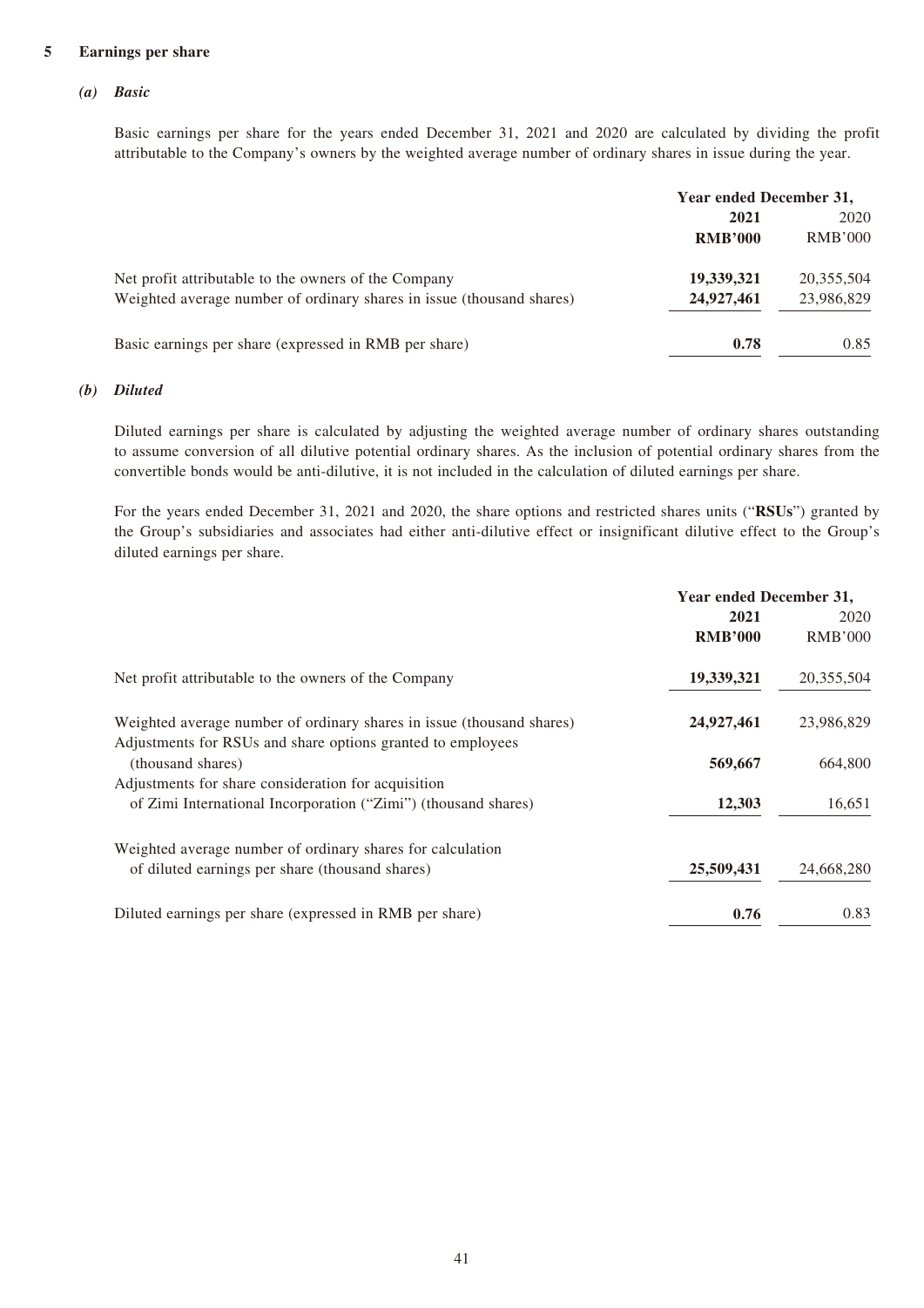## 5 Earnings per share

### *(a) Basic*

Basic earnings per share for the years ended December 31, 2021 and 2020 are calculated by dividing the profit attributable to the Company's owners by the weighted average number of ordinary shares in issue during the year.

| | Year ended December 31, | |
|---|---|---|
| | **2021** | 2020 |
| | **RMB'000** | RMB'000 |
| Net profit attributable to the owners of the Company | **19,339,321** | 20,355,504 |
| Weighted average number of ordinary shares in issue (thousand shares) | **24,927,461** | 23,986,829 |
| Basic earnings per share (expressed in RMB per share) | **0.78** | 0.85 |

### *(b) Diluted*

Diluted earnings per share is calculated by adjusting the weighted average number of ordinary shares outstanding to assume conversion of all dilutive potential ordinary shares. As the inclusion of potential ordinary shares from the convertible bonds would be anti-dilutive, it is not included in the calculation of diluted earnings per share.

For the years ended December 31, 2021 and 2020, the share options and restricted shares units ("**RSUs**") granted by the Group's subsidiaries and associates had either anti-dilutive effect or insignificant dilutive effect to the Group's diluted earnings per share.

| | Year ended December 31, | |
|---|---|---|
| | **2021** | 2020 |
| | **RMB'000** | RMB'000 |
| Net profit attributable to the owners of the Company | **19,339,321** | 20,355,504 |
| Weighted average number of ordinary shares in issue (thousand shares) | **24,927,461** | 23,986,829 |
| Adjustments for RSUs and share options granted to employees (thousand shares) | **569,667** | 664,800 |
| Adjustments for share consideration for acquisition of Zimi International Incorporation ("Zimi") (thousand shares) | **12,303** | 16,651 |
| Weighted average number of ordinary shares for calculation of diluted earnings per share (thousand shares) | **25,509,431** | 24,668,280 |
| Diluted earnings per share (expressed in RMB per share) | **0.76** | 0.83 |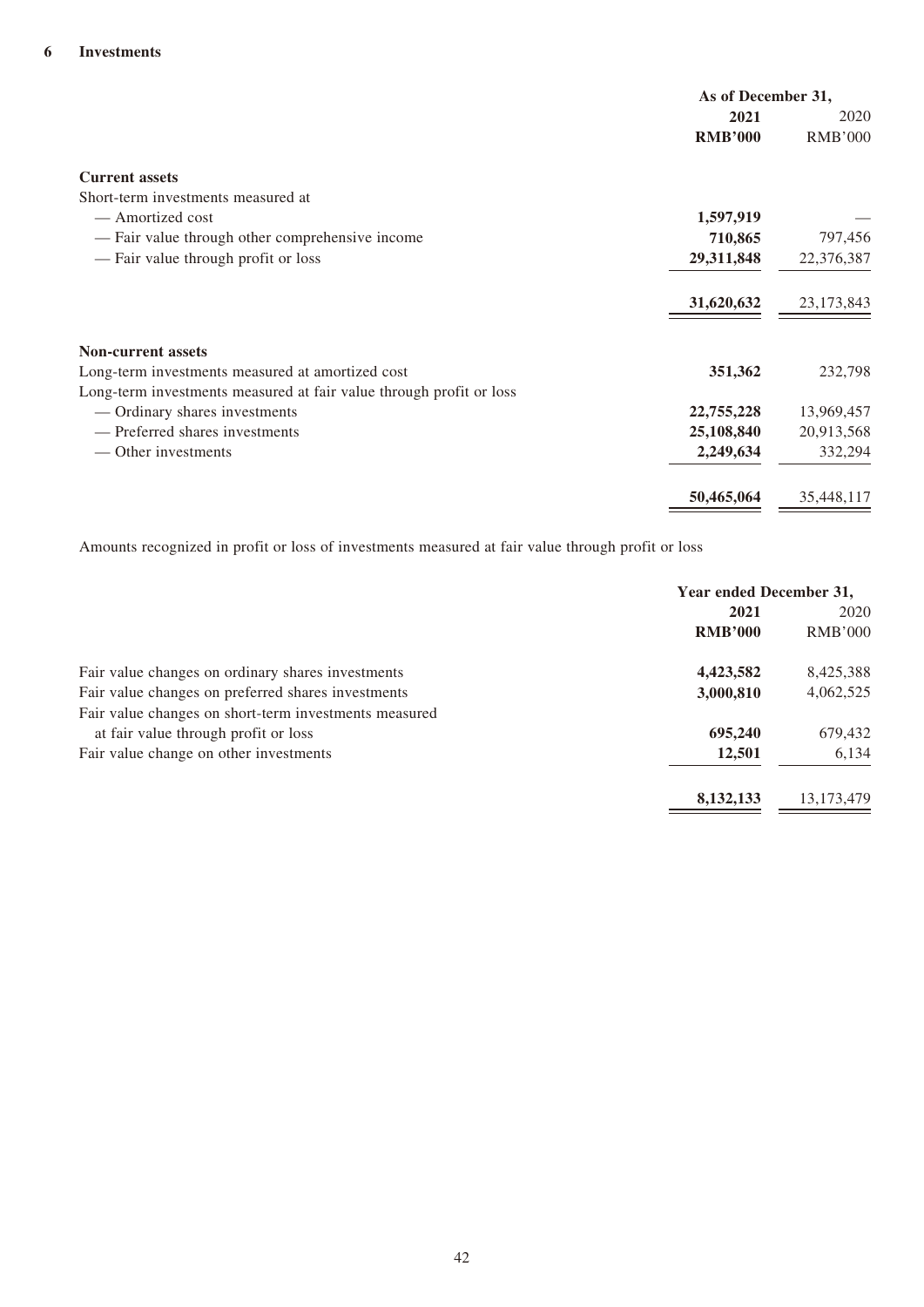## 6 Investments

| | As of December 31, | |
|---|---|---|
| | **2021** | 2020 |
| | **RMB'000** | RMB'000 |
| **Current assets** | | |
| Short-term investments measured at | | |
| — Amortized cost | **1,597,919** | — |
| — Fair value through other comprehensive income | **710,865** | 797,456 |
| — Fair value through profit or loss | **29,311,848** | 22,376,387 |
| | **31,620,632** | 23,173,843 |
| **Non-current assets** | | |
| Long-term investments measured at amortized cost | **351,362** | 232,798 |
| Long-term investments measured at fair value through profit or loss | | |
| — Ordinary shares investments | **22,755,228** | 13,969,457 |
| — Preferred shares investments | **25,108,840** | 20,913,568 |
| — Other investments | **2,249,634** | 332,294 |
| | **50,465,064** | 35,448,117 |

Amounts recognized in profit or loss of investments measured at fair value through profit or loss

| | Year ended December 31, | |
|---|---|---|
| | **2021** | 2020 |
| | **RMB'000** | RMB'000 |
| Fair value changes on ordinary shares investments | **4,423,582** | 8,425,388 |
| Fair value changes on preferred shares investments | **3,000,810** | 4,062,525 |
| Fair value changes on short-term investments measured at fair value through profit or loss | **695,240** | 679,432 |
| Fair value change on other investments | **12,501** | 6,134 |
| | **8,132,133** | 13,173,479 |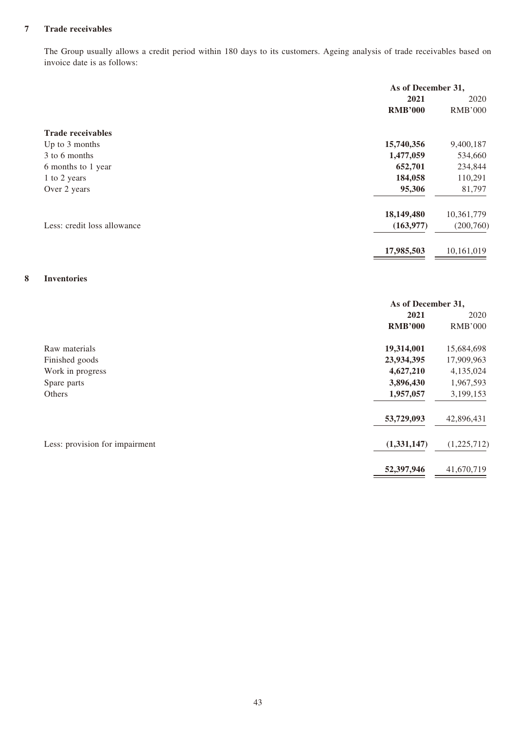## 7 Trade receivables

The Group usually allows a credit period within 180 days to its customers. Ageing analysis of trade receivables based on invoice date is as follows:

| | As of December 31, | |
|---|---|---|
| | **2021** | 2020 |
| | **RMB'000** | RMB'000 |
| **Trade receivables** | | |
| Up to 3 months | **15,740,356** | 9,400,187 |
| 3 to 6 months | **1,477,059** | 534,660 |
| 6 months to 1 year | **652,701** | 234,844 |
| 1 to 2 years | **184,058** | 110,291 |
| Over 2 years | **95,306** | 81,797 |
| | **18,149,480** | 10,361,779 |
| Less: credit loss allowance | **(163,977)** | (200,760) |
| | **17,985,503** | 10,161,019 |

## 8 Inventories

| | As of December 31, | |
|---|---|---|
| | **2021** | 2020 |
| | **RMB'000** | RMB'000 |
| Raw materials | **19,314,001** | 15,684,698 |
| Finished goods | **23,934,395** | 17,909,963 |
| Work in progress | **4,627,210** | 4,135,024 |
| Spare parts | **3,896,430** | 1,967,593 |
| Others | **1,957,057** | 3,199,153 |
| | **53,729,093** | 42,896,431 |
| Less: provision for impairment | **(1,331,147)** | (1,225,712) |
| | **52,397,946** | 41,670,719 |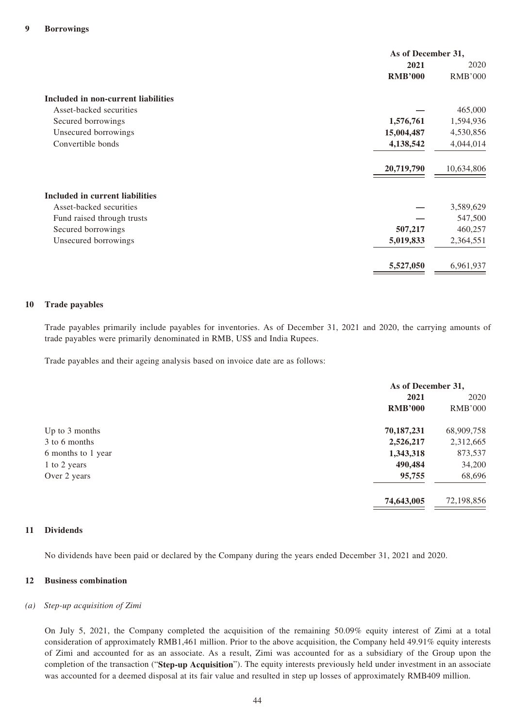## 9 Borrowings

| | As of December 31, | |
|---|---|---|
| | **2021** | 2020 |
| | **RMB'000** | RMB'000 |
| **Included in non-current liabilities** | | |
| Asset-backed securities | **—** | 465,000 |
| Secured borrowings | **1,576,761** | 1,594,936 |
| Unsecured borrowings | **15,004,487** | 4,530,856 |
| Convertible bonds | **4,138,542** | 4,044,014 |
| | **20,719,790** | 10,634,806 |
| **Included in current liabilities** | | |
| Asset-backed securities | **—** | 3,589,629 |
| Fund raised through trusts | **—** | 547,500 |
| Secured borrowings | **507,217** | 460,257 |
| Unsecured borrowings | **5,019,833** | 2,364,551 |
| | **5,527,050** | 6,961,937 |

## 10 Trade payables

Trade payables primarily include payables for inventories. As of December 31, 2021 and 2020, the carrying amounts of trade payables were primarily denominated in RMB, US$ and India Rupees.

Trade payables and their ageing analysis based on invoice date are as follows:

| | As of December 31, | |
|---|---|---|
| | **2021** | 2020 |
| | **RMB'000** | RMB'000 |
| Up to 3 months | **70,187,231** | 68,909,758 |
| 3 to 6 months | **2,526,217** | 2,312,665 |
| 6 months to 1 year | **1,343,318** | 873,537 |
| 1 to 2 years | **490,484** | 34,200 |
| Over 2 years | **95,755** | 68,696 |
| | **74,643,005** | 72,198,856 |

## 11 Dividends

No dividends have been paid or declared by the Company during the years ended December 31, 2021 and 2020.

## 12 Business combination

*(a) Step-up acquisition of Zimi*

On July 5, 2021, the Company completed the acquisition of the remaining 50.09% equity interest of Zimi at a total consideration of approximately RMB1,461 million. Prior to the above acquisition, the Company held 49.91% equity interests of Zimi and accounted for as an associate. As a result, Zimi was accounted for as a subsidiary of the Group upon the completion of the transaction ("**Step-up Acquisition**"). The equity interests previously held under investment in an associate was accounted for a deemed disposal at its fair value and resulted in step up losses of approximately RMB409 million.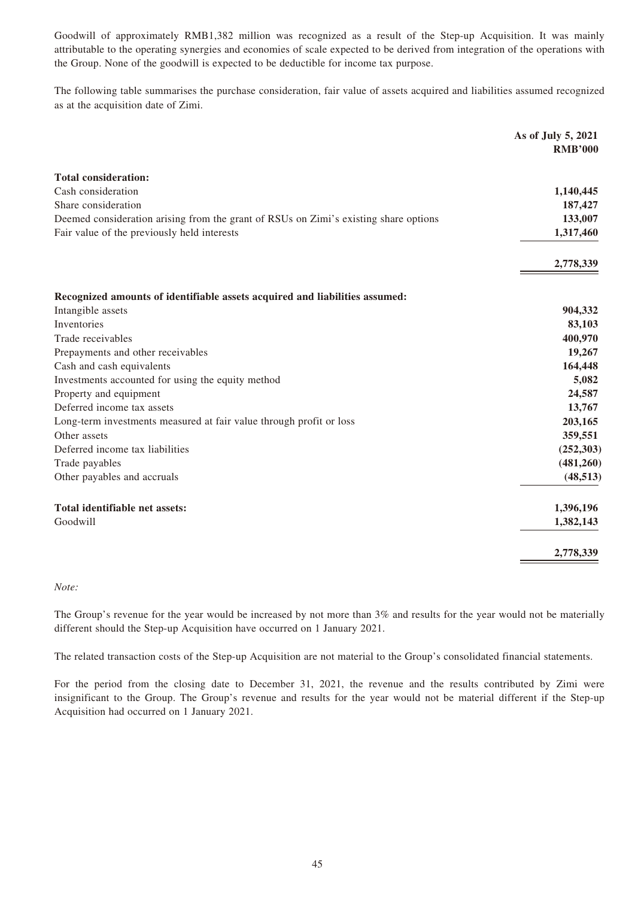Goodwill of approximately RMB1,382 million was recognized as a result of the Step-up Acquisition. It was mainly attributable to the operating synergies and economies of scale expected to be derived from integration of the operations with the Group. None of the goodwill is expected to be deductible for income tax purpose.

The following table summarises the purchase consideration, fair value of assets acquired and liabilities assumed recognized as at the acquisition date of Zimi.

| | As of July 5, 2021 RMB'000 |
|---|---|
| **Total consideration:** | |
| Cash consideration | **1,140,445** |
| Share consideration | **187,427** |
| Deemed consideration arising from the grant of RSUs on Zimi's existing share options | **133,007** |
| Fair value of the previously held interests | **1,317,460** |
| | **2,778,339** |
| **Recognized amounts of identifiable assets acquired and liabilities assumed:** | |
| Intangible assets | **904,332** |
| Inventories | **83,103** |
| Trade receivables | **400,970** |
| Prepayments and other receivables | **19,267** |
| Cash and cash equivalents | **164,448** |
| Investments accounted for using the equity method | **5,082** |
| Property and equipment | **24,587** |
| Deferred income tax assets | **13,767** |
| Long-term investments measured at fair value through profit or loss | **203,165** |
| Other assets | **359,551** |
| Deferred income tax liabilities | **(252,303)** |
| Trade payables | **(481,260)** |
| Other payables and accruals | **(48,513)** |
| **Total identifiable net assets:** | **1,396,196** |
| Goodwill | **1,382,143** |
| | **2,778,339** |

*Note:*

The Group's revenue for the year would be increased by not more than 3% and results for the year would not be materially different should the Step-up Acquisition have occurred on 1 January 2021.

The related transaction costs of the Step-up Acquisition are not material to the Group's consolidated financial statements.

For the period from the closing date to December 31, 2021, the revenue and the results contributed by Zimi were insignificant to the Group. The Group's revenue and results for the year would not be material different if the Step-up Acquisition had occurred on 1 January 2021.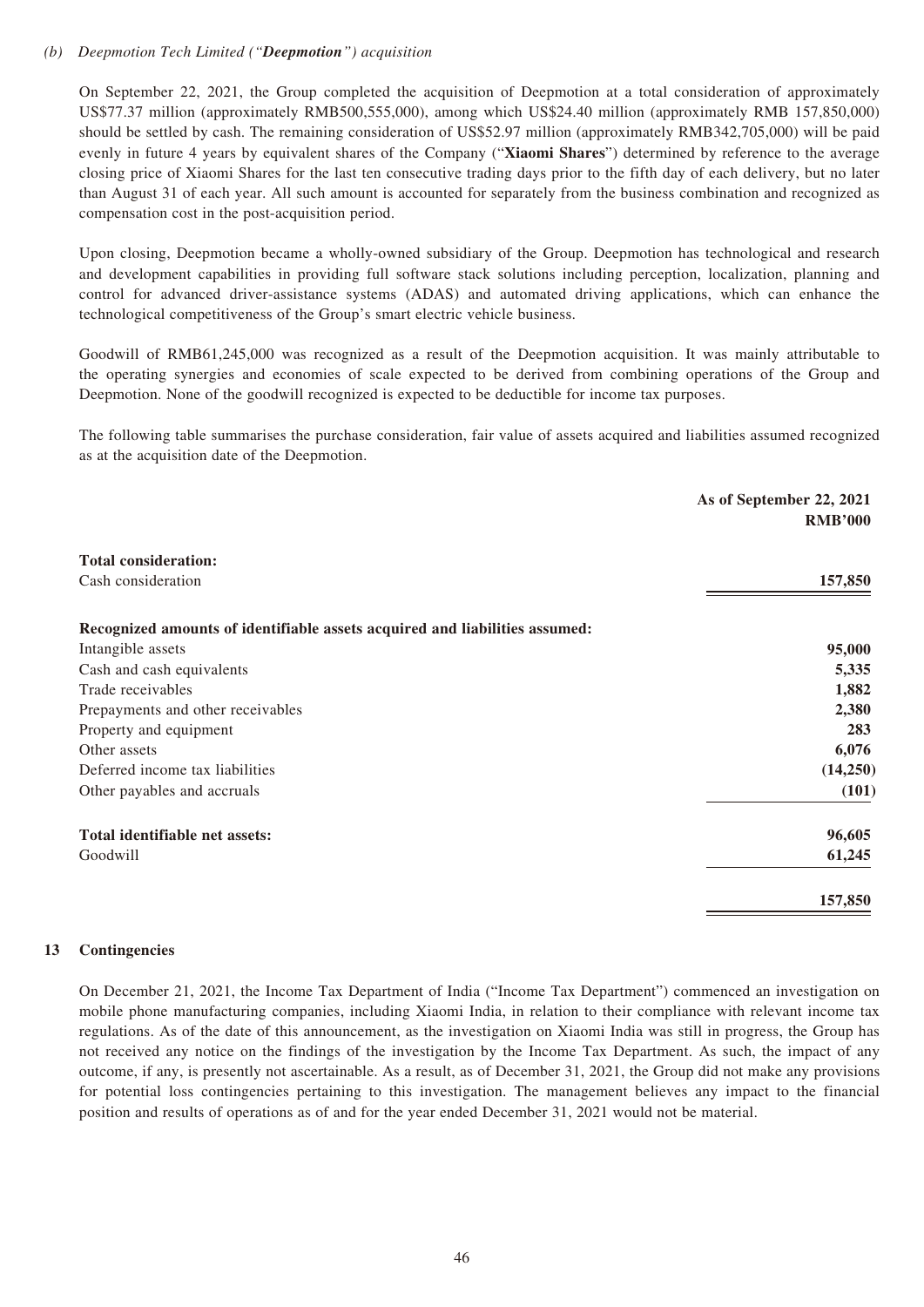*(b) Deepmotion Tech Limited ("**Deepmotion**") acquisition*

On September 22, 2021, the Group completed the acquisition of Deepmotion at a total consideration of approximately US$77.37 million (approximately RMB500,555,000), among which US$24.40 million (approximately RMB 157,850,000) should be settled by cash. The remaining consideration of US$52.97 million (approximately RMB342,705,000) will be paid evenly in future 4 years by equivalent shares of the Company ("**Xiaomi Shares**") determined by reference to the average closing price of Xiaomi Shares for the last ten consecutive trading days prior to the fifth day of each delivery, but no later than August 31 of each year. All such amount is accounted for separately from the business combination and recognized as compensation cost in the post-acquisition period.

Upon closing, Deepmotion became a wholly-owned subsidiary of the Group. Deepmotion has technological and research and development capabilities in providing full software stack solutions including perception, localization, planning and control for advanced driver-assistance systems (ADAS) and automated driving applications, which can enhance the technological competitiveness of the Group's smart electric vehicle business.

Goodwill of RMB61,245,000 was recognized as a result of the Deepmotion acquisition. It was mainly attributable to the operating synergies and economies of scale expected to be derived from combining operations of the Group and Deepmotion. None of the goodwill recognized is expected to be deductible for income tax purposes.

The following table summarises the purchase consideration, fair value of assets acquired and liabilities assumed recognized as at the acquisition date of the Deepmotion.

| | **As of September 22, 2021 RMB'000** |
|---|---|
| **Total consideration:** | |
| Cash consideration | **157,850** |
| **Recognized amounts of identifiable assets acquired and liabilities assumed:** | |
| Intangible assets | **95,000** |
| Cash and cash equivalents | **5,335** |
| Trade receivables | **1,882** |
| Prepayments and other receivables | **2,380** |
| Property and equipment | **283** |
| Other assets | **6,076** |
| Deferred income tax liabilities | **(14,250)** |
| Other payables and accruals | **(101)** |
| **Total identifiable net assets:** | **96,605** |
| Goodwill | **61,245** |
| | **157,850** |

## 13 Contingencies

On December 21, 2021, the Income Tax Department of India ("Income Tax Department") commenced an investigation on mobile phone manufacturing companies, including Xiaomi India, in relation to their compliance with relevant income tax regulations. As of the date of this announcement, as the investigation on Xiaomi India was still in progress, the Group has not received any notice on the findings of the investigation by the Income Tax Department. As such, the impact of any outcome, if any, is presently not ascertainable. As a result, as of December 31, 2021, the Group did not make any provisions for potential loss contingencies pertaining to this investigation. The management believes any impact to the financial position and results of operations as of and for the year ended December 31, 2021 would not be material.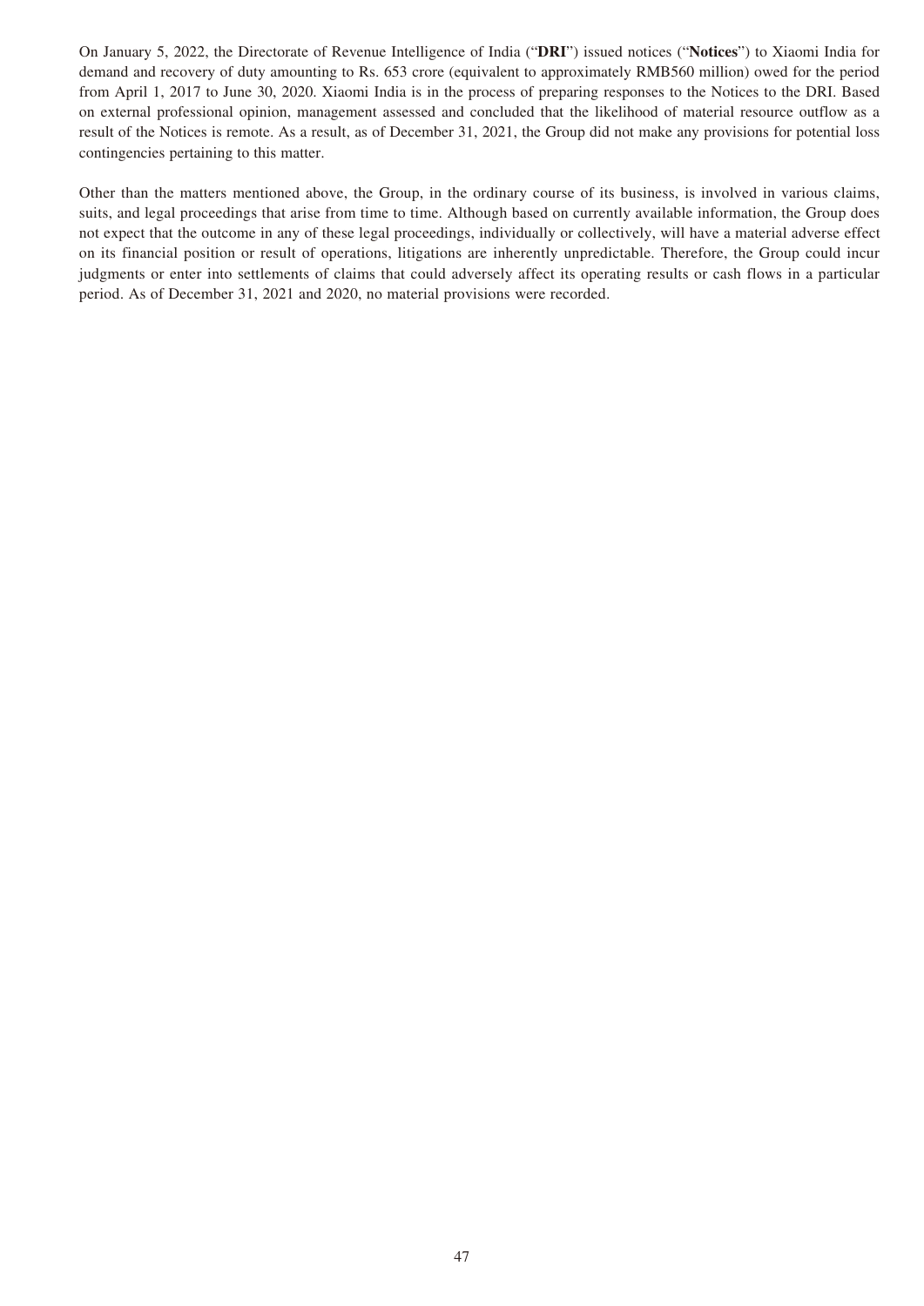On January 5, 2022, the Directorate of Revenue Intelligence of India ("**DRI**") issued notices ("**Notices**") to Xiaomi India for demand and recovery of duty amounting to Rs. 653 crore (equivalent to approximately RMB560 million) owed for the period from April 1, 2017 to June 30, 2020. Xiaomi India is in the process of preparing responses to the Notices to the DRI. Based on external professional opinion, management assessed and concluded that the likelihood of material resource outflow as a result of the Notices is remote. As a result, as of December 31, 2021, the Group did not make any provisions for potential loss contingencies pertaining to this matter.

Other than the matters mentioned above, the Group, in the ordinary course of its business, is involved in various claims, suits, and legal proceedings that arise from time to time. Although based on currently available information, the Group does not expect that the outcome in any of these legal proceedings, individually or collectively, will have a material adverse effect on its financial position or result of operations, litigations are inherently unpredictable. Therefore, the Group could incur judgments or enter into settlements of claims that could adversely affect its operating results or cash flows in a particular period. As of December 31, 2021 and 2020, no material provisions were recorded.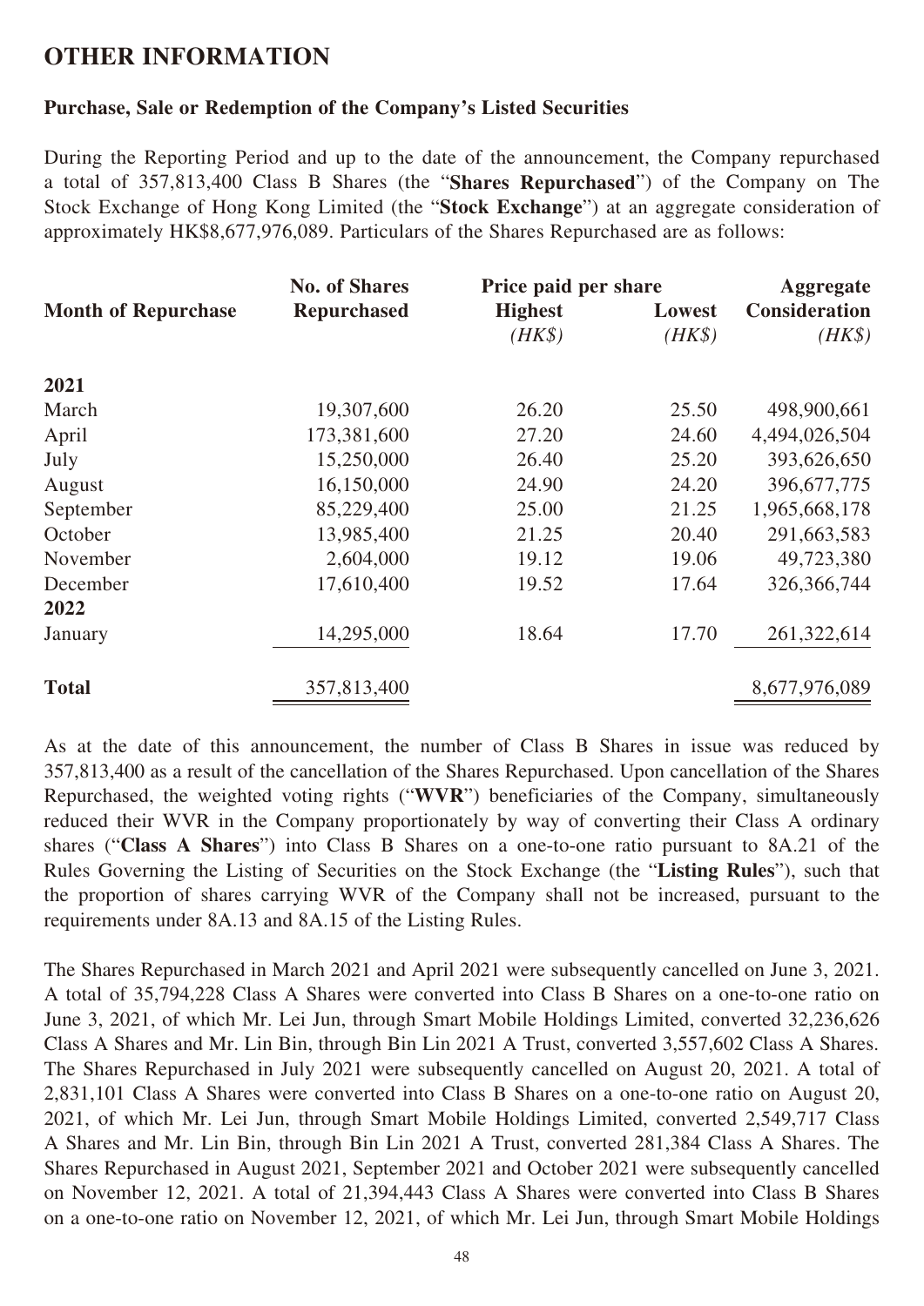# OTHER INFORMATION

### Purchase, Sale or Redemption of the Company's Listed Securities

During the Reporting Period and up to the date of the announcement, the Company repurchased a total of 357,813,400 Class B Shares (the "**Shares Repurchased**") of the Company on The Stock Exchange of Hong Kong Limited (the "**Stock Exchange**") at an aggregate consideration of approximately HK$8,677,976,089. Particulars of the Shares Repurchased are as follows:

| Month of Repurchase | No. of Shares Repurchased | Price paid per share | | Aggregate Consideration |
|---|---|---|---|---|
| | | Highest *(HK$)* | Lowest *(HK$)* | *(HK$)* |
| **2021** | | | | |
| March | 19,307,600 | 26.20 | 25.50 | 498,900,661 |
| April | 173,381,600 | 27.20 | 24.60 | 4,494,026,504 |
| July | 15,250,000 | 26.40 | 25.20 | 393,626,650 |
| August | 16,150,000 | 24.90 | 24.20 | 396,677,775 |
| September | 85,229,400 | 25.00 | 21.25 | 1,965,668,178 |
| October | 13,985,400 | 21.25 | 20.40 | 291,663,583 |
| November | 2,604,000 | 19.12 | 19.06 | 49,723,380 |
| December | 17,610,400 | 19.52 | 17.64 | 326,366,744 |
| **2022** | | | | |
| January | 14,295,000 | 18.64 | 17.70 | 261,322,614 |
| **Total** | 357,813,400 | | | 8,677,976,089 |

As at the date of this announcement, the number of Class B Shares in issue was reduced by 357,813,400 as a result of the cancellation of the Shares Repurchased. Upon cancellation of the Shares Repurchased, the weighted voting rights ("**WVR**") beneficiaries of the Company, simultaneously reduced their WVR in the Company proportionately by way of converting their Class A ordinary shares ("**Class A Shares**") into Class B Shares on a one-to-one ratio pursuant to 8A.21 of the Rules Governing the Listing of Securities on the Stock Exchange (the "**Listing Rules**"), such that the proportion of shares carrying WVR of the Company shall not be increased, pursuant to the requirements under 8A.13 and 8A.15 of the Listing Rules.

The Shares Repurchased in March 2021 and April 2021 were subsequently cancelled on June 3, 2021. A total of 35,794,228 Class A Shares were converted into Class B Shares on a one-to-one ratio on June 3, 2021, of which Mr. Lei Jun, through Smart Mobile Holdings Limited, converted 32,236,626 Class A Shares and Mr. Lin Bin, through Bin Lin 2021 A Trust, converted 3,557,602 Class A Shares. The Shares Repurchased in July 2021 were subsequently cancelled on August 20, 2021. A total of 2,831,101 Class A Shares were converted into Class B Shares on a one-to-one ratio on August 20, 2021, of which Mr. Lei Jun, through Smart Mobile Holdings Limited, converted 2,549,717 Class A Shares and Mr. Lin Bin, through Bin Lin 2021 A Trust, converted 281,384 Class A Shares. The Shares Repurchased in August 2021, September 2021 and October 2021 were subsequently cancelled on November 12, 2021. A total of 21,394,443 Class A Shares were converted into Class B Shares on a one-to-one ratio on November 12, 2021, of which Mr. Lei Jun, through Smart Mobile Holdings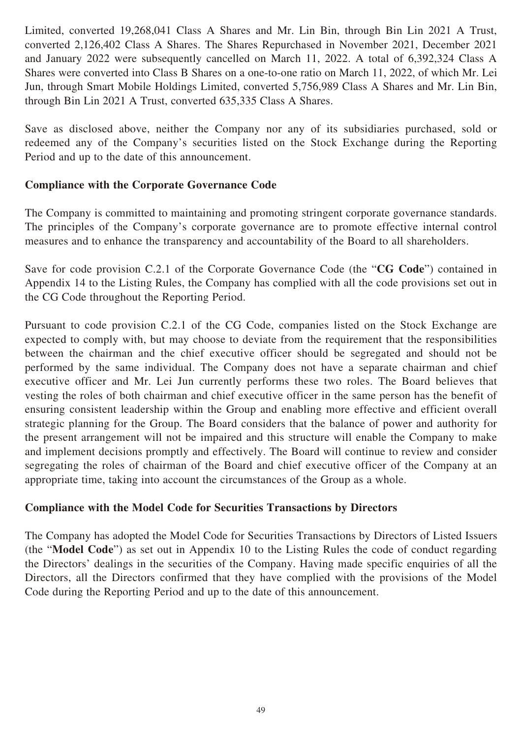Limited, converted 19,268,041 Class A Shares and Mr. Lin Bin, through Bin Lin 2021 A Trust, converted 2,126,402 Class A Shares. The Shares Repurchased in November 2021, December 2021 and January 2022 were subsequently cancelled on March 11, 2022. A total of 6,392,324 Class A Shares were converted into Class B Shares on a one-to-one ratio on March 11, 2022, of which Mr. Lei Jun, through Smart Mobile Holdings Limited, converted 5,756,989 Class A Shares and Mr. Lin Bin, through Bin Lin 2021 A Trust, converted 635,335 Class A Shares.

Save as disclosed above, neither the Company nor any of its subsidiaries purchased, sold or redeemed any of the Company's securities listed on the Stock Exchange during the Reporting Period and up to the date of this announcement.

**Compliance with the Corporate Governance Code**

The Company is committed to maintaining and promoting stringent corporate governance standards. The principles of the Company's corporate governance are to promote effective internal control measures and to enhance the transparency and accountability of the Board to all shareholders.

Save for code provision C.2.1 of the Corporate Governance Code (the "**CG Code**") contained in Appendix 14 to the Listing Rules, the Company has complied with all the code provisions set out in the CG Code throughout the Reporting Period.

Pursuant to code provision C.2.1 of the CG Code, companies listed on the Stock Exchange are expected to comply with, but may choose to deviate from the requirement that the responsibilities between the chairman and the chief executive officer should be segregated and should not be performed by the same individual. The Company does not have a separate chairman and chief executive officer and Mr. Lei Jun currently performs these two roles. The Board believes that vesting the roles of both chairman and chief executive officer in the same person has the benefit of ensuring consistent leadership within the Group and enabling more effective and efficient overall strategic planning for the Group. The Board considers that the balance of power and authority for the present arrangement will not be impaired and this structure will enable the Company to make and implement decisions promptly and effectively. The Board will continue to review and consider segregating the roles of chairman of the Board and chief executive officer of the Company at an appropriate time, taking into account the circumstances of the Group as a whole.

**Compliance with the Model Code for Securities Transactions by Directors**

The Company has adopted the Model Code for Securities Transactions by Directors of Listed Issuers (the "**Model Code**") as set out in Appendix 10 to the Listing Rules the code of conduct regarding the Directors' dealings in the securities of the Company. Having made specific enquiries of all the Directors, all the Directors confirmed that they have complied with the provisions of the Model Code during the Reporting Period and up to the date of this announcement.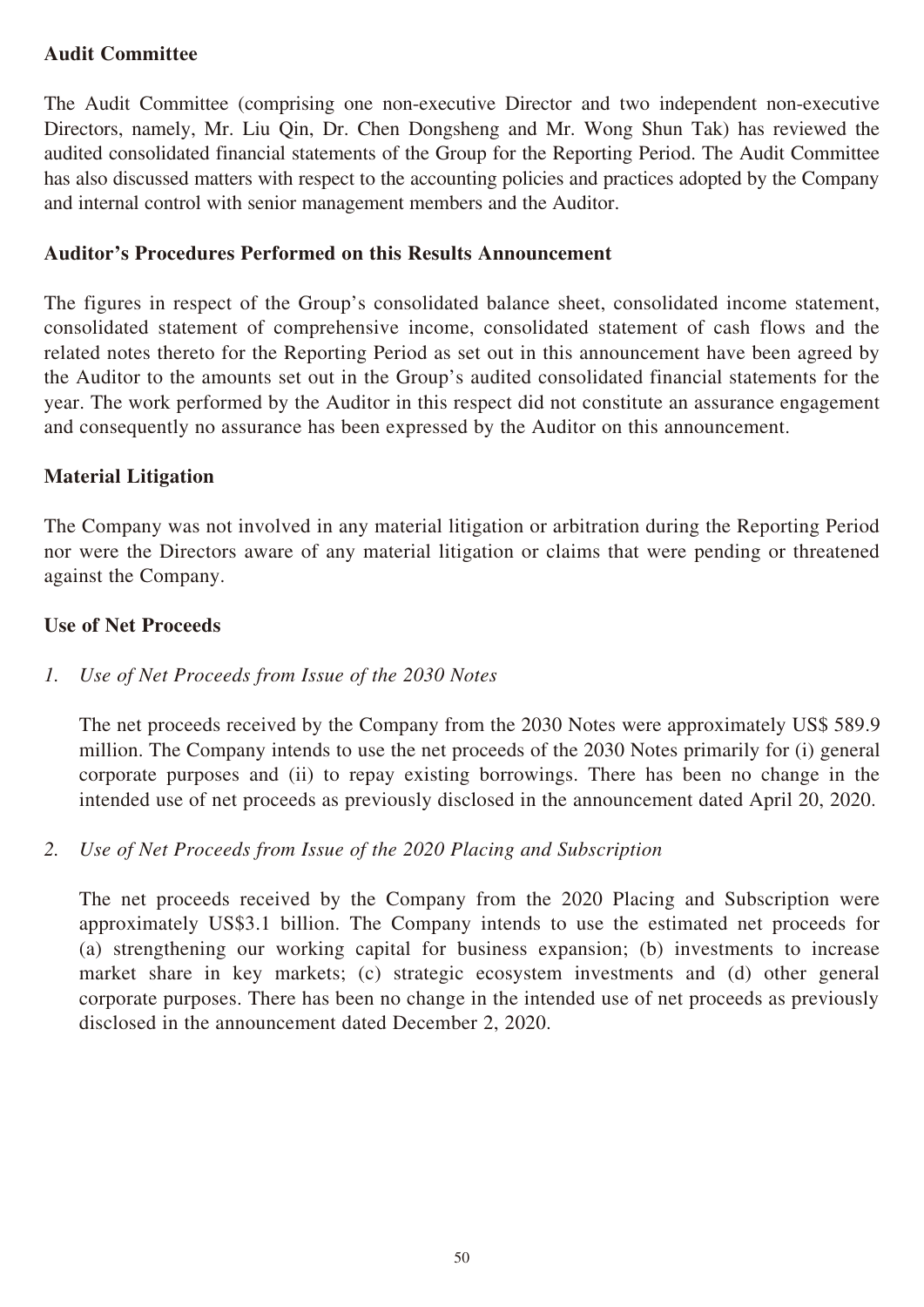**Audit Committee**

The Audit Committee (comprising one non-executive Director and two independent non-executive Directors, namely, Mr. Liu Qin, Dr. Chen Dongsheng and Mr. Wong Shun Tak) has reviewed the audited consolidated financial statements of the Group for the Reporting Period. The Audit Committee has also discussed matters with respect to the accounting policies and practices adopted by the Company and internal control with senior management members and the Auditor.

**Auditor's Procedures Performed on this Results Announcement**

The figures in respect of the Group's consolidated balance sheet, consolidated income statement, consolidated statement of comprehensive income, consolidated statement of cash flows and the related notes thereto for the Reporting Period as set out in this announcement have been agreed by the Auditor to the amounts set out in the Group's audited consolidated financial statements for the year. The work performed by the Auditor in this respect did not constitute an assurance engagement and consequently no assurance has been expressed by the Auditor on this announcement.

**Material Litigation**

The Company was not involved in any material litigation or arbitration during the Reporting Period nor were the Directors aware of any material litigation or claims that were pending or threatened against the Company.

**Use of Net Proceeds**

*1. Use of Net Proceeds from Issue of the 2030 Notes*

The net proceeds received by the Company from the 2030 Notes were approximately US$ 589.9 million. The Company intends to use the net proceeds of the 2030 Notes primarily for (i) general corporate purposes and (ii) to repay existing borrowings. There has been no change in the intended use of net proceeds as previously disclosed in the announcement dated April 20, 2020.

*2. Use of Net Proceeds from Issue of the 2020 Placing and Subscription*

The net proceeds received by the Company from the 2020 Placing and Subscription were approximately US$3.1 billion. The Company intends to use the estimated net proceeds for (a) strengthening our working capital for business expansion; (b) investments to increase market share in key markets; (c) strategic ecosystem investments and (d) other general corporate purposes. There has been no change in the intended use of net proceeds as previously disclosed in the announcement dated December 2, 2020.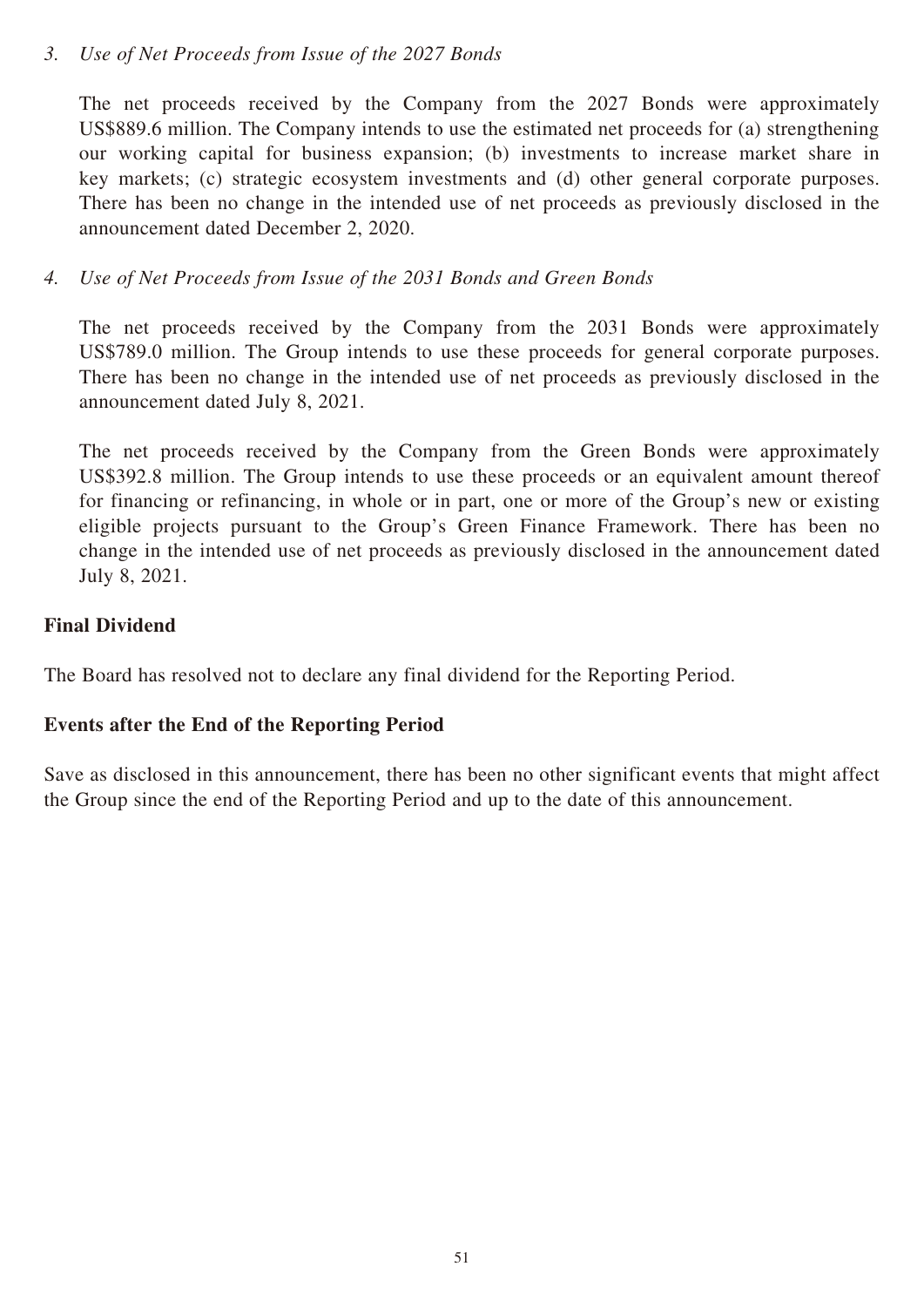*3. Use of Net Proceeds from Issue of the 2027 Bonds*

The net proceeds received by the Company from the 2027 Bonds were approximately US$889.6 million. The Company intends to use the estimated net proceeds for (a) strengthening our working capital for business expansion; (b) investments to increase market share in key markets; (c) strategic ecosystem investments and (d) other general corporate purposes. There has been no change in the intended use of net proceeds as previously disclosed in the announcement dated December 2, 2020.

*4. Use of Net Proceeds from Issue of the 2031 Bonds and Green Bonds*

The net proceeds received by the Company from the 2031 Bonds were approximately US$789.0 million. The Group intends to use these proceeds for general corporate purposes. There has been no change in the intended use of net proceeds as previously disclosed in the announcement dated July 8, 2021.

The net proceeds received by the Company from the Green Bonds were approximately US$392.8 million. The Group intends to use these proceeds or an equivalent amount thereof for financing or refinancing, in whole or in part, one or more of the Group's new or existing eligible projects pursuant to the Group's Green Finance Framework. There has been no change in the intended use of net proceeds as previously disclosed in the announcement dated July 8, 2021.

**Final Dividend**

The Board has resolved not to declare any final dividend for the Reporting Period.

**Events after the End of the Reporting Period**

Save as disclosed in this announcement, there has been no other significant events that might affect the Group since the end of the Reporting Period and up to the date of this announcement.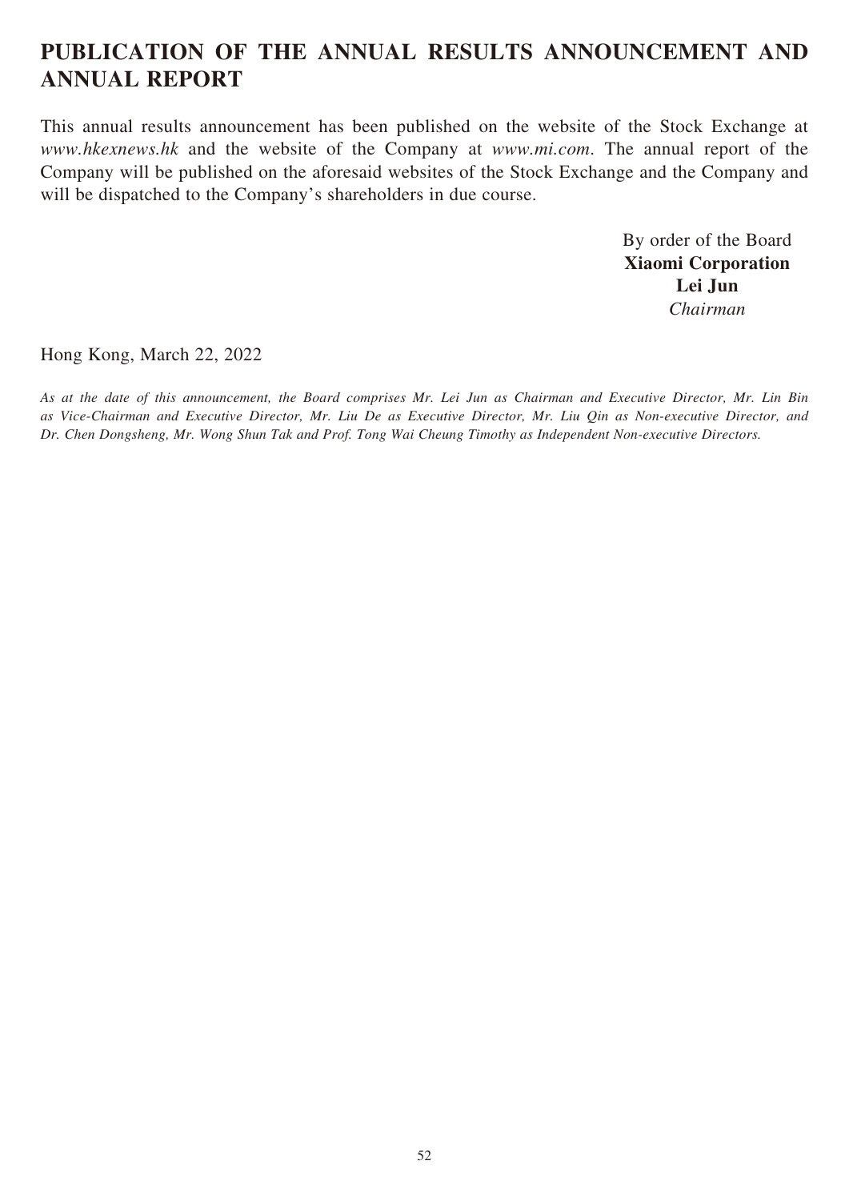## PUBLICATION OF THE ANNUAL RESULTS ANNOUNCEMENT AND ANNUAL REPORT

This annual results announcement has been published on the website of the Stock Exchange at *www.hkexnews.hk* and the website of the Company at *www.mi.com*. The annual report of the Company will be published on the aforesaid websites of the Stock Exchange and the Company and will be dispatched to the Company's shareholders in due course.

By order of the Board
**Xiaomi Corporation**
**Lei Jun**
*Chairman*

Hong Kong, March 22, 2022

*As at the date of this announcement, the Board comprises Mr. Lei Jun as Chairman and Executive Director, Mr. Lin Bin as Vice-Chairman and Executive Director, Mr. Liu De as Executive Director, Mr. Liu Qin as Non-executive Director, and Dr. Chen Dongsheng, Mr. Wong Shun Tak and Prof. Tong Wai Cheung Timothy as Independent Non-executive Directors.*